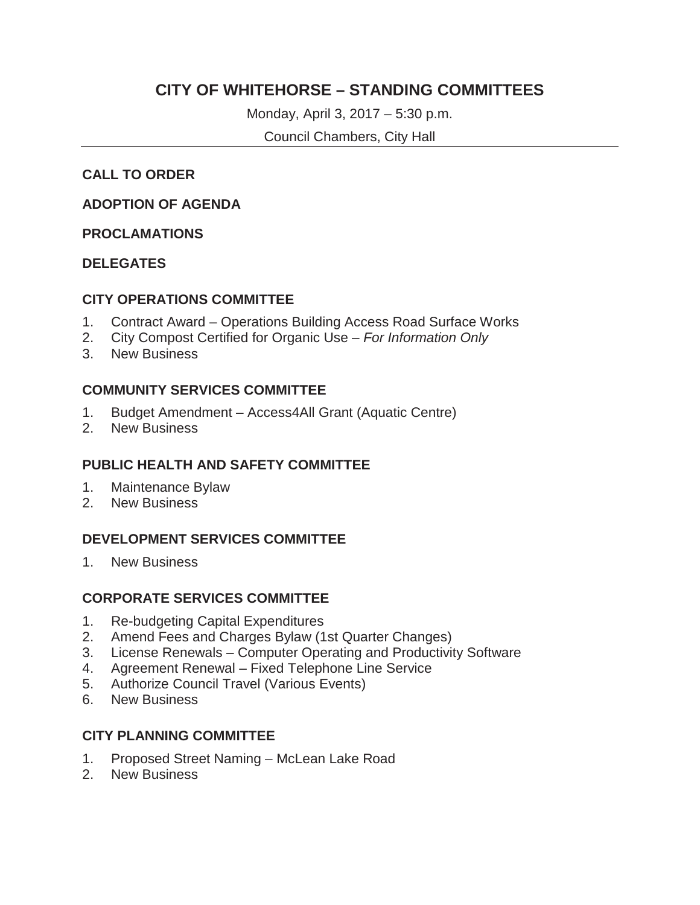# CITY OF WHITEHORSE – STANDING COMMITTEES

Monday, April 3, 2017 – 5:30 p.m.

Council Chambers, City Hall

---

**CALL TO ORDER**

**ADOPTION OF AGENDA**

**PROCLAMATIONS**

**DELEGATES**

## CITY OPERATIONS COMMITTEE

1. Contract Award – Operations Building Access Road Surface Works
2. City Compost Certified for Organic Use – *For Information Only*
3. New Business

## COMMUNITY SERVICES COMMITTEE

1. Budget Amendment – Access4All Grant (Aquatic Centre)
2. New Business

## PUBLIC HEALTH AND SAFETY COMMITTEE

1. Maintenance Bylaw
2. New Business

## DEVELOPMENT SERVICES COMMITTEE

1. New Business

## CORPORATE SERVICES COMMITTEE

1. Re-budgeting Capital Expenditures
2. Amend Fees and Charges Bylaw (1st Quarter Changes)
3. License Renewals – Computer Operating and Productivity Software
4. Agreement Renewal – Fixed Telephone Line Service
5. Authorize Council Travel (Various Events)
6. New Business

## CITY PLANNING COMMITTEE

1. Proposed Street Naming – McLean Lake Road
2. New Business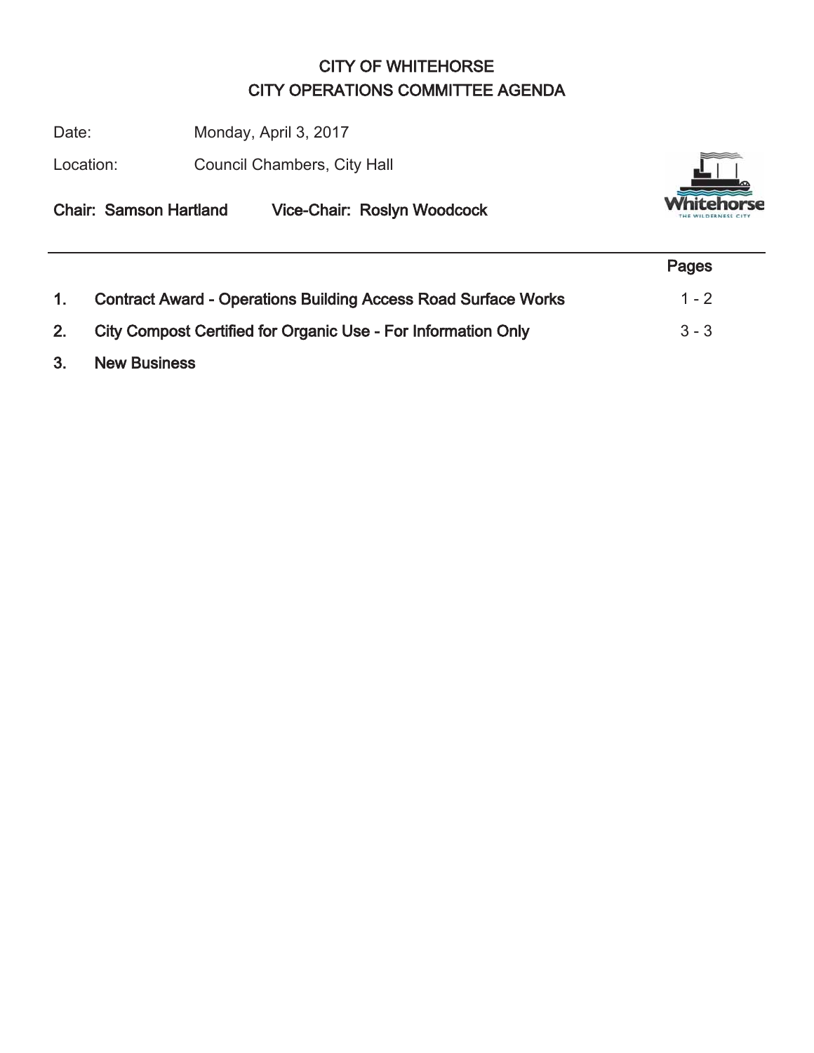# CITY OF WHITEHORSE
## CITY OPERATIONS COMMITTEE AGENDA

Date: Monday, April 3, 2017

Location: Council Chambers, City Hall

**Chair: Samson Hartland** **Vice-Chair: Roslyn Woodcock**

| | | Pages |
|---|---|---|
| **1.** | **Contract Award - Operations Building Access Road Surface Works** | 1 - 2 |
| **2.** | **City Compost Certified for Organic Use - For Information Only** | 3 - 3 |
| **3.** | **New Business** | |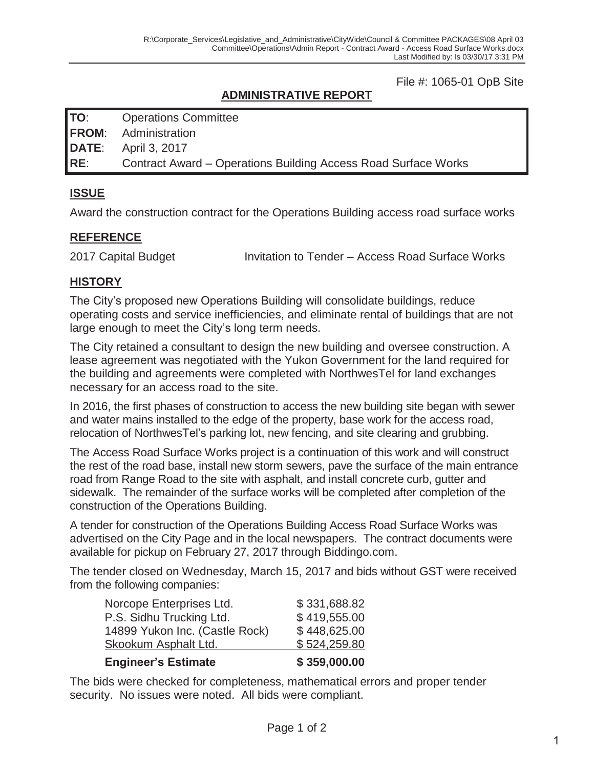File #: 1065-01 OpB Site

## ADMINISTRATIVE REPORT

| | |
|---|---|
| **TO**: | Operations Committee |
| **FROM**: | Administration |
| **DATE**: | April 3, 2017 |
| **RE**: | Contract Award – Operations Building Access Road Surface Works |

### ISSUE

Award the construction contract for the Operations Building access road surface works

### REFERENCE

2017 Capital Budget — Invitation to Tender – Access Road Surface Works

### HISTORY

The City's proposed new Operations Building will consolidate buildings, reduce operating costs and service inefficiencies, and eliminate rental of buildings that are not large enough to meet the City's long term needs.

The City retained a consultant to design the new building and oversee construction. A lease agreement was negotiated with the Yukon Government for the land required for the building and agreements were completed with NorthwesTel for land exchanges necessary for an access road to the site.

In 2016, the first phases of construction to access the new building site began with sewer and water mains installed to the edge of the property, base work for the access road, relocation of NorthwesTel's parking lot, new fencing, and site clearing and grubbing.

The Access Road Surface Works project is a continuation of this work and will construct the rest of the road base, install new storm sewers, pave the surface of the main entrance road from Range Road to the site with asphalt, and install concrete curb, gutter and sidewalk. The remainder of the surface works will be completed after completion of the construction of the Operations Building.

A tender for construction of the Operations Building Access Road Surface Works was advertised on the City Page and in the local newspapers. The contract documents were available for pickup on February 27, 2017 through Biddingo.com.

The tender closed on Wednesday, March 15, 2017 and bids without GST were received from the following companies:

| Company | Bid |
|---|---|
| Norcope Enterprises Ltd. | $ 331,688.82 |
| P.S. Sidhu Trucking Ltd. | $ 419,555.00 |
| 14899 Yukon Inc. (Castle Rock) | $ 448,625.00 |
| Skookum Asphalt Ltd. | $ 524,259.80 |
| **Engineer's Estimate** | **$ 359,000.00** |

The bids were checked for completeness, mathematical errors and proper tender security. No issues were noted. All bids were compliant.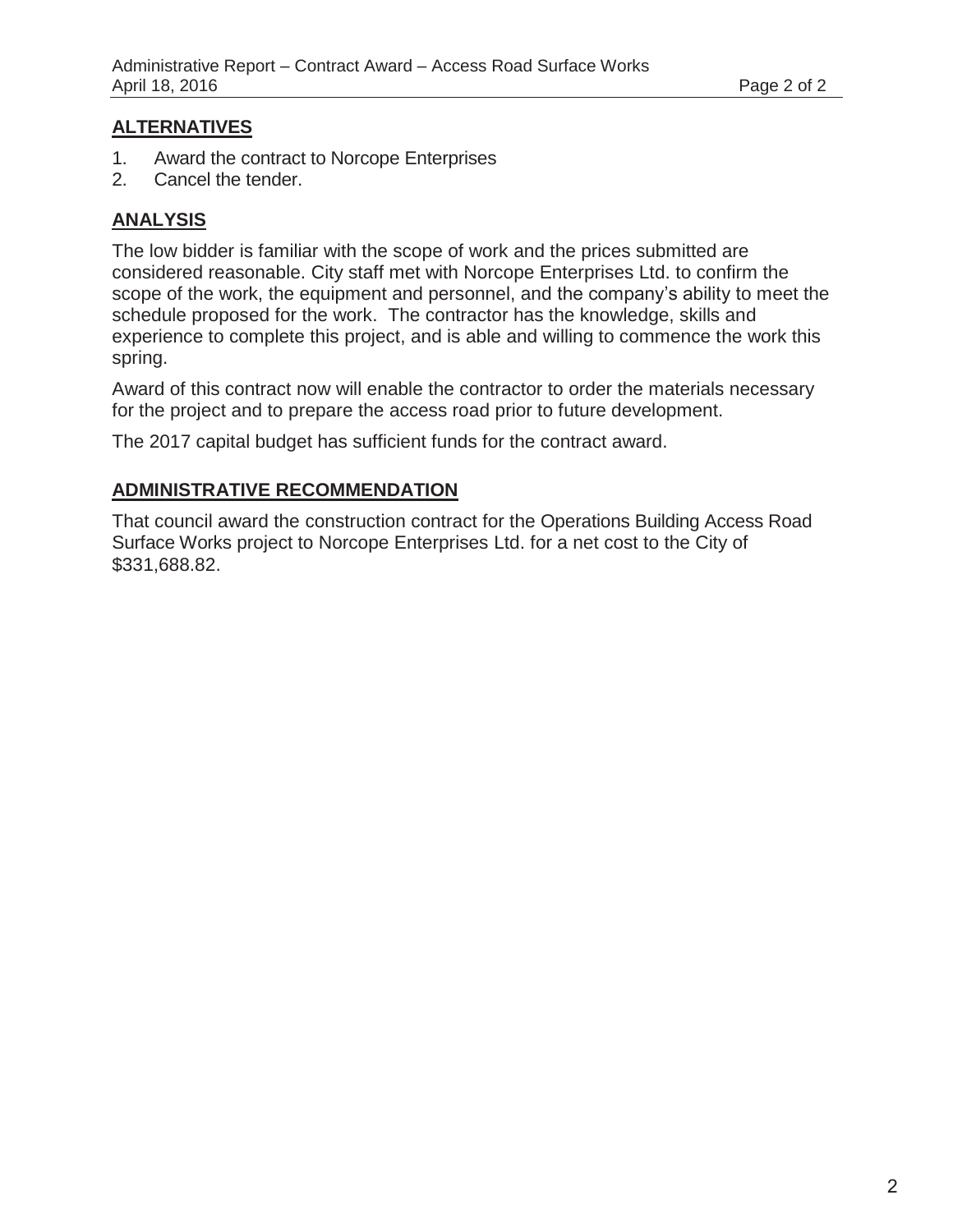## ALTERNATIVES

1. Award the contract to Norcope Enterprises
2. Cancel the tender.

## ANALYSIS

The low bidder is familiar with the scope of work and the prices submitted are considered reasonable. City staff met with Norcope Enterprises Ltd. to confirm the scope of the work, the equipment and personnel, and the company's ability to meet the schedule proposed for the work. The contractor has the knowledge, skills and experience to complete this project, and is able and willing to commence the work this spring.

Award of this contract now will enable the contractor to order the materials necessary for the project and to prepare the access road prior to future development.

The 2017 capital budget has sufficient funds for the contract award.

## ADMINISTRATIVE RECOMMENDATION

That council award the construction contract for the Operations Building Access Road Surface Works project to Norcope Enterprises Ltd. for a net cost to the City of $331,688.82.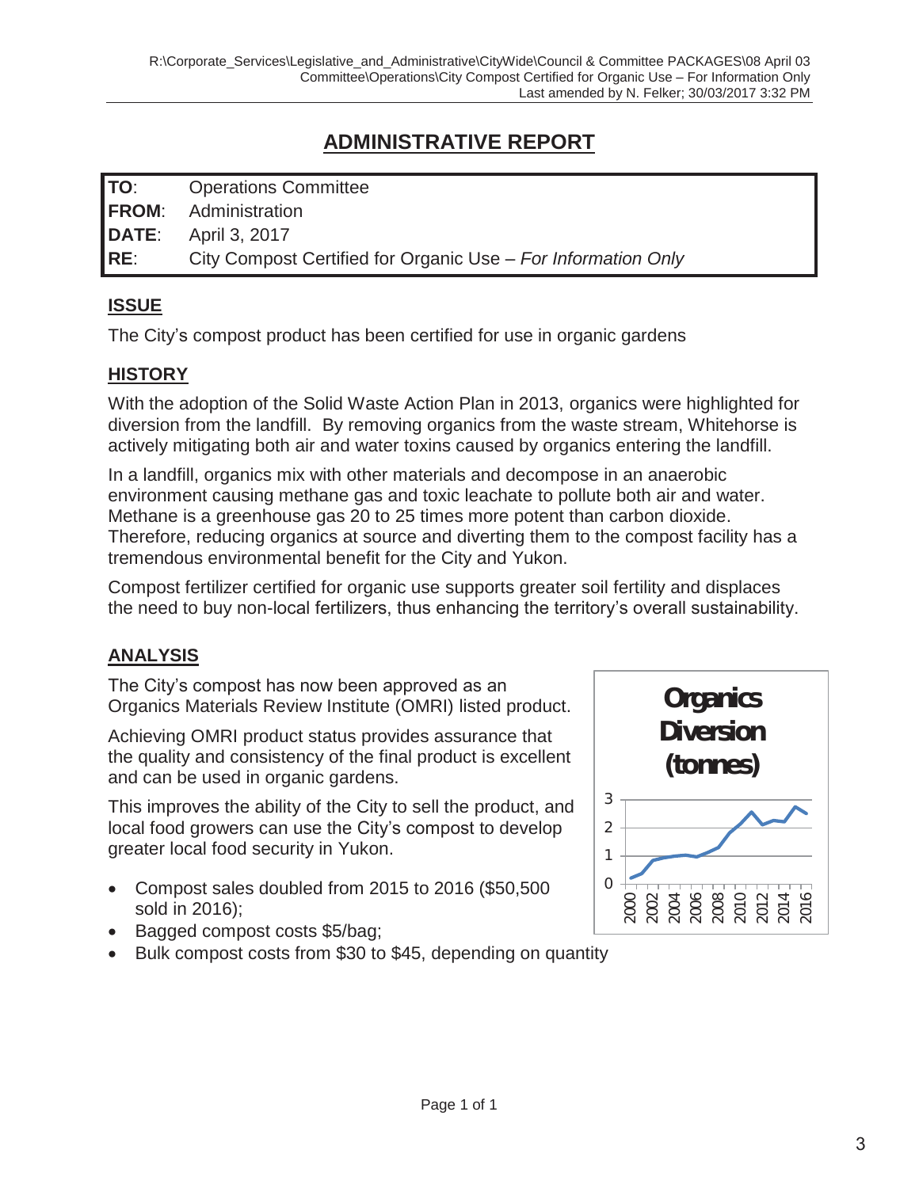# ADMINISTRATIVE REPORT

| | |
|---|---|
| **TO**: | Operations Committee |
| **FROM**: | Administration |
| **DATE**: | April 3, 2017 |
| **RE**: | City Compost Certified for Organic Use – *For Information Only* |

## ISSUE

The City's compost product has been certified for use in organic gardens

## HISTORY

With the adoption of the Solid Waste Action Plan in 2013, organics were highlighted for diversion from the landfill. By removing organics from the waste stream, Whitehorse is actively mitigating both air and water toxins caused by organics entering the landfill.

In a landfill, organics mix with other materials and decompose in an anaerobic environment causing methane gas and toxic leachate to pollute both air and water. Methane is a greenhouse gas 20 to 25 times more potent than carbon dioxide. Therefore, reducing organics at source and diverting them to the compost facility has a tremendous environmental benefit for the City and Yukon.

Compost fertilizer certified for organic use supports greater soil fertility and displaces the need to buy non-local fertilizers, thus enhancing the territory's overall sustainability.

## ANALYSIS

The City's compost has now been approved as an Organics Materials Review Institute (OMRI) listed product.

Achieving OMRI product status provides assurance that the quality and consistency of the final product is excellent and can be used in organic gardens.

This improves the ability of the City to sell the product, and local food growers can use the City's compost to develop greater local food security in Yukon.

- Compost sales doubled from 2015 to 2016 ($50,500 sold in 2016);
- Bagged compost costs $5/bag;
- Bulk compost costs from $30 to $45, depending on quantity

**Organics Diversion (tonnes)**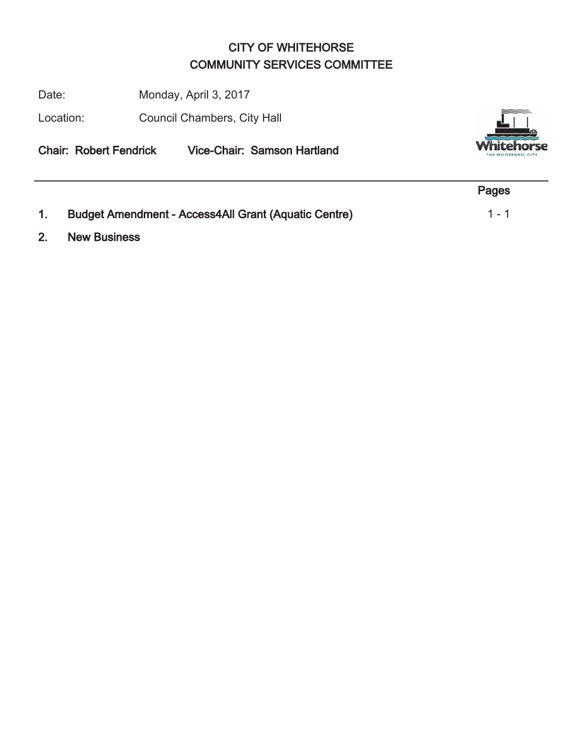# CITY OF WHITEHORSE
## COMMUNITY SERVICES COMMITTEE

Date: Monday, April 3, 2017

Location: Council Chambers, City Hall

**Chair: Robert Fendrick** **Vice-Chair: Samson Hartland**

---

| | | Pages |
|---|---|---|
| **1.** | **Budget Amendment - Access4All Grant (Aquatic Centre)** | 1 - 1 |
| **2.** | **New Business** | |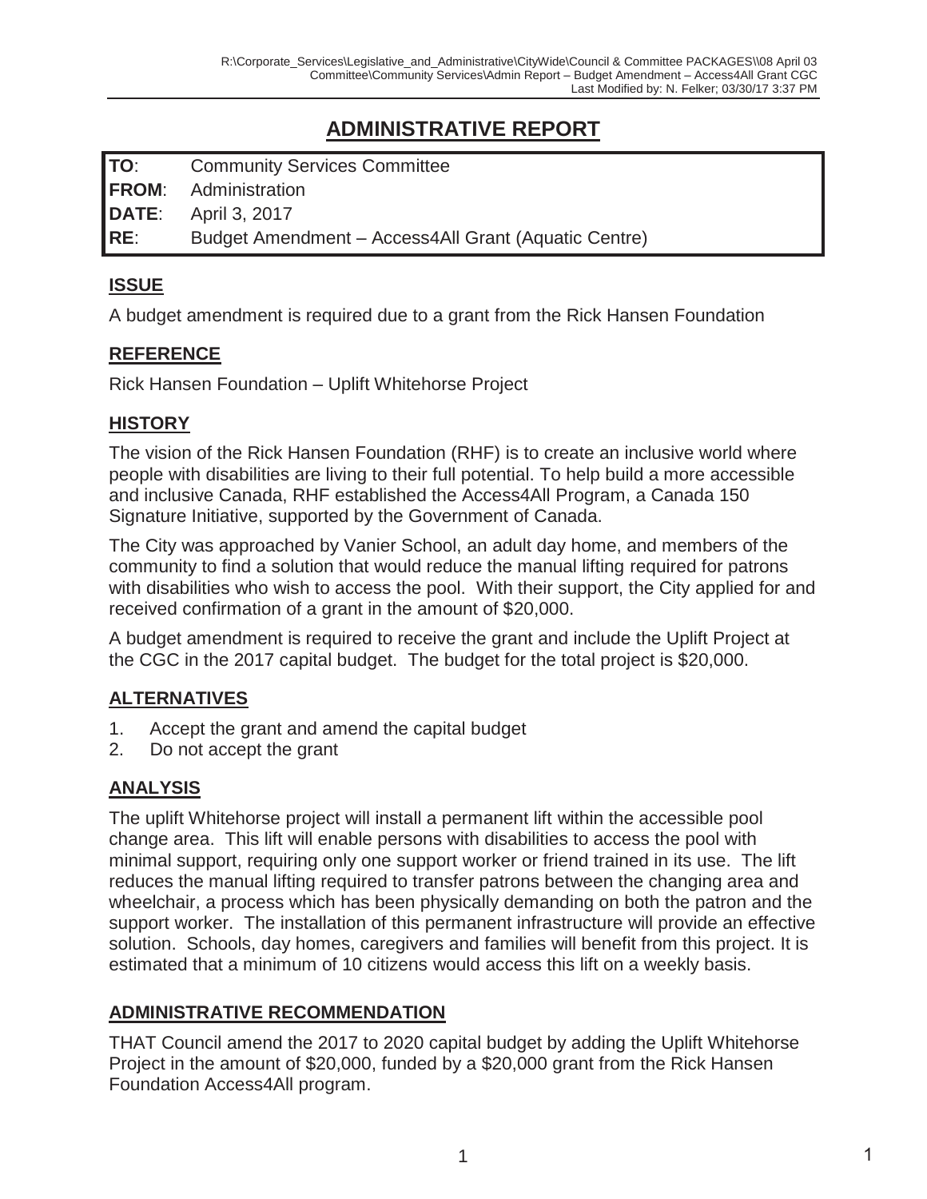# ADMINISTRATIVE REPORT

| | |
|---|---|
| **TO**: | Community Services Committee |
| **FROM**: | Administration |
| **DATE**: | April 3, 2017 |
| **RE**: | Budget Amendment – Access4All Grant (Aquatic Centre) |

## ISSUE

A budget amendment is required due to a grant from the Rick Hansen Foundation

## REFERENCE

Rick Hansen Foundation – Uplift Whitehorse Project

## HISTORY

The vision of the Rick Hansen Foundation (RHF) is to create an inclusive world where people with disabilities are living to their full potential. To help build a more accessible and inclusive Canada, RHF established the Access4All Program, a Canada 150 Signature Initiative, supported by the Government of Canada.

The City was approached by Vanier School, an adult day home, and members of the community to find a solution that would reduce the manual lifting required for patrons with disabilities who wish to access the pool. With their support, the City applied for and received confirmation of a grant in the amount of $20,000.

A budget amendment is required to receive the grant and include the Uplift Project at the CGC in the 2017 capital budget. The budget for the total project is $20,000.

## ALTERNATIVES

1. Accept the grant and amend the capital budget
2. Do not accept the grant

## ANALYSIS

The uplift Whitehorse project will install a permanent lift within the accessible pool change area. This lift will enable persons with disabilities to access the pool with minimal support, requiring only one support worker or friend trained in its use. The lift reduces the manual lifting required to transfer patrons between the changing area and wheelchair, a process which has been physically demanding on both the patron and the support worker. The installation of this permanent infrastructure will provide an effective solution. Schools, day homes, caregivers and families will benefit from this project. It is estimated that a minimum of 10 citizens would access this lift on a weekly basis.

## ADMINISTRATIVE RECOMMENDATION

THAT Council amend the 2017 to 2020 capital budget by adding the Uplift Whitehorse Project in the amount of $20,000, funded by a $20,000 grant from the Rick Hansen Foundation Access4All program.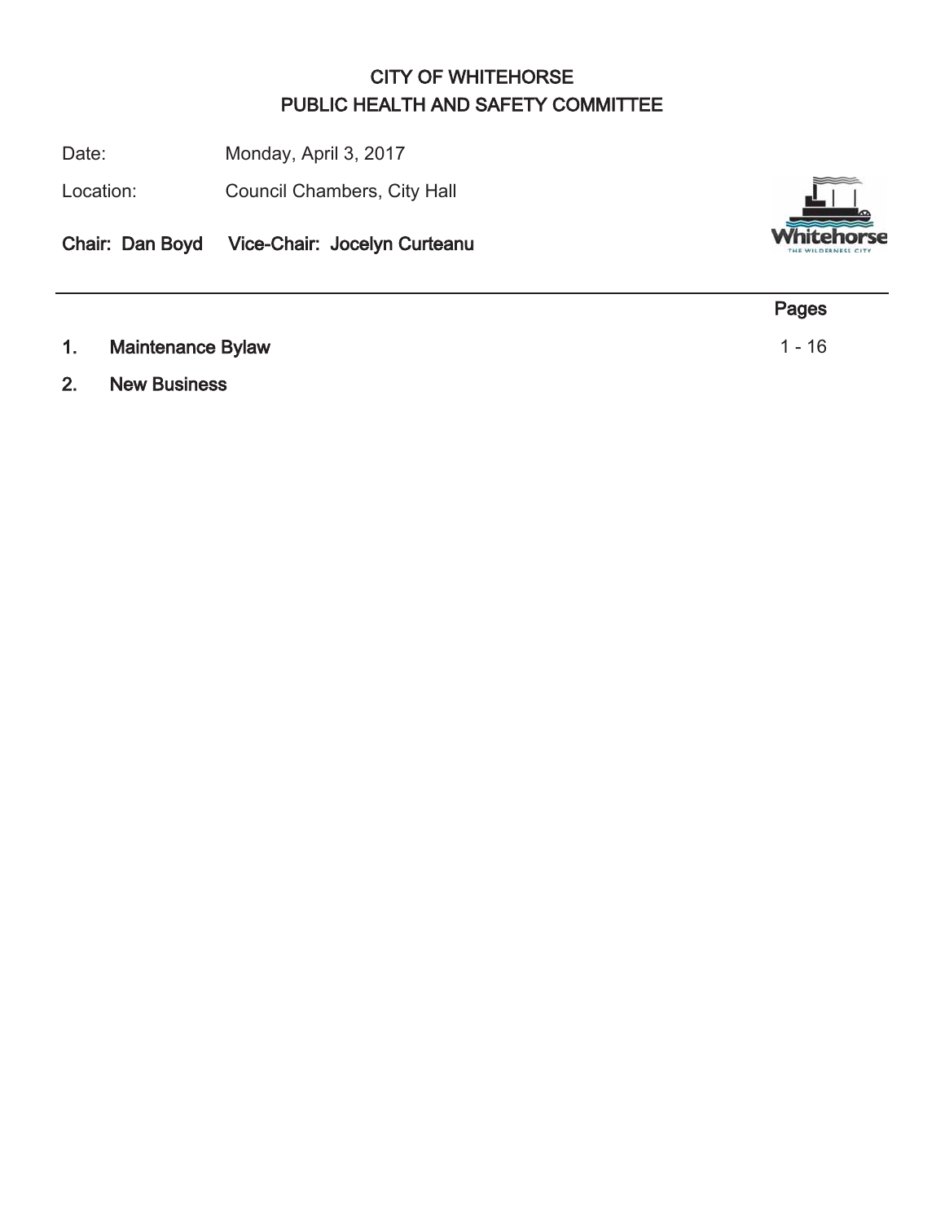# CITY OF WHITEHORSE
## PUBLIC HEALTH AND SAFETY COMMITTEE

Date: Monday, April 3, 2017

Location: Council Chambers, City Hall

**Chair: Dan Boyd Vice-Chair: Jocelyn Curteanu**

| | | Pages |
|---|---|---|
| **1.** | **Maintenance Bylaw** | 1 - 16 |
| **2.** | **New Business** | |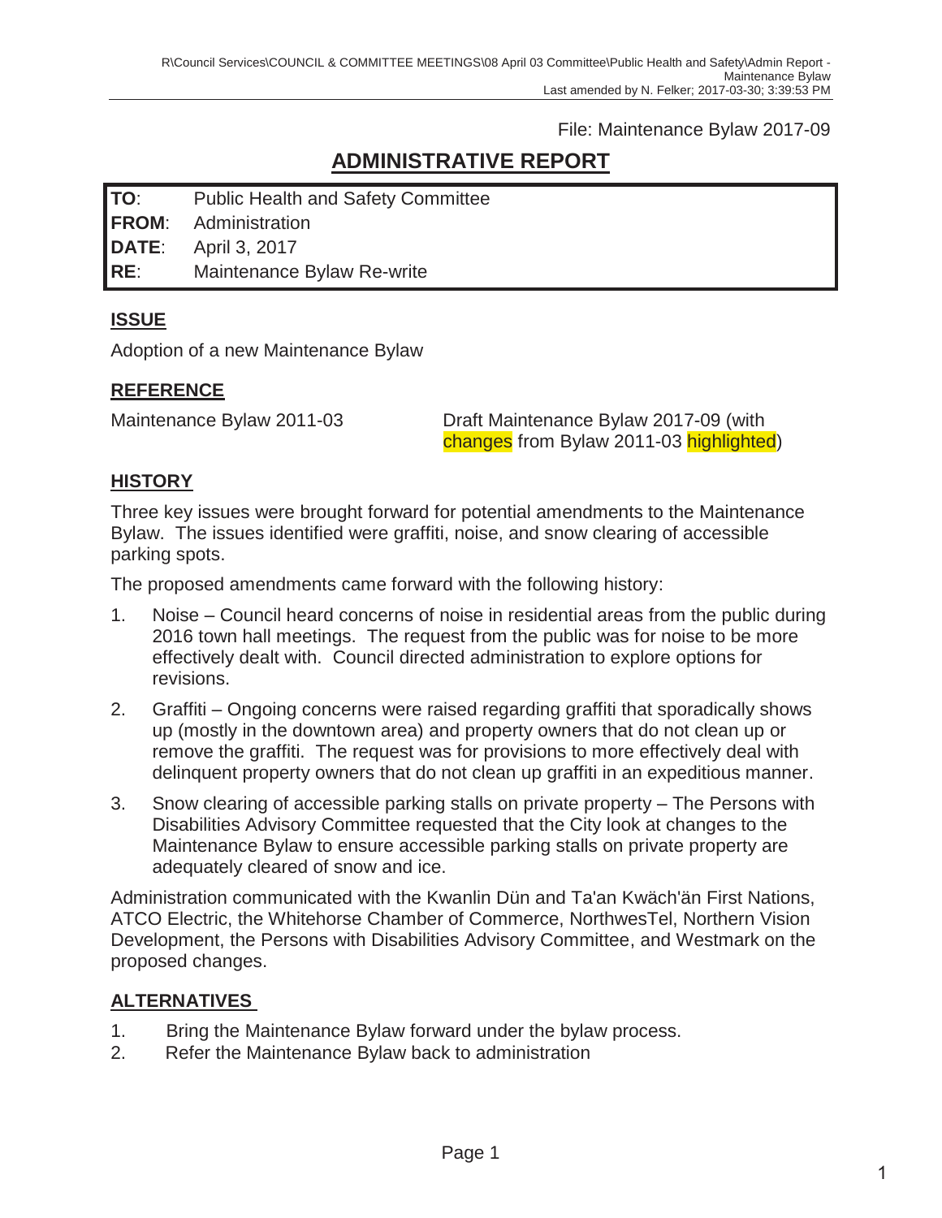File: Maintenance Bylaw 2017-09

# ADMINISTRATIVE REPORT

| | |
|---|---|
| **TO**: | Public Health and Safety Committee |
| **FROM**: | Administration |
| **DATE**: | April 3, 2017 |
| **RE**: | Maintenance Bylaw Re-write |

## ISSUE

Adoption of a new Maintenance Bylaw

## REFERENCE

Maintenance Bylaw 2011-03

Draft Maintenance Bylaw 2017-09 (with changes from Bylaw 2011-03 highlighted)

## HISTORY

Three key issues were brought forward for potential amendments to the Maintenance Bylaw. The issues identified were graffiti, noise, and snow clearing of accessible parking spots.

The proposed amendments came forward with the following history:

1. Noise – Council heard concerns of noise in residential areas from the public during 2016 town hall meetings. The request from the public was for noise to be more effectively dealt with. Council directed administration to explore options for revisions.
2. Graffiti – Ongoing concerns were raised regarding graffiti that sporadically shows up (mostly in the downtown area) and property owners that do not clean up or remove the graffiti. The request was for provisions to more effectively deal with delinquent property owners that do not clean up graffiti in an expeditious manner.
3. Snow clearing of accessible parking stalls on private property – The Persons with Disabilities Advisory Committee requested that the City look at changes to the Maintenance Bylaw to ensure accessible parking stalls on private property are adequately cleared of snow and ice.

Administration communicated with the Kwanlin Dün and Ta'an Kwäch'än First Nations, ATCO Electric, the Whitehorse Chamber of Commerce, NorthwesTel, Northern Vision Development, the Persons with Disabilities Advisory Committee, and Westmark on the proposed changes.

## ALTERNATIVES

1. Bring the Maintenance Bylaw forward under the bylaw process.
2. Refer the Maintenance Bylaw back to administration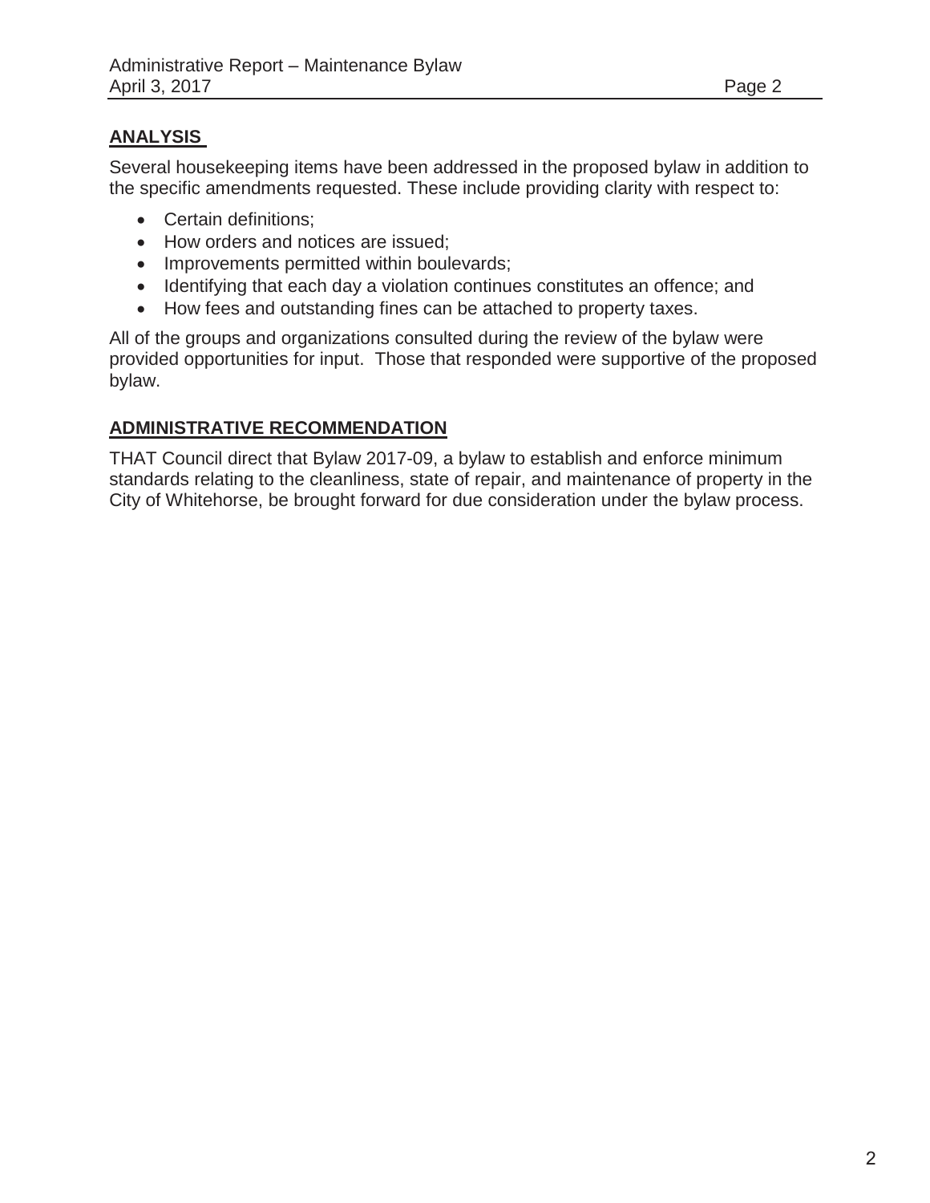## ANALYSIS

Several housekeeping items have been addressed in the proposed bylaw in addition to the specific amendments requested. These include providing clarity with respect to:

- Certain definitions;
- How orders and notices are issued;
- Improvements permitted within boulevards;
- Identifying that each day a violation continues constitutes an offence; and
- How fees and outstanding fines can be attached to property taxes.

All of the groups and organizations consulted during the review of the bylaw were provided opportunities for input. Those that responded were supportive of the proposed bylaw.

## ADMINISTRATIVE RECOMMENDATION

THAT Council direct that Bylaw 2017-09, a bylaw to establish and enforce minimum standards relating to the cleanliness, state of repair, and maintenance of property in the City of Whitehorse, be brought forward for due consideration under the bylaw process.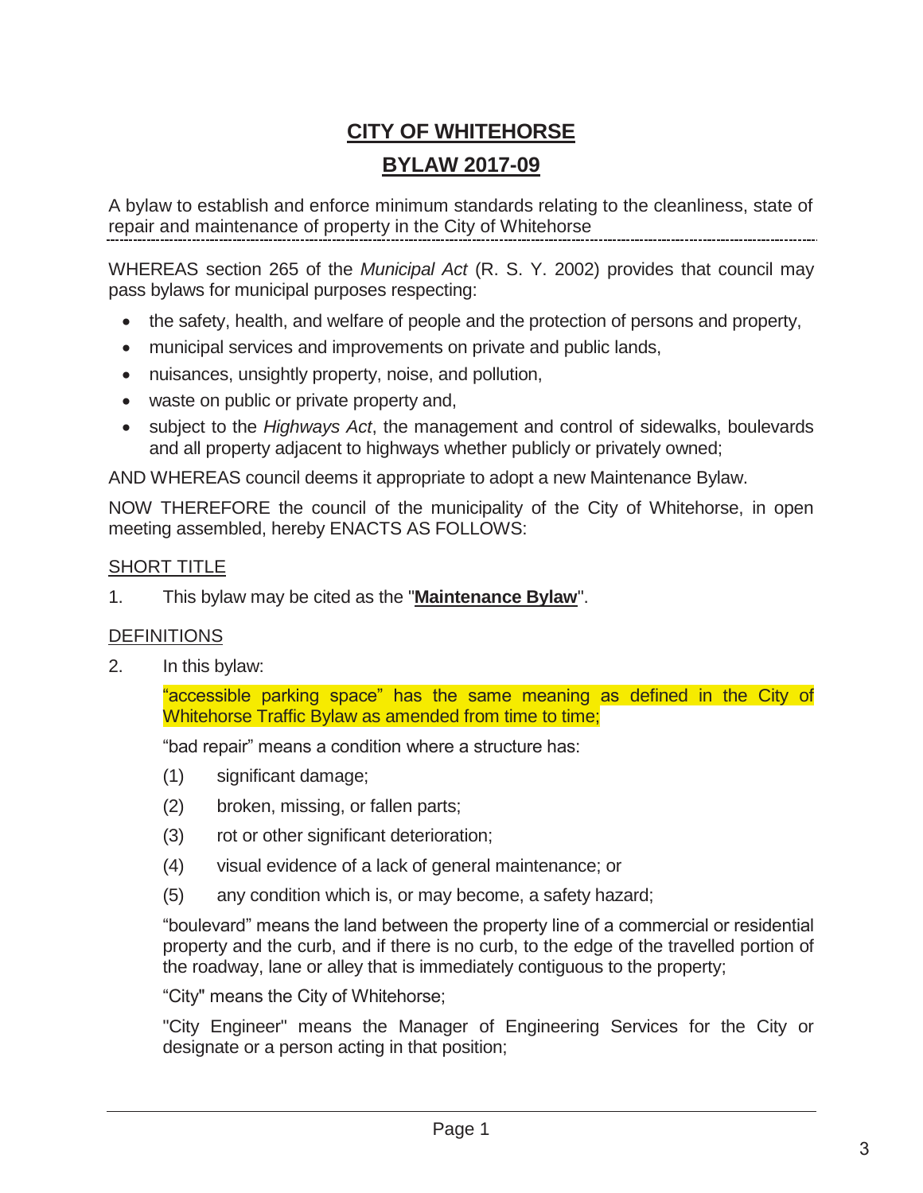# CITY OF WHITEHORSE

## BYLAW 2017-09

A bylaw to establish and enforce minimum standards relating to the cleanliness, state of repair and maintenance of property in the City of Whitehorse

---

WHEREAS section 265 of the *Municipal Act* (R. S. Y. 2002) provides that council may pass bylaws for municipal purposes respecting:

- the safety, health, and welfare of people and the protection of persons and property,
- municipal services and improvements on private and public lands,
- nuisances, unsightly property, noise, and pollution,
- waste on public or private property and,
- subject to the *Highways Act*, the management and control of sidewalks, boulevards and all property adjacent to highways whether publicly or privately owned;

AND WHEREAS council deems it appropriate to adopt a new Maintenance Bylaw.

NOW THEREFORE the council of the municipality of the City of Whitehorse, in open meeting assembled, hereby ENACTS AS FOLLOWS:

SHORT TITLE

1. This bylaw may be cited as the "**Maintenance Bylaw**".

DEFINITIONS

2. In this bylaw:

   "accessible parking space" has the same meaning as defined in the City of Whitehorse Traffic Bylaw as amended from time to time;

   "bad repair" means a condition where a structure has:

   (1) significant damage;

   (2) broken, missing, or fallen parts;

   (3) rot or other significant deterioration;

   (4) visual evidence of a lack of general maintenance; or

   (5) any condition which is, or may become, a safety hazard;

   "boulevard" means the land between the property line of a commercial or residential property and the curb, and if there is no curb, to the edge of the travelled portion of the roadway, lane or alley that is immediately contiguous to the property;

   "City" means the City of Whitehorse;

   "City Engineer" means the Manager of Engineering Services for the City or designate or a person acting in that position;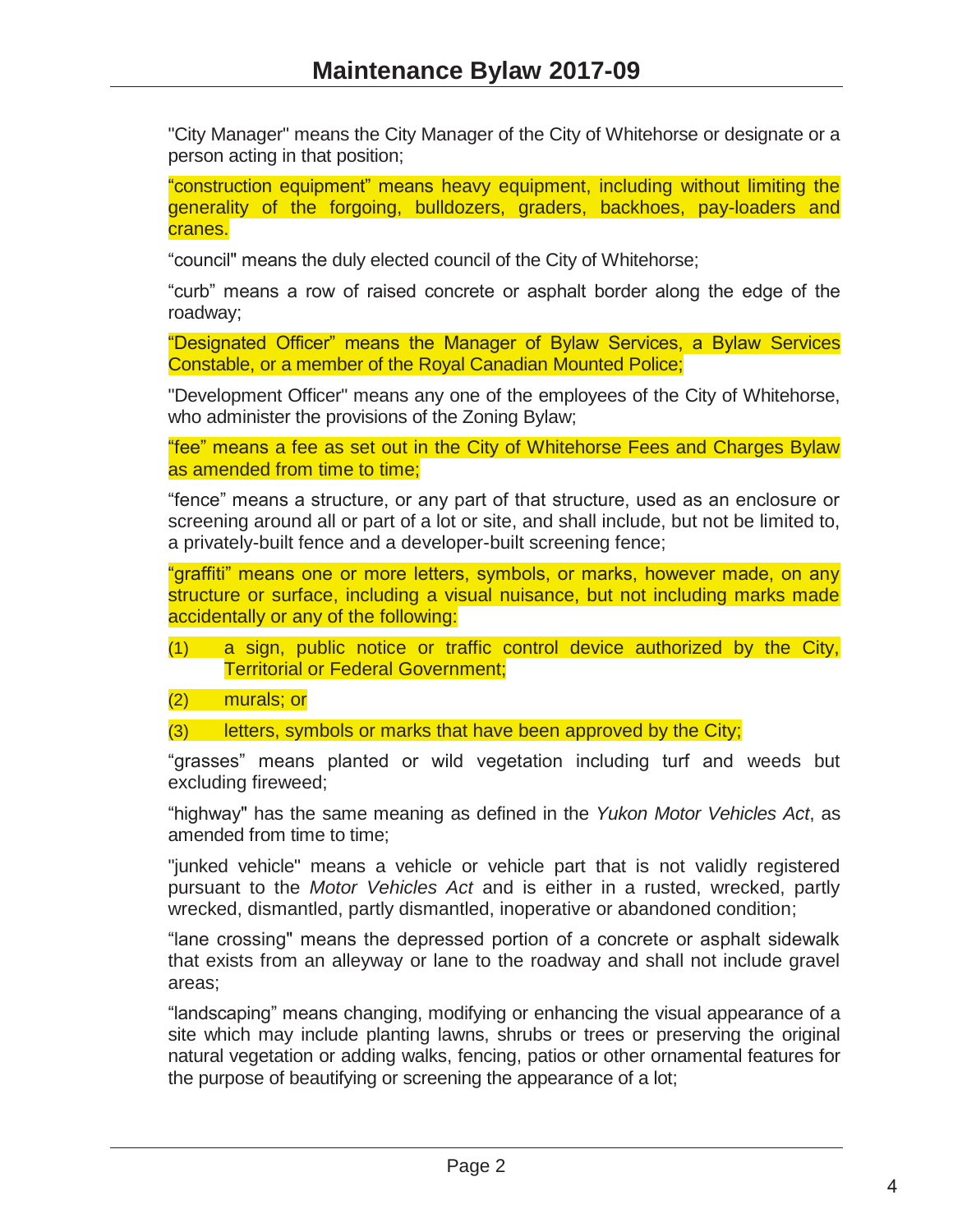"City Manager" means the City Manager of the City of Whitehorse or designate or a person acting in that position;

“construction equipment” means heavy equipment, including without limiting the generality of the forgoing, bulldozers, graders, backhoes, pay-loaders and cranes.

“council" means the duly elected council of the City of Whitehorse;

“curb” means a row of raised concrete or asphalt border along the edge of the roadway;

“Designated Officer” means the Manager of Bylaw Services, a Bylaw Services Constable, or a member of the Royal Canadian Mounted Police;

"Development Officer" means any one of the employees of the City of Whitehorse, who administer the provisions of the Zoning Bylaw;

“fee” means a fee as set out in the City of Whitehorse Fees and Charges Bylaw as amended from time to time;

“fence” means a structure, or any part of that structure, used as an enclosure or screening around all or part of a lot or site, and shall include, but not be limited to, a privately-built fence and a developer-built screening fence;

“graffiti” means one or more letters, symbols, or marks, however made, on any structure or surface, including a visual nuisance, but not including marks made accidentally or any of the following:

(1) a sign, public notice or traffic control device authorized by the City, Territorial or Federal Government;

(2) murals; or

(3) letters, symbols or marks that have been approved by the City;

“grasses” means planted or wild vegetation including turf and weeds but excluding fireweed;

“highway" has the same meaning as defined in the *Yukon Motor Vehicles Act*, as amended from time to time;

"junked vehicle" means a vehicle or vehicle part that is not validly registered pursuant to the *Motor Vehicles Act* and is either in a rusted, wrecked, partly wrecked, dismantled, partly dismantled, inoperative or abandoned condition;

“lane crossing" means the depressed portion of a concrete or asphalt sidewalk that exists from an alleyway or lane to the roadway and shall not include gravel areas;

“landscaping” means changing, modifying or enhancing the visual appearance of a site which may include planting lawns, shrubs or trees or preserving the original natural vegetation or adding walks, fencing, patios or other ornamental features for the purpose of beautifying or screening the appearance of a lot;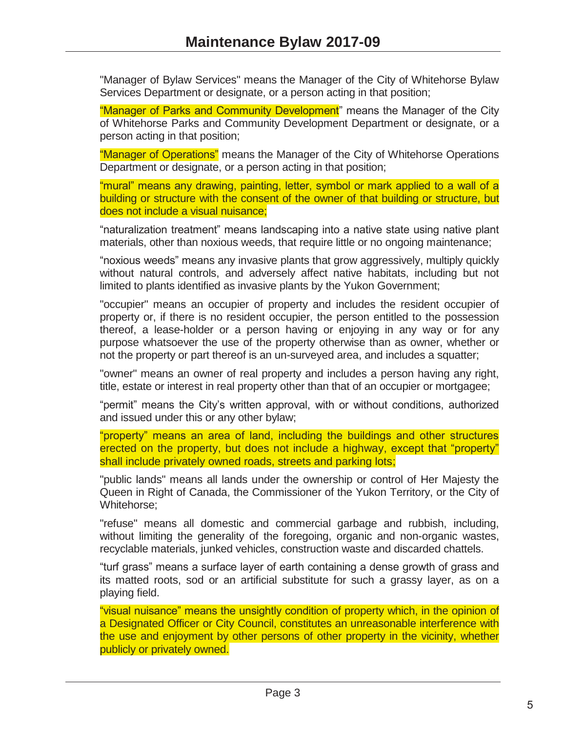"Manager of Bylaw Services" means the Manager of the City of Whitehorse Bylaw Services Department or designate, or a person acting in that position;

"Manager of Parks and Community Development" means the Manager of the City of Whitehorse Parks and Community Development Department or designate, or a person acting in that position;

"Manager of Operations" means the Manager of the City of Whitehorse Operations Department or designate, or a person acting in that position;

"mural" means any drawing, painting, letter, symbol or mark applied to a wall of a building or structure with the consent of the owner of that building or structure, but does not include a visual nuisance;

"naturalization treatment" means landscaping into a native state using native plant materials, other than noxious weeds, that require little or no ongoing maintenance;

"noxious weeds" means any invasive plants that grow aggressively, multiply quickly without natural controls, and adversely affect native habitats, including but not limited to plants identified as invasive plants by the Yukon Government;

"occupier" means an occupier of property and includes the resident occupier of property or, if there is no resident occupier, the person entitled to the possession thereof, a lease-holder or a person having or enjoying in any way or for any purpose whatsoever the use of the property otherwise than as owner, whether or not the property or part thereof is an un-surveyed area, and includes a squatter;

"owner" means an owner of real property and includes a person having any right, title, estate or interest in real property other than that of an occupier or mortgagee;

"permit" means the City's written approval, with or without conditions, authorized and issued under this or any other bylaw;

"property" means an area of land, including the buildings and other structures erected on the property, but does not include a highway, except that "property" shall include privately owned roads, streets and parking lots;

"public lands" means all lands under the ownership or control of Her Majesty the Queen in Right of Canada, the Commissioner of the Yukon Territory, or the City of Whitehorse;

"refuse" means all domestic and commercial garbage and rubbish, including, without limiting the generality of the foregoing, organic and non-organic wastes, recyclable materials, junked vehicles, construction waste and discarded chattels.

"turf grass" means a surface layer of earth containing a dense growth of grass and its matted roots, sod or an artificial substitute for such a grassy layer, as on a playing field.

"visual nuisance" means the unsightly condition of property which, in the opinion of a Designated Officer or City Council, constitutes an unreasonable interference with the use and enjoyment by other persons of other property in the vicinity, whether publicly or privately owned.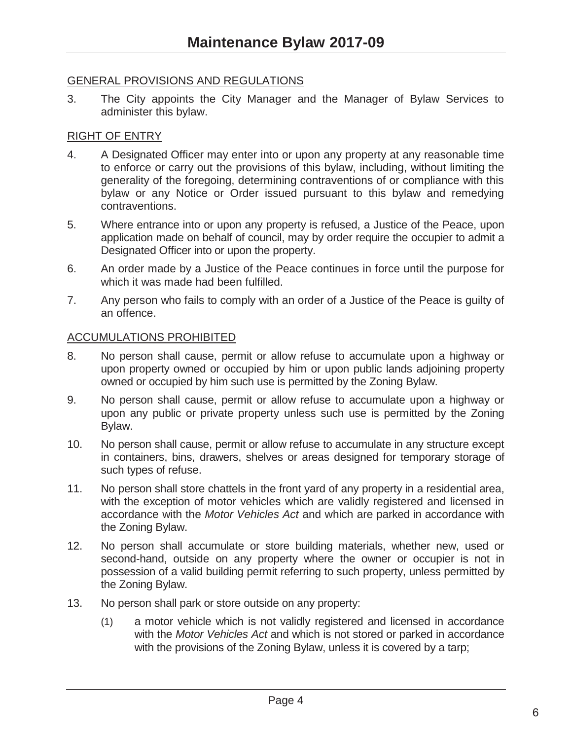GENERAL PROVISIONS AND REGULATIONS

3. The City appoints the City Manager and the Manager of Bylaw Services to administer this bylaw.

RIGHT OF ENTRY

4. A Designated Officer may enter into or upon any property at any reasonable time to enforce or carry out the provisions of this bylaw, including, without limiting the generality of the foregoing, determining contraventions of or compliance with this bylaw or any Notice or Order issued pursuant to this bylaw and remedying contraventions.

5. Where entrance into or upon any property is refused, a Justice of the Peace, upon application made on behalf of council, may by order require the occupier to admit a Designated Officer into or upon the property.

6. An order made by a Justice of the Peace continues in force until the purpose for which it was made had been fulfilled.

7. Any person who fails to comply with an order of a Justice of the Peace is guilty of an offence.

ACCUMULATIONS PROHIBITED

8. No person shall cause, permit or allow refuse to accumulate upon a highway or upon property owned or occupied by him or upon public lands adjoining property owned or occupied by him such use is permitted by the Zoning Bylaw.

9. No person shall cause, permit or allow refuse to accumulate upon a highway or upon any public or private property unless such use is permitted by the Zoning Bylaw.

10. No person shall cause, permit or allow refuse to accumulate in any structure except in containers, bins, drawers, shelves or areas designed for temporary storage of such types of refuse.

11. No person shall store chattels in the front yard of any property in a residential area, with the exception of motor vehicles which are validly registered and licensed in accordance with the *Motor Vehicles Act* and which are parked in accordance with the Zoning Bylaw.

12. No person shall accumulate or store building materials, whether new, used or second-hand, outside on any property where the owner or occupier is not in possession of a valid building permit referring to such property, unless permitted by the Zoning Bylaw.

13. No person shall park or store outside on any property:

    (1) a motor vehicle which is not validly registered and licensed in accordance with the *Motor Vehicles Act* and which is not stored or parked in accordance with the provisions of the Zoning Bylaw, unless it is covered by a tarp;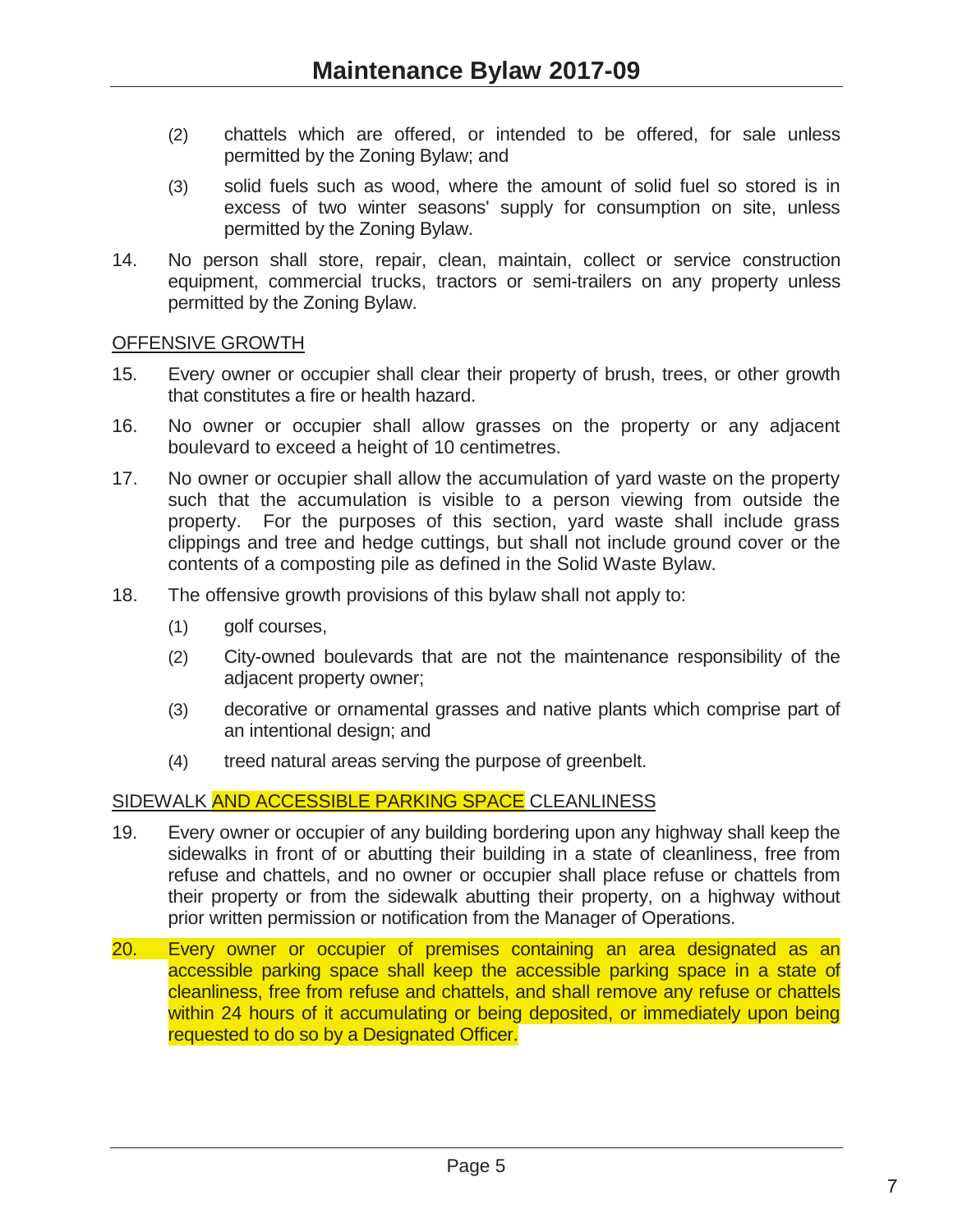(2) chattels which are offered, or intended to be offered, for sale unless permitted by the Zoning Bylaw; and

(3) solid fuels such as wood, where the amount of solid fuel so stored is in excess of two winter seasons' supply for consumption on site, unless permitted by the Zoning Bylaw.

14. No person shall store, repair, clean, maintain, collect or service construction equipment, commercial trucks, tractors or semi-trailers on any property unless permitted by the Zoning Bylaw.

OFFENSIVE GROWTH

15. Every owner or occupier shall clear their property of brush, trees, or other growth that constitutes a fire or health hazard.

16. No owner or occupier shall allow grasses on the property or any adjacent boulevard to exceed a height of 10 centimetres.

17. No owner or occupier shall allow the accumulation of yard waste on the property such that the accumulation is visible to a person viewing from outside the property. For the purposes of this section, yard waste shall include grass clippings and tree and hedge cuttings, but shall not include ground cover or the contents of a composting pile as defined in the Solid Waste Bylaw.

18. The offensive growth provisions of this bylaw shall not apply to:

(1) golf courses,

(2) City-owned boulevards that are not the maintenance responsibility of the adjacent property owner;

(3) decorative or ornamental grasses and native plants which comprise part of an intentional design; and

(4) treed natural areas serving the purpose of greenbelt.

SIDEWALK AND ACCESSIBLE PARKING SPACE CLEANLINESS

19. Every owner or occupier of any building bordering upon any highway shall keep the sidewalks in front of or abutting their building in a state of cleanliness, free from refuse and chattels, and no owner or occupier shall place refuse or chattels from their property or from the sidewalk abutting their property, on a highway without prior written permission or notification from the Manager of Operations.

20. Every owner or occupier of premises containing an area designated as an accessible parking space shall keep the accessible parking space in a state of cleanliness, free from refuse and chattels, and shall remove any refuse or chattels within 24 hours of it accumulating or being deposited, or immediately upon being requested to do so by a Designated Officer.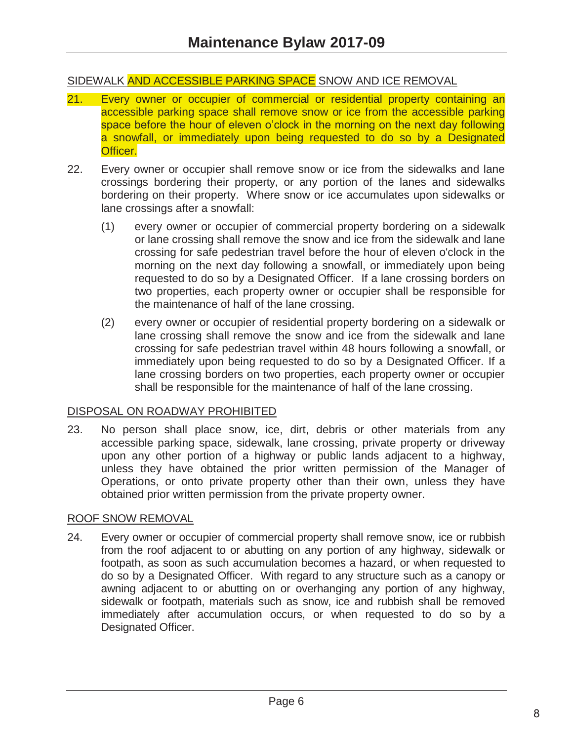SIDEWALK AND ACCESSIBLE PARKING SPACE SNOW AND ICE REMOVAL

21. Every owner or occupier of commercial or residential property containing an accessible parking space shall remove snow or ice from the accessible parking space before the hour of eleven o'clock in the morning on the next day following a snowfall, or immediately upon being requested to do so by a Designated Officer.

22. Every owner or occupier shall remove snow or ice from the sidewalks and lane crossings bordering their property, or any portion of the lanes and sidewalks bordering on their property. Where snow or ice accumulates upon sidewalks or lane crossings after a snowfall:

    (1) every owner or occupier of commercial property bordering on a sidewalk or lane crossing shall remove the snow and ice from the sidewalk and lane crossing for safe pedestrian travel before the hour of eleven o'clock in the morning on the next day following a snowfall, or immediately upon being requested to do so by a Designated Officer. If a lane crossing borders on two properties, each property owner or occupier shall be responsible for the maintenance of half of the lane crossing.

    (2) every owner or occupier of residential property bordering on a sidewalk or lane crossing shall remove the snow and ice from the sidewalk and lane crossing for safe pedestrian travel within 48 hours following a snowfall, or immediately upon being requested to do so by a Designated Officer. If a lane crossing borders on two properties, each property owner or occupier shall be responsible for the maintenance of half of the lane crossing.

DISPOSAL ON ROADWAY PROHIBITED

23. No person shall place snow, ice, dirt, debris or other materials from any accessible parking space, sidewalk, lane crossing, private property or driveway upon any other portion of a highway or public lands adjacent to a highway, unless they have obtained the prior written permission of the Manager of Operations, or onto private property other than their own, unless they have obtained prior written permission from the private property owner.

ROOF SNOW REMOVAL

24. Every owner or occupier of commercial property shall remove snow, ice or rubbish from the roof adjacent to or abutting on any portion of any highway, sidewalk or footpath, as soon as such accumulation becomes a hazard, or when requested to do so by a Designated Officer. With regard to any structure such as a canopy or awning adjacent to or abutting on or overhanging any portion of any highway, sidewalk or footpath, materials such as snow, ice and rubbish shall be removed immediately after accumulation occurs, or when requested to do so by a Designated Officer.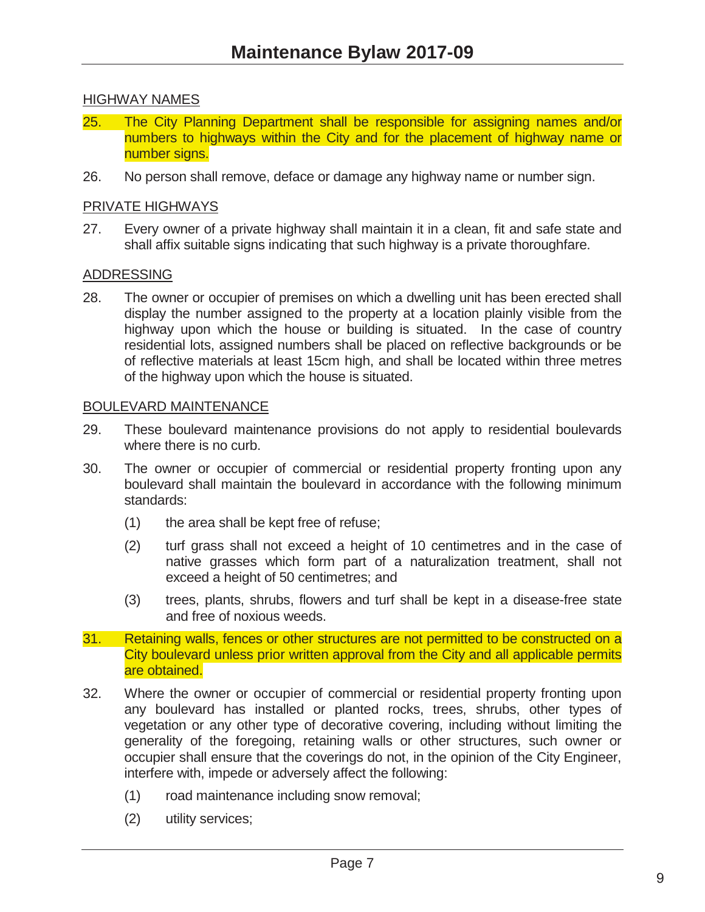HIGHWAY NAMES

25. The City Planning Department shall be responsible for assigning names and/or numbers to highways within the City and for the placement of highway name or number signs.

26. No person shall remove, deface or damage any highway name or number sign.

PRIVATE HIGHWAYS

27. Every owner of a private highway shall maintain it in a clean, fit and safe state and shall affix suitable signs indicating that such highway is a private thoroughfare.

ADDRESSING

28. The owner or occupier of premises on which a dwelling unit has been erected shall display the number assigned to the property at a location plainly visible from the highway upon which the house or building is situated. In the case of country residential lots, assigned numbers shall be placed on reflective backgrounds or be of reflective materials at least 15cm high, and shall be located within three metres of the highway upon which the house is situated.

BOULEVARD MAINTENANCE

29. These boulevard maintenance provisions do not apply to residential boulevards where there is no curb.

30. The owner or occupier of commercial or residential property fronting upon any boulevard shall maintain the boulevard in accordance with the following minimum standards:

    (1) the area shall be kept free of refuse;

    (2) turf grass shall not exceed a height of 10 centimetres and in the case of native grasses which form part of a naturalization treatment, shall not exceed a height of 50 centimetres; and

    (3) trees, plants, shrubs, flowers and turf shall be kept in a disease-free state and free of noxious weeds.

31. Retaining walls, fences or other structures are not permitted to be constructed on a City boulevard unless prior written approval from the City and all applicable permits are obtained.

32. Where the owner or occupier of commercial or residential property fronting upon any boulevard has installed or planted rocks, trees, shrubs, other types of vegetation or any other type of decorative covering, including without limiting the generality of the foregoing, retaining walls or other structures, such owner or occupier shall ensure that the coverings do not, in the opinion of the City Engineer, interfere with, impede or adversely affect the following:

    (1) road maintenance including snow removal;

    (2) utility services;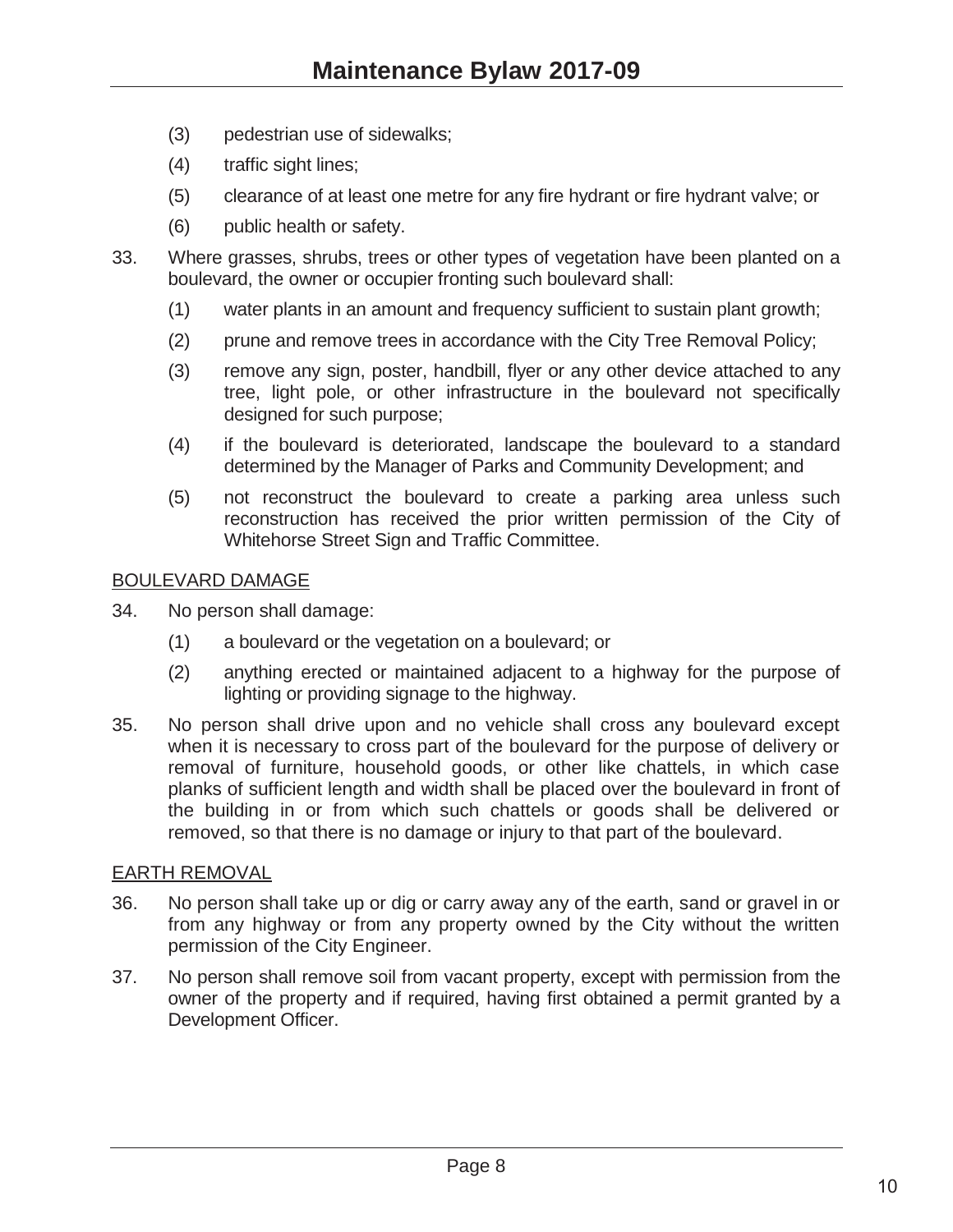(3) pedestrian use of sidewalks;

(4) traffic sight lines;

(5) clearance of at least one metre for any fire hydrant or fire hydrant valve; or

(6) public health or safety.

33. Where grasses, shrubs, trees or other types of vegetation have been planted on a boulevard, the owner or occupier fronting such boulevard shall:

    (1) water plants in an amount and frequency sufficient to sustain plant growth;

    (2) prune and remove trees in accordance with the City Tree Removal Policy;

    (3) remove any sign, poster, handbill, flyer or any other device attached to any tree, light pole, or other infrastructure in the boulevard not specifically designed for such purpose;

    (4) if the boulevard is deteriorated, landscape the boulevard to a standard determined by the Manager of Parks and Community Development; and

    (5) not reconstruct the boulevard to create a parking area unless such reconstruction has received the prior written permission of the City of Whitehorse Street Sign and Traffic Committee.

BOULEVARD DAMAGE

34. No person shall damage:

    (1) a boulevard or the vegetation on a boulevard; or

    (2) anything erected or maintained adjacent to a highway for the purpose of lighting or providing signage to the highway.

35. No person shall drive upon and no vehicle shall cross any boulevard except when it is necessary to cross part of the boulevard for the purpose of delivery or removal of furniture, household goods, or other like chattels, in which case planks of sufficient length and width shall be placed over the boulevard in front of the building in or from which such chattels or goods shall be delivered or removed, so that there is no damage or injury to that part of the boulevard.

EARTH REMOVAL

36. No person shall take up or dig or carry away any of the earth, sand or gravel in or from any highway or from any property owned by the City without the written permission of the City Engineer.

37. No person shall remove soil from vacant property, except with permission from the owner of the property and if required, having first obtained a permit granted by a Development Officer.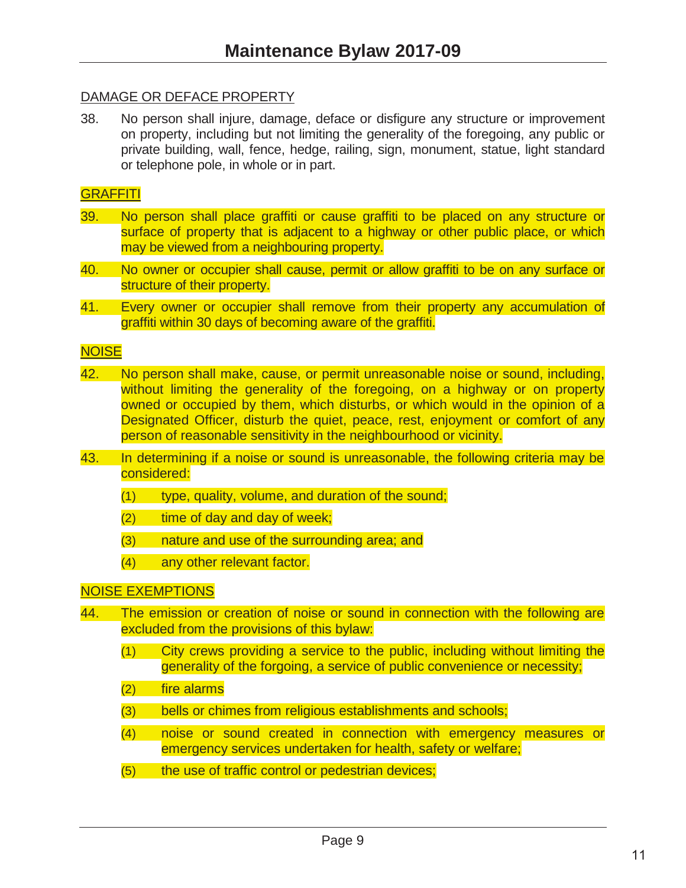DAMAGE OR DEFACE PROPERTY

38. No person shall injure, damage, deface or disfigure any structure or improvement on property, including but not limiting the generality of the foregoing, any public or private building, wall, fence, hedge, railing, sign, monument, statue, light standard or telephone pole, in whole or in part.

GRAFFITI

39. No person shall place graffiti or cause graffiti to be placed on any structure or surface of property that is adjacent to a highway or other public place, or which may be viewed from a neighbouring property.

40. No owner or occupier shall cause, permit or allow graffiti to be on any surface or structure of their property.

41. Every owner or occupier shall remove from their property any accumulation of graffiti within 30 days of becoming aware of the graffiti.

NOISE

42. No person shall make, cause, or permit unreasonable noise or sound, including, without limiting the generality of the foregoing, on a highway or on property owned or occupied by them, which disturbs, or which would in the opinion of a Designated Officer, disturb the quiet, peace, rest, enjoyment or comfort of any person of reasonable sensitivity in the neighbourhood or vicinity.

43. In determining if a noise or sound is unreasonable, the following criteria may be considered:

    (1) type, quality, volume, and duration of the sound;

    (2) time of day and day of week;

    (3) nature and use of the surrounding area; and

    (4) any other relevant factor.

NOISE EXEMPTIONS

44. The emission or creation of noise or sound in connection with the following are excluded from the provisions of this bylaw:

    (1) City crews providing a service to the public, including without limiting the generality of the forgoing, a service of public convenience or necessity;

    (2) fire alarms

    (3) bells or chimes from religious establishments and schools;

    (4) noise or sound created in connection with emergency measures or emergency services undertaken for health, safety or welfare;

    (5) the use of traffic control or pedestrian devices;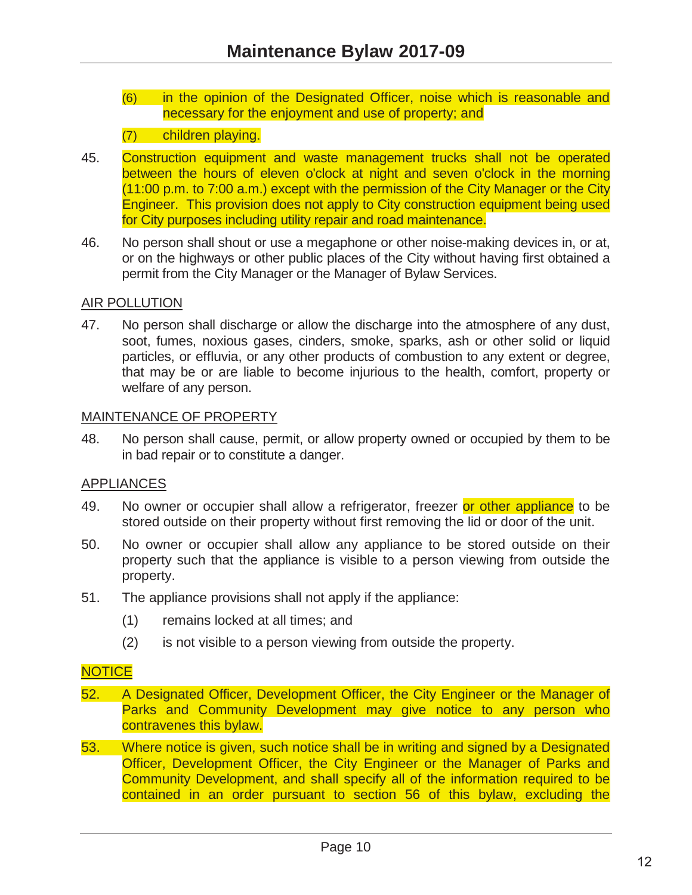(6) in the opinion of the Designated Officer, noise which is reasonable and necessary for the enjoyment and use of property; and

(7) children playing.

45. Construction equipment and waste management trucks shall not be operated between the hours of eleven o'clock at night and seven o'clock in the morning (11:00 p.m. to 7:00 a.m.) except with the permission of the City Manager or the City Engineer. This provision does not apply to City construction equipment being used for City purposes including utility repair and road maintenance.

46. No person shall shout or use a megaphone or other noise-making devices in, or at, or on the highways or other public places of the City without having first obtained a permit from the City Manager or the Manager of Bylaw Services.

AIR POLLUTION

47. No person shall discharge or allow the discharge into the atmosphere of any dust, soot, fumes, noxious gases, cinders, smoke, sparks, ash or other solid or liquid particles, or effluvia, or any other products of combustion to any extent or degree, that may be or are liable to become injurious to the health, comfort, property or welfare of any person.

MAINTENANCE OF PROPERTY

48. No person shall cause, permit, or allow property owned or occupied by them to be in bad repair or to constitute a danger.

APPLIANCES

49. No owner or occupier shall allow a refrigerator, freezer or other appliance to be stored outside on their property without first removing the lid or door of the unit.

50. No owner or occupier shall allow any appliance to be stored outside on their property such that the appliance is visible to a person viewing from outside the property.

51. The appliance provisions shall not apply if the appliance:

(1) remains locked at all times; and

(2) is not visible to a person viewing from outside the property.

NOTICE

52. A Designated Officer, Development Officer, the City Engineer or the Manager of Parks and Community Development may give notice to any person who contravenes this bylaw.

53. Where notice is given, such notice shall be in writing and signed by a Designated Officer, Development Officer, the City Engineer or the Manager of Parks and Community Development, and shall specify all of the information required to be contained in an order pursuant to section 56 of this bylaw, excluding the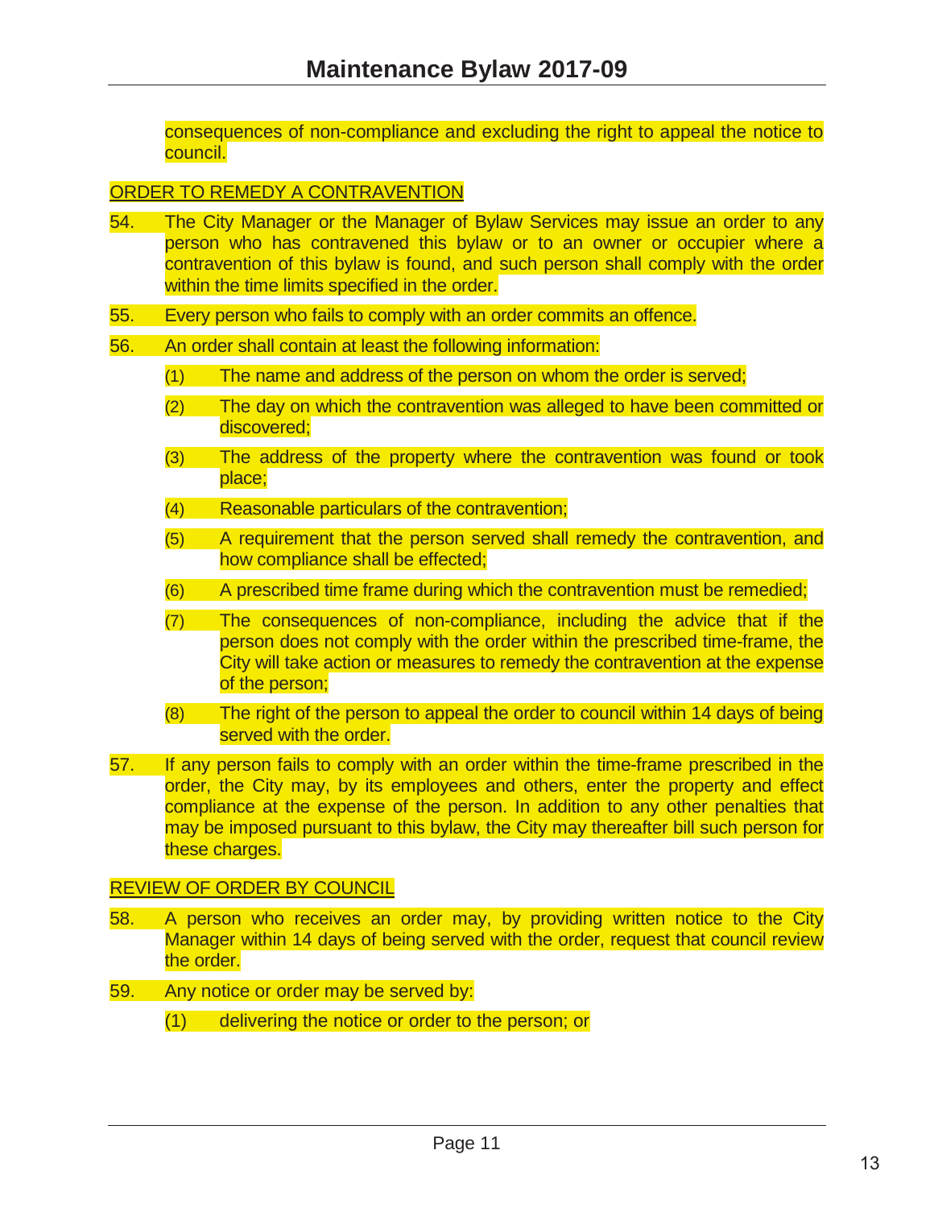consequences of non-compliance and excluding the right to appeal the notice to council.

## ORDER TO REMEDY A CONTRAVENTION

54. The City Manager or the Manager of Bylaw Services may issue an order to any person who has contravened this bylaw or to an owner or occupier where a contravention of this bylaw is found, and such person shall comply with the order within the time limits specified in the order.

55. Every person who fails to comply with an order commits an offence.

56. An order shall contain at least the following information:

    (1) The name and address of the person on whom the order is served;

    (2) The day on which the contravention was alleged to have been committed or discovered;

    (3) The address of the property where the contravention was found or took place;

    (4) Reasonable particulars of the contravention;

    (5) A requirement that the person served shall remedy the contravention, and how compliance shall be effected;

    (6) A prescribed time frame during which the contravention must be remedied;

    (7) The consequences of non-compliance, including the advice that if the person does not comply with the order within the prescribed time-frame, the City will take action or measures to remedy the contravention at the expense of the person;

    (8) The right of the person to appeal the order to council within 14 days of being served with the order.

57. If any person fails to comply with an order within the time-frame prescribed in the order, the City may, by its employees and others, enter the property and effect compliance at the expense of the person. In addition to any other penalties that may be imposed pursuant to this bylaw, the City may thereafter bill such person for these charges.

## REVIEW OF ORDER BY COUNCIL

58. A person who receives an order may, by providing written notice to the City Manager within 14 days of being served with the order, request that council review the order.

59. Any notice or order may be served by:

    (1) delivering the notice or order to the person; or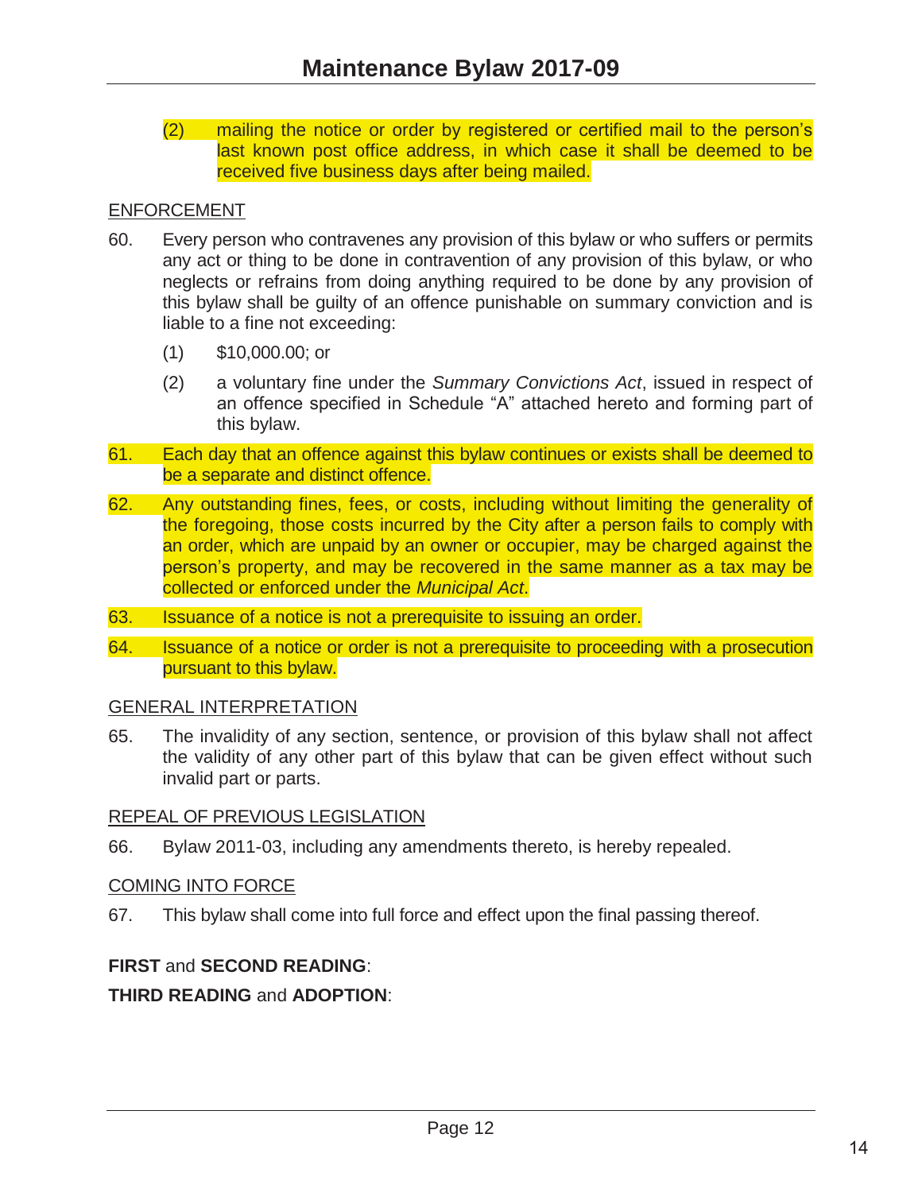(2) mailing the notice or order by registered or certified mail to the person's last known post office address, in which case it shall be deemed to be received five business days after being mailed.

ENFORCEMENT

60. Every person who contravenes any provision of this bylaw or who suffers or permits any act or thing to be done in contravention of any provision of this bylaw, or who neglects or refrains from doing anything required to be done by any provision of this bylaw shall be guilty of an offence punishable on summary conviction and is liable to a fine not exceeding:

    (1) $10,000.00; or

    (2) a voluntary fine under the *Summary Convictions Act*, issued in respect of an offence specified in Schedule "A" attached hereto and forming part of this bylaw.

61. Each day that an offence against this bylaw continues or exists shall be deemed to be a separate and distinct offence.

62. Any outstanding fines, fees, or costs, including without limiting the generality of the foregoing, those costs incurred by the City after a person fails to comply with an order, which are unpaid by an owner or occupier, may be charged against the person's property, and may be recovered in the same manner as a tax may be collected or enforced under the *Municipal Act*.

63. Issuance of a notice is not a prerequisite to issuing an order.

64. Issuance of a notice or order is not a prerequisite to proceeding with a prosecution pursuant to this bylaw.

GENERAL INTERPRETATION

65. The invalidity of any section, sentence, or provision of this bylaw shall not affect the validity of any other part of this bylaw that can be given effect without such invalid part or parts.

REPEAL OF PREVIOUS LEGISLATION

66. Bylaw 2011-03, including any amendments thereto, is hereby repealed.

COMING INTO FORCE

67. This bylaw shall come into full force and effect upon the final passing thereof.

**FIRST** and **SECOND READING**:

**THIRD READING** and **ADOPTION**: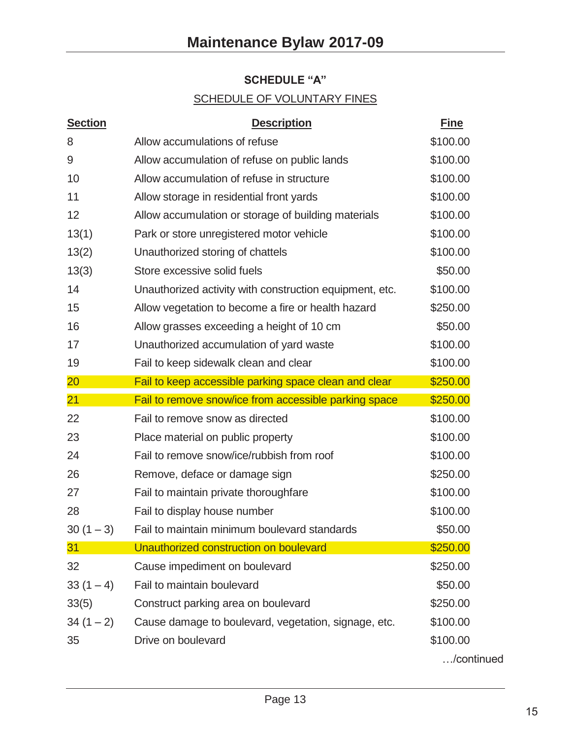## SCHEDULE "A"

SCHEDULE OF VOLUNTARY FINES

| Section | Description | Fine |
|---|---|---|
| 8 | Allow accumulations of refuse | $100.00 |
| 9 | Allow accumulation of refuse on public lands | $100.00 |
| 10 | Allow accumulation of refuse in structure | $100.00 |
| 11 | Allow storage in residential front yards | $100.00 |
| 12 | Allow accumulation or storage of building materials | $100.00 |
| 13(1) | Park or store unregistered motor vehicle | $100.00 |
| 13(2) | Unauthorized storing of chattels | $100.00 |
| 13(3) | Store excessive solid fuels | $50.00 |
| 14 | Unauthorized activity with construction equipment, etc. | $100.00 |
| 15 | Allow vegetation to become a fire or health hazard | $250.00 |
| 16 | Allow grasses exceeding a height of 10 cm | $50.00 |
| 17 | Unauthorized accumulation of yard waste | $100.00 |
| 19 | Fail to keep sidewalk clean and clear | $100.00 |
| 20 | Fail to keep accessible parking space clean and clear | $250.00 |
| 21 | Fail to remove snow/ice from accessible parking space | $250.00 |
| 22 | Fail to remove snow as directed | $100.00 |
| 23 | Place material on public property | $100.00 |
| 24 | Fail to remove snow/ice/rubbish from roof | $100.00 |
| 26 | Remove, deface or damage sign | $250.00 |
| 27 | Fail to maintain private thoroughfare | $100.00 |
| 28 | Fail to display house number | $100.00 |
| 30 (1 – 3) | Fail to maintain minimum boulevard standards | $50.00 |
| 31 | Unauthorized construction on boulevard | $250.00 |
| 32 | Cause impediment on boulevard | $250.00 |
| 33 (1 – 4) | Fail to maintain boulevard | $50.00 |
| 33(5) | Construct parking area on boulevard | $250.00 |
| 34 (1 – 2) | Cause damage to boulevard, vegetation, signage, etc. | $100.00 |
| 35 | Drive on boulevard | $100.00 |

…/continued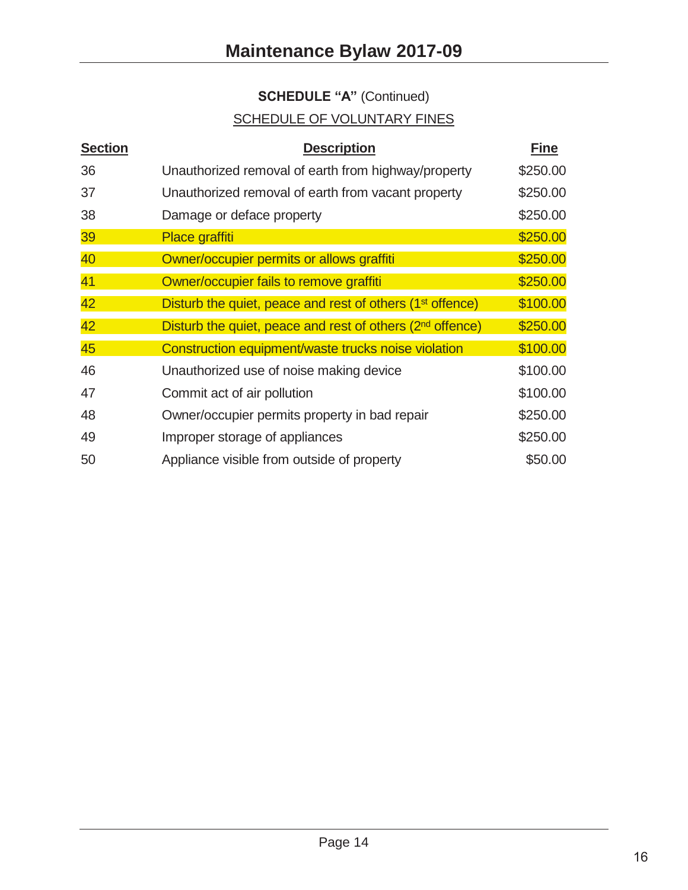**SCHEDULE "A"** (Continued)

SCHEDULE OF VOLUNTARY FINES

| Section | Description | Fine |
|---|---|---|
| 36 | Unauthorized removal of earth from highway/property | $250.00 |
| 37 | Unauthorized removal of earth from vacant property | $250.00 |
| 38 | Damage or deface property | $250.00 |
| 39 | Place graffiti | $250.00 |
| 40 | Owner/occupier permits or allows graffiti | $250.00 |
| 41 | Owner/occupier fails to remove graffiti | $250.00 |
| 42 | Disturb the quiet, peace and rest of others (1st offence) | $100.00 |
| 42 | Disturb the quiet, peace and rest of others (2nd offence) | $250.00 |
| 45 | Construction equipment/waste trucks noise violation | $100.00 |
| 46 | Unauthorized use of noise making device | $100.00 |
| 47 | Commit act of air pollution | $100.00 |
| 48 | Owner/occupier permits property in bad repair | $250.00 |
| 49 | Improper storage of appliances | $250.00 |
| 50 | Appliance visible from outside of property | $50.00 |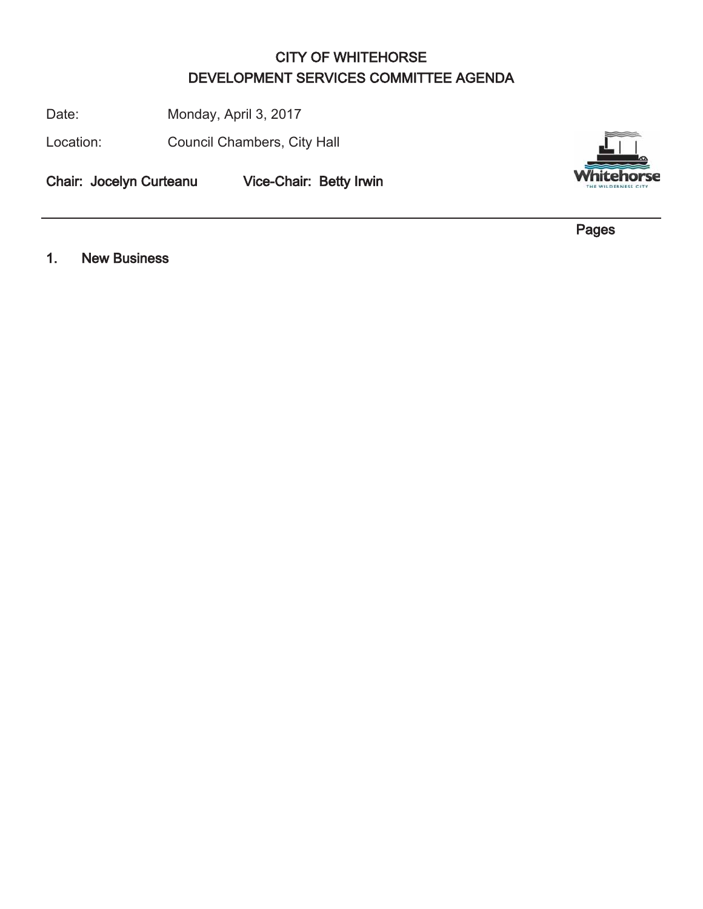# CITY OF WHITEHORSE
# DEVELOPMENT SERVICES COMMITTEE AGENDA

Date: Monday, April 3, 2017

Location: Council Chambers, City Hall

**Chair: Jocelyn Curteanu Vice-Chair: Betty Irwin**

---

**Pages**

## 1. New Business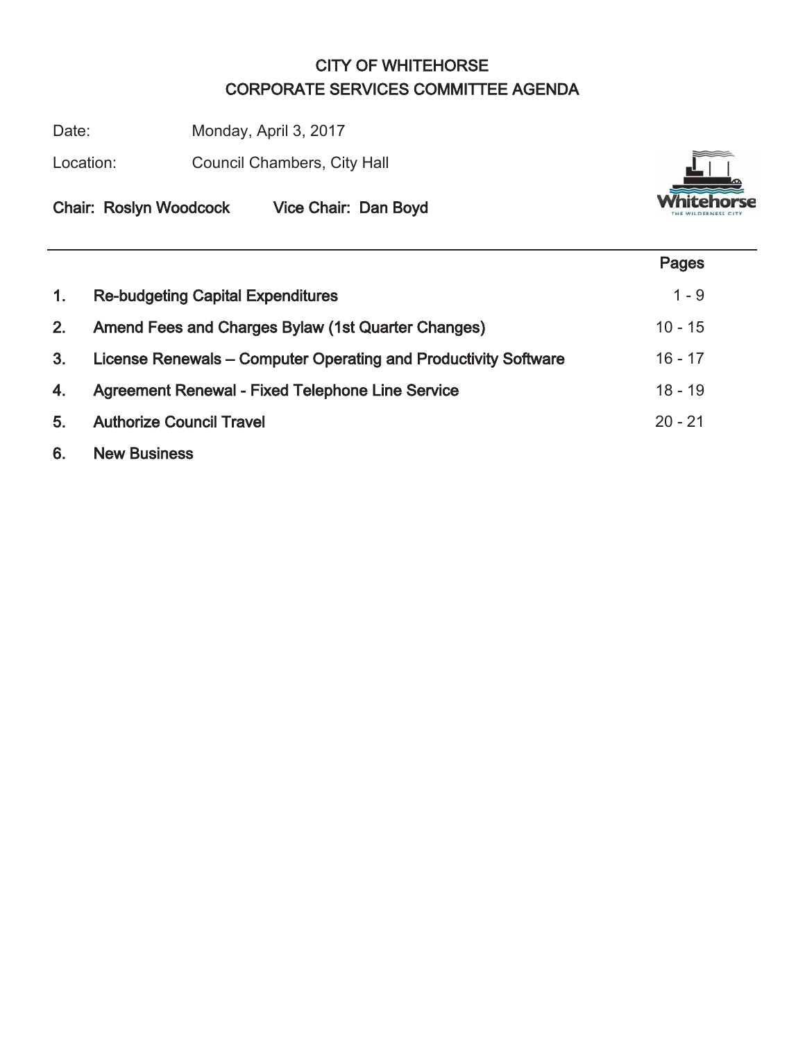# CITY OF WHITEHORSE
# CORPORATE SERVICES COMMITTEE AGENDA

Date: Monday, April 3, 2017

Location: Council Chambers, City Hall

**Chair: Roslyn Woodcock Vice Chair: Dan Boyd**

| | | Pages |
|---|---|---|
| **1.** | **Re-budgeting Capital Expenditures** | 1 - 9 |
| **2.** | **Amend Fees and Charges Bylaw (1st Quarter Changes)** | 10 - 15 |
| **3.** | **License Renewals – Computer Operating and Productivity Software** | 16 - 17 |
| **4.** | **Agreement Renewal - Fixed Telephone Line Service** | 18 - 19 |
| **5.** | **Authorize Council Travel** | 20 - 21 |
| **6.** | **New Business** | |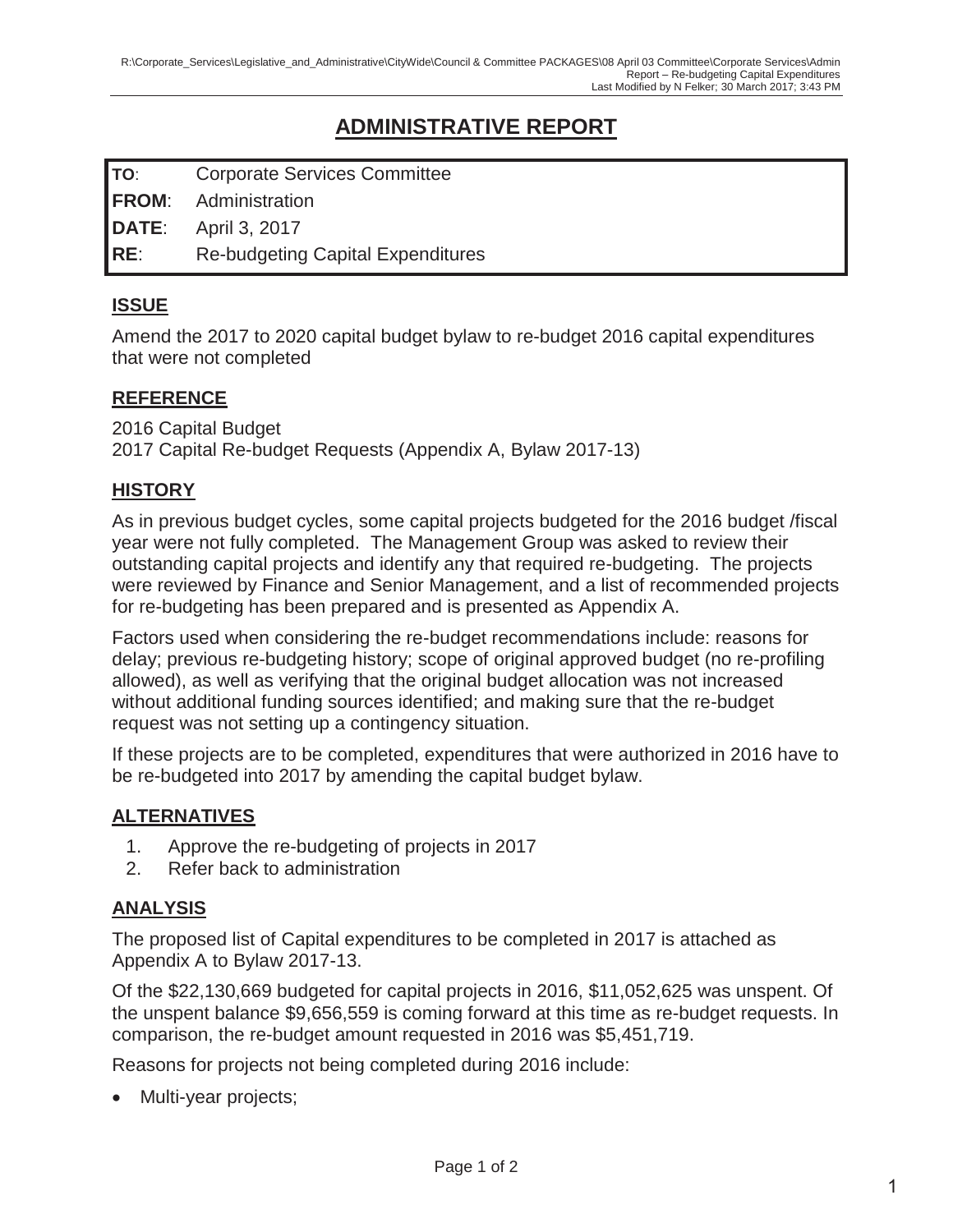# ADMINISTRATIVE REPORT

| | |
|---|---|
| **TO**: | Corporate Services Committee |
| **FROM**: | Administration |
| **DATE**: | April 3, 2017 |
| **RE**: | Re-budgeting Capital Expenditures |

## ISSUE

Amend the 2017 to 2020 capital budget bylaw to re-budget 2016 capital expenditures that were not completed

## REFERENCE

2016 Capital Budget
2017 Capital Re-budget Requests (Appendix A, Bylaw 2017-13)

## HISTORY

As in previous budget cycles, some capital projects budgeted for the 2016 budget /fiscal year were not fully completed. The Management Group was asked to review their outstanding capital projects and identify any that required re-budgeting. The projects were reviewed by Finance and Senior Management, and a list of recommended projects for re-budgeting has been prepared and is presented as Appendix A.

Factors used when considering the re-budget recommendations include: reasons for delay; previous re-budgeting history; scope of original approved budget (no re-profiling allowed), as well as verifying that the original budget allocation was not increased without additional funding sources identified; and making sure that the re-budget request was not setting up a contingency situation.

If these projects are to be completed, expenditures that were authorized in 2016 have to be re-budgeted into 2017 by amending the capital budget bylaw.

## ALTERNATIVES

1. Approve the re-budgeting of projects in 2017
2. Refer back to administration

## ANALYSIS

The proposed list of Capital expenditures to be completed in 2017 is attached as Appendix A to Bylaw 2017-13.

Of the $22,130,669 budgeted for capital projects in 2016, $11,052,625 was unspent. Of the unspent balance $9,656,559 is coming forward at this time as re-budget requests. In comparison, the re-budget amount requested in 2016 was $5,451,719.

Reasons for projects not being completed during 2016 include:

- Multi-year projects;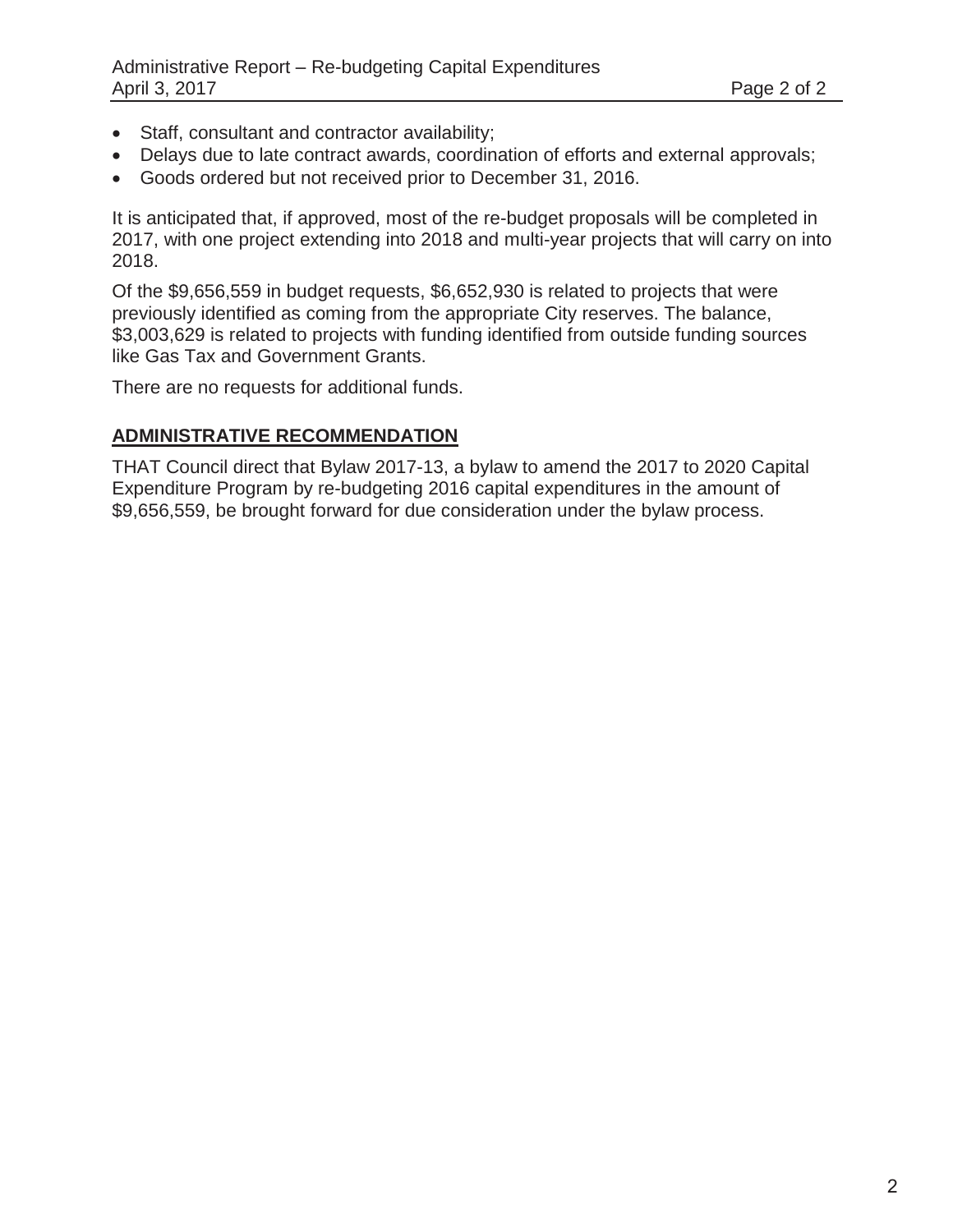- Staff, consultant and contractor availability;
- Delays due to late contract awards, coordination of efforts and external approvals;
- Goods ordered but not received prior to December 31, 2016.

It is anticipated that, if approved, most of the re-budget proposals will be completed in 2017, with one project extending into 2018 and multi-year projects that will carry on into 2018.

Of the $9,656,559 in budget requests, $6,652,930 is related to projects that were previously identified as coming from the appropriate City reserves. The balance, $3,003,629 is related to projects with funding identified from outside funding sources like Gas Tax and Government Grants.

There are no requests for additional funds.

## ADMINISTRATIVE RECOMMENDATION

THAT Council direct that Bylaw 2017-13, a bylaw to amend the 2017 to 2020 Capital Expenditure Program by re-budgeting 2016 capital expenditures in the amount of $9,656,559, be brought forward for due consideration under the bylaw process.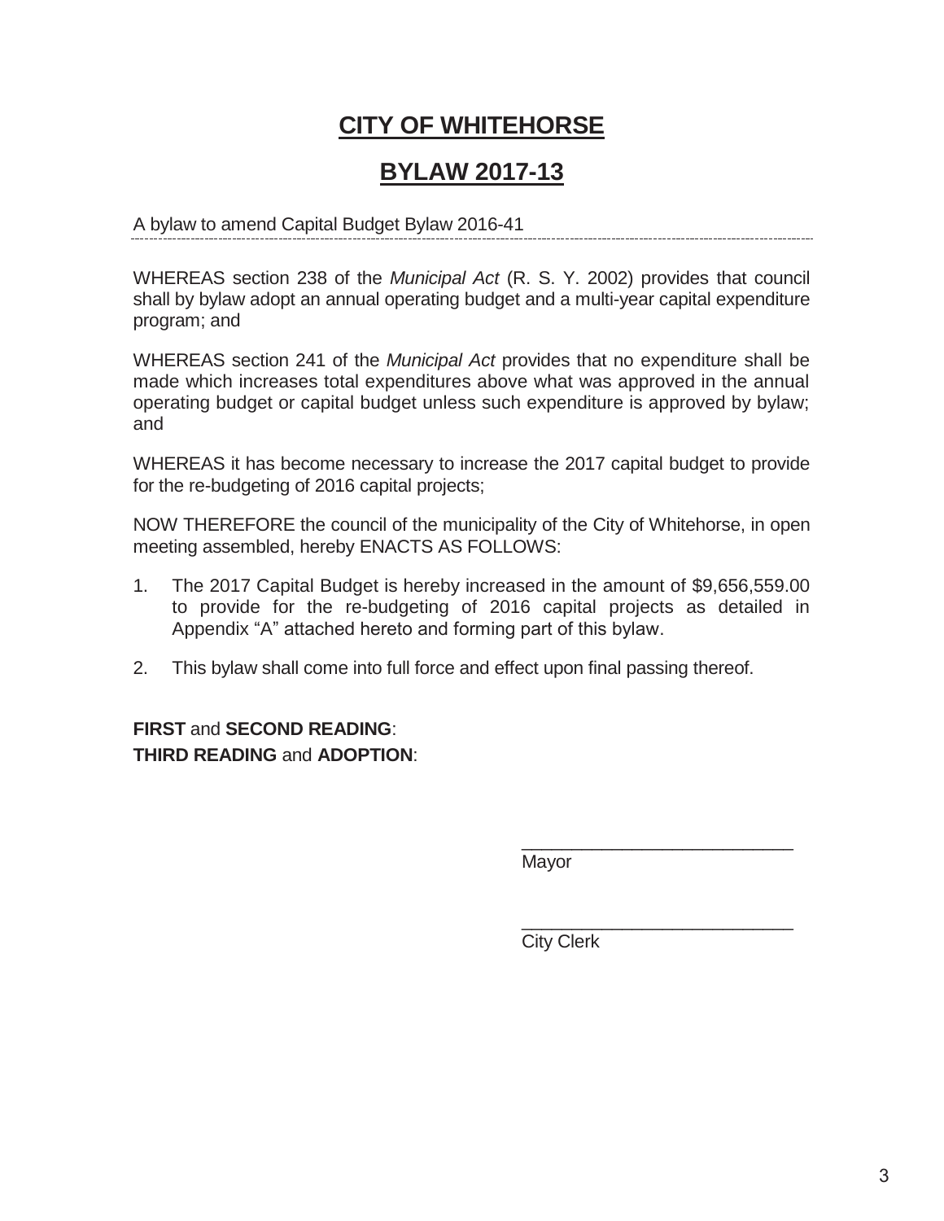# CITY OF WHITEHORSE

# BYLAW 2017-13

A bylaw to amend Capital Budget Bylaw 2016-41

---

WHEREAS section 238 of the *Municipal Act* (R. S. Y. 2002) provides that council shall by bylaw adopt an annual operating budget and a multi-year capital expenditure program; and

WHEREAS section 241 of the *Municipal Act* provides that no expenditure shall be made which increases total expenditures above what was approved in the annual operating budget or capital budget unless such expenditure is approved by bylaw; and

WHEREAS it has become necessary to increase the 2017 capital budget to provide for the re-budgeting of 2016 capital projects;

NOW THEREFORE the council of the municipality of the City of Whitehorse, in open meeting assembled, hereby ENACTS AS FOLLOWS:

1. The 2017 Capital Budget is hereby increased in the amount of $9,656,559.00 to provide for the re-budgeting of 2016 capital projects as detailed in Appendix "A" attached hereto and forming part of this bylaw.

2. This bylaw shall come into full force and effect upon final passing thereof.

**FIRST** and **SECOND READING**:

**THIRD READING** and **ADOPTION**:

___________________________
Mayor

___________________________
City Clerk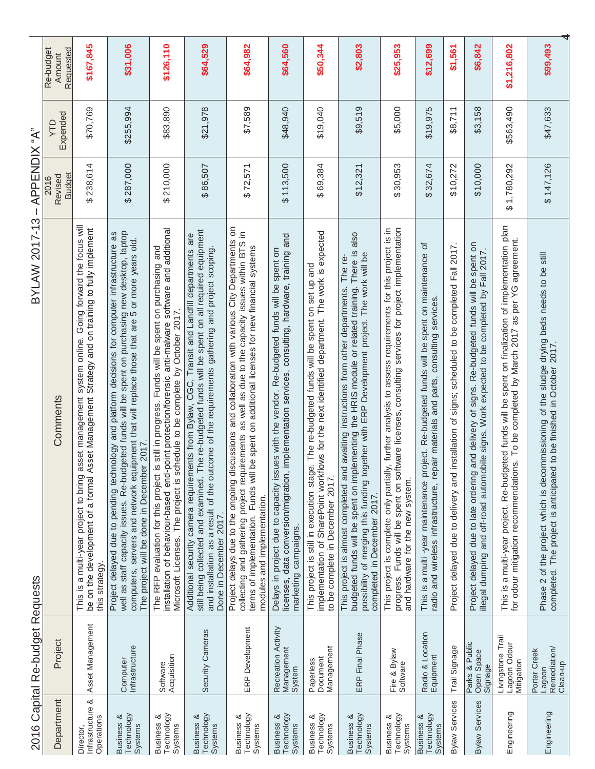# BYLAW 2017-13 – APPENDIX "A"

## 2016 Capital Re-budget Requests

| Department | Project | Comments | 2016 Revised Budget | YTD Expended | Re-budget Amount Requested |
|---|---|---|---|---|---|
| Director, Infrastructure & Operations | Asset Management | This is a multi-year project to bring asset management system online. Going forward the focus will be on the development of a formal Asset Management Strategy and on training to fully implement this strategy. | $ 238,614 | $70,769 | $167,845 |
| Business & Technology Systems | Computer Infrastructure | Project delayed due to pending technology and platform decisions for computer infrastructure as well as staff capacity issues. Re-budgeted funds will be spent on purchasing new desktop, laptop computers, servers and network equipment that will replace those that are 5 or more years old. The project will be done in December 2017. | $ 287,000 | $255,994 | $31,006 |
| Business & Technology Systems | Software Acquisition | The RFP evaluation for this project is still in progress. Funds will be spent on purchasing and installation of behaviour-based end-point protection/forensic anti-malware software and additional Microsoft Licenses. The project is schedule to be complete by October 2017. | $ 210,000 | $83,890 | $126,110 |
| Business & Technology Systems | Security Cameras | Additional security camera requirements from Bylaw, CGC, Transit and Landfill departments are still being collected and examined. The re-budgeted funds will be spent on all required equipment and installation as a result of the outcome of the requirements gathering and project scoping. Done in December 2017. | $ 86,507 | $21,978 | $64,529 |
| Business & Technology Systems | ERP Development | Project delays due to the ongoing discussions and collaboration with various City Departments on collecting and gathering project requirements as well as due to the capacity issues within BTS in terms of implementation. Funds will be spent on additional licenses for new financial systems modules and implementation. | $ 72,571 | $7,589 | $64,982 |
| Business & Technology Systems | Recreation Activity Management System | Delays in project due to capacity issues with the vendor. Re-budgeted funds will be spent on licenses, data conversion/migration, implementation services, consulting, hardware, training and marketing campaigns. | $ 113,500 | $48,940 | $64,560 |
| Business & Technology Systems | Paperless Document Management | This project is still in execution stage. The re-budgeted funds will be spent on set up and implementation of SharePoint workflows for the next identified department. The work is expected to be complete in December 2017. | $ 69,384 | $19,040 | $50,344 |
| Business & Technology Systems | ERP Final Phase | This project is almost completed and awaiting instructions from other departments. The re-budgeted funds will be spent on implementing the HRIS module or related training. There is also possibility of merging this funding together with ERP Development project. The work will be completed in December 2017. | $12,321 | $9,519 | $2,803 |
| Business & Technology Systems | Fire & Bylaw Software | This project is complete only partially, further analysis to assess requirements for this project is in progress. Funds will be spent on software licenses, consulting services for project implementation and hardware for the new system. | $ 30,953 | $5,000 | $25,953 |
| Business & Technology Systems | Radio & Location Equipment | This is a multi -year maintenance project. Re-budgeted funds will be spent on maintenance of radio and wireless infrastructure, repair materials and parts, consulting services. | $ 32,674 | $19,975 | $12,699 |
| Bylaw Services | Trail Signage | Project delayed due to delivery and installation of signs; scheduled to be completed Fall 2017. | $10,272 | $8,711 | $1,561 |
| Bylaw Services | Parks & Public Open Space Signage | Project delayed due to late ordering and delivery of signs. Re-budgeted funds will be spent on illegal dumping and off-road automobile signs. Work expected to be completed by Fall 2017. | $10,000 | $3,158 | $6,842 |
| Engineering | Livingstone Trail Lagoon Odour Mitigation | This is a multi-year project. Re-budgeted funds will be spent on finalization of implementation plan for odour mitigation recommendations. To be completed by March 2017 as per YG agreement. | $ 1,780,292 | $563,490 | $1,216,802 |
| Engineering | Porter Creek Lagoon Remediation/ Clean-up | Phase 2 of the project which is decommissioning of the sludge drying beds needs to be still completed. The project is anticipated to be finished in October 2017. | $ 147,126 | $47,633 | $99,493 |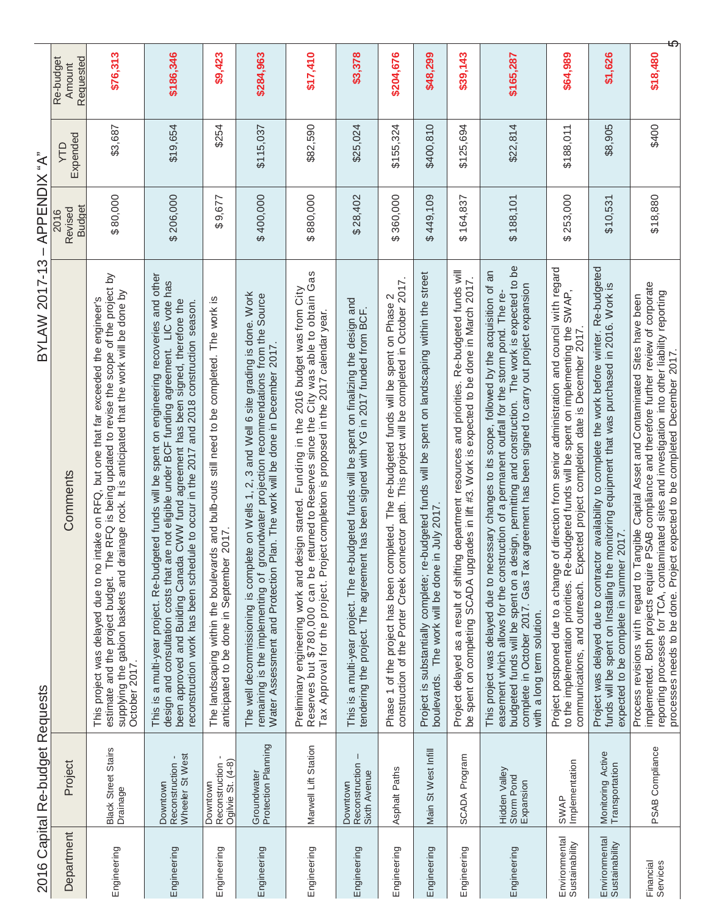# BYLAW 2017-13 – APPENDIX "A"

## 2016 Capital Re-budget Requests

| Department | Project | Comments | 2016 Revised Budget | YTD Expended | Re-budget Amount Requested |
|---|---|---|---|---|---|
| Engineering | Black Street Stairs Drainage | This project was delayed due to no intake on RFQ, but one that far exceeded the engineer's estimate and the project budget. The RFQ is being updated to revise the scope of the project by supplying the gabion baskets and drainage rock. It is anticipated that the work will be done by October 2017. | $ 80,000 | $3,687 | $76,313 |
| Engineering | Downtown Reconstruction - Wheeler St West | This is a multi-year project. Re-budgeted funds will be spent on engineering recoveries and other design and consultation costs that are not eligible under BCF funding agreement. LIC vote has been approved and Building Canada CWW fund agreement has been signed, therefore the reconstruction work has been schedule to occur in the 2017 and 2018 construction season. | $ 206,000 | $19,654 | $186,346 |
| Engineering | Downtown Reconstruction - Ogilvie St. (4-8) | The landscaping within the boulevards and bulb-outs still need to be completed. The work is anticipated to be done in September 2017. | $9,677 | $254 | $9,423 |
| Engineering | Groundwater Protection Planning | The well decommissioning is complete on Wells 1, 2, 3 and Well 6 site grading is done. Work remaining is the implementing of groundwater projection recommendations from the Source Water Assessment and Protection Plan. The work will be done in December 2017. | $ 400,000 | $115,037 | $284,963 |
| Engineering | Marwell Lift Station | Preliminary engineering work and design started. Funding in the 2016 budget was from City Reserves but $780,000 can be returned to Reserves since the City was able to obtain Gas Tax Approval for the project. Project completion is proposed in the 2017 calendar year. | $ 880,000 | $82,590 | $17,410 |
| Engineering | Downtown Reconstruction – Sixth Avenue | This is a multi-year project. The re-budgeted funds will be spent on finalizing the design and tendering the project. The agreement has been signed with YG in 2017 funded from BCF. | $ 28,402 | $25,024 | $3,378 |
| Engineering | Asphalt Paths | Phase 1 of the project has been completed. The re-budgeted funds will be spent on Phase 2 construction of the Porter Creek connector path. This project will be completed in October 2017. | $ 360,000 | $155,324 | $204,676 |
| Engineering | Main St West Infill | Project is substantially complete; re-budgeted funds will be spent on landscaping within the street boulevards. The work will be done in July 2017. | $ 449,109 | $400,810 | $48,299 |
| Engineering | SCADA Program | Project delayed as a result of shifting department resources and priorities. Re-budgeted funds will be spent on completing SCADA upgrades in lift #3. Work is expected to be done in March 2017. | $ 164,837 | $125,694 | $39,143 |
| Engineering | Hidden Valley Storm Pond Expansion | This project was delayed due to necessary changes to its scope, followed by the acquisition of an easement which allows for the construction of a permanent outfall for the storm pond. The re-budgeted funds will be spent on a design, permitting and construction. The work is expected to be complete in October 2017. Gas Tax agreement has been signed to carry out project expansion with a long term solution. | $ 188,101 | $22,814 | $165,287 |
| Environmental Sustainability | SWAP Implementation | Project postponed due to a change of direction from senior administration and council with regard to the implementation priorities. Re-budgeted funds will be spent on implementing the SWAP, communications, and outreach. Expected project completion date is December 2017. | $ 253,000 | $188,011 | $64,989 |
| Environmental Sustainability | Monitoring Active Transportation | Project was delayed due to contractor availability to complete the work before winter. Re-budgeted funds will be spent on Installing the monitoring equipment that was purchased in 2016. Work is expected to be complete in summer 2017. | $10,531 | $8,905 | $1,626 |
| Financial Services | PSAB Compliance | Process revisions with regard to Tangible Capital Asset and Contaminated Sites have been implemented. Both projects require PSAB compliance and therefore further review of corporate reporting processes for TCA, contaminated sites and investigation into other liability reporting processes needs to be done. Project expected to be completed December 2017. | $18,880 | $400 | $18,480 |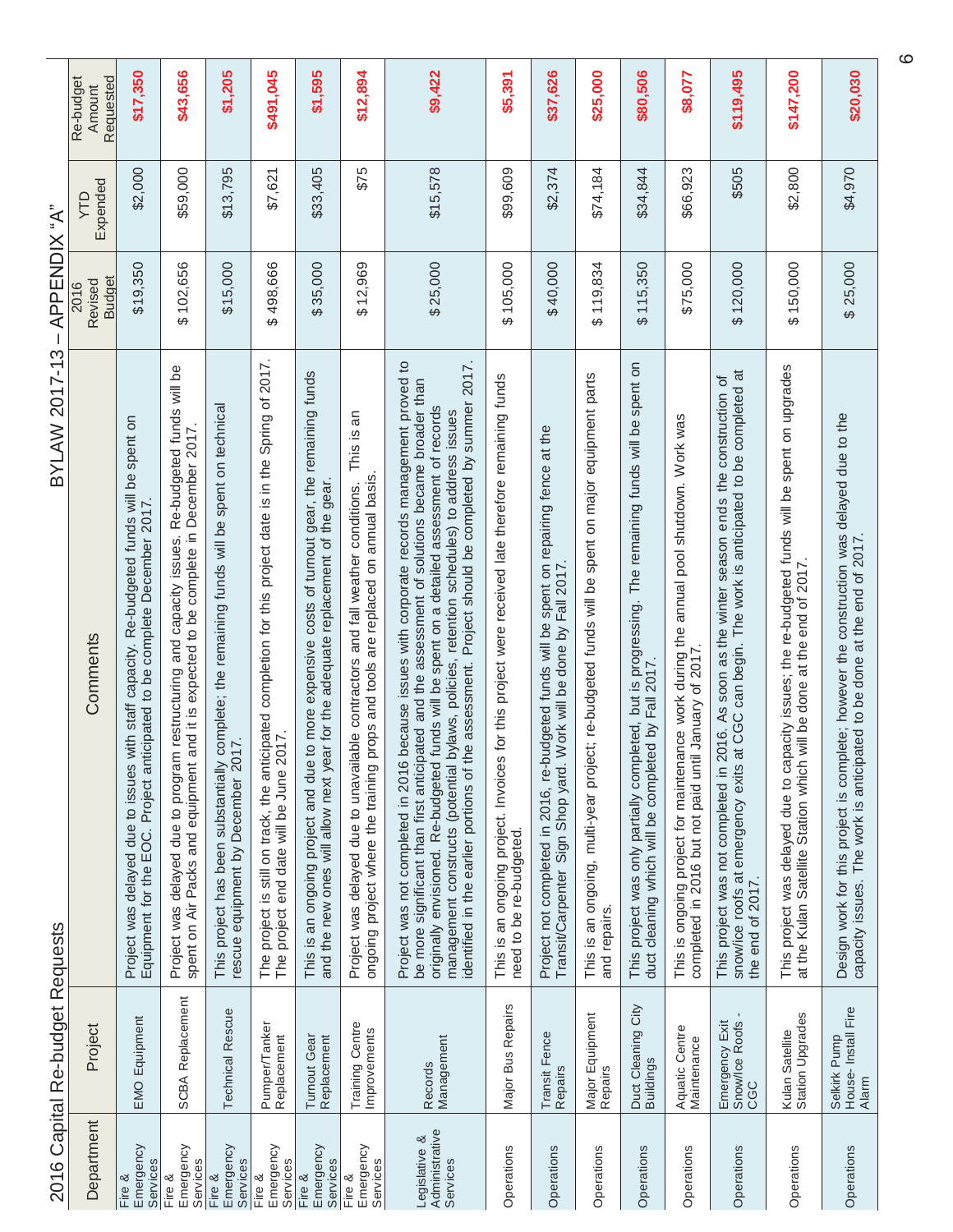# BYLAW 2017-13 – APPENDIX "A"

## 2016 Capital Re-budget Requests

| Department | Project | Comments | 2016 Revised Budget | YTD Expended | Re-budget Amount Requested |
|---|---|---|---|---|---|
| Fire & Emergency Services | EMO Equipment | Project was delayed due to issues with staff capacity. Re-budgeted funds will be spent on Equipment for the EOC. Project anticipated to be complete December 2017. | $19,350 | $2,000 | $17,350 |
| Fire & Emergency Services | SCBA Replacement | Project was delayed due to program restructuring and capacity issues. Re-budgeted funds will be spent on Air Packs and equipment and it is expected to be complete in December 2017. | $ 102,656 | $59,000 | $43,656 |
| Fire & Emergency Services | Technical Rescue | This project has been substantially complete; the remaining funds will be spent on technical rescue equipment by December 2017. | $15,000 | $13,795 | $1,205 |
| Fire & Emergency Services | Pumper/Tanker Replacement | The project is still on track, the anticipated completion for this project date is in the Spring of 2017. The project end date will be June 2017. | $ 498,666 | $7,621 | $491,045 |
| Fire & Emergency Services | Turnout Gear Replacement | This is an ongoing project and due to more expensive costs of turnout gear, the remaining funds and the new ones will allow next year for the adequate replacement of the gear. | $35,000 | $33,405 | $1,595 |
| Fire & Emergency Services | Training Centre Improvements | Project was delayed due to unavailable contractors and fall weather conditions. This is an ongoing project where the training props and tools are replaced on annual basis. | $12,969 | $75 | $12,894 |
| Legislative & Administrative Services | Records Management | Project was not completed in 2016 because issues with corporate records management proved to be more significant than first anticipated and the assessment of solutions became broader than originally envisioned. Re-budgeted funds will be spent on a detailed assessment of records management constructs (potential bylaws, policies, retention schedules) to address issues identified in the earlier portions of the assessment. Project should be completed by summer 2017. | $25,000 | $15,578 | $9,422 |
| Operations | Major Bus Repairs | This is an ongoing project. Invoices for this project were received late therefore remaining funds need to be re-budgeted. | $ 105,000 | $99,609 | $5,391 |
| Operations | Transit Fence Repairs | Project not completed in 2016, re-budgeted funds will be spent on repairing fence at the Transit/Carpenter Sign Shop yard. Work will be done by Fall 2017. | $40,000 | $2,374 | $37,626 |
| Operations | Major Equipment Repairs | This is an ongoing, multi-year project; re-budgeted funds will be spent on major equipment parts and repairs. | $ 119,834 | $74,184 | $25,000 |
| Operations | Duct Cleaning City Buildings | This project was only partially completed, but is progressing. The remaining funds will be spent on duct cleaning which will be completed by Fall 2017. | $ 115,350 | $34,844 | $80,506 |
| Operations | Aquatic Centre Maintenance | This is ongoing project for maintenance work during the annual pool shutdown. Work was completed in 2016 but not paid until January of 2017. | $75,000 | $66,923 | $8,077 |
| Operations | Emergency Exit Snow/Ice Roofs - CGC | This project was not completed in 2016. As soon as the winter season ends the construction of snow/ice roofs at emergency exits at CGC can begin. The work is anticipated to be completed at the end of 2017. | $ 120,000 | $505 | $119,495 |
| Operations | Kulan Satellite Station Upgrades | This project was delayed due to capacity issues; the re-budgeted funds will be spent on upgrades at the Kulan Satellite Station which will be done at the end of 2017. | $ 150,000 | $2,800 | $147,200 |
| Operations | Selkirk Pump House- Install Fire Alarm | Design work for this project is complete; however the construction was delayed due to the capacity issues. The work is anticipated to be done at the end of 2017. | $ 25,000 | $4,970 | $20,030 |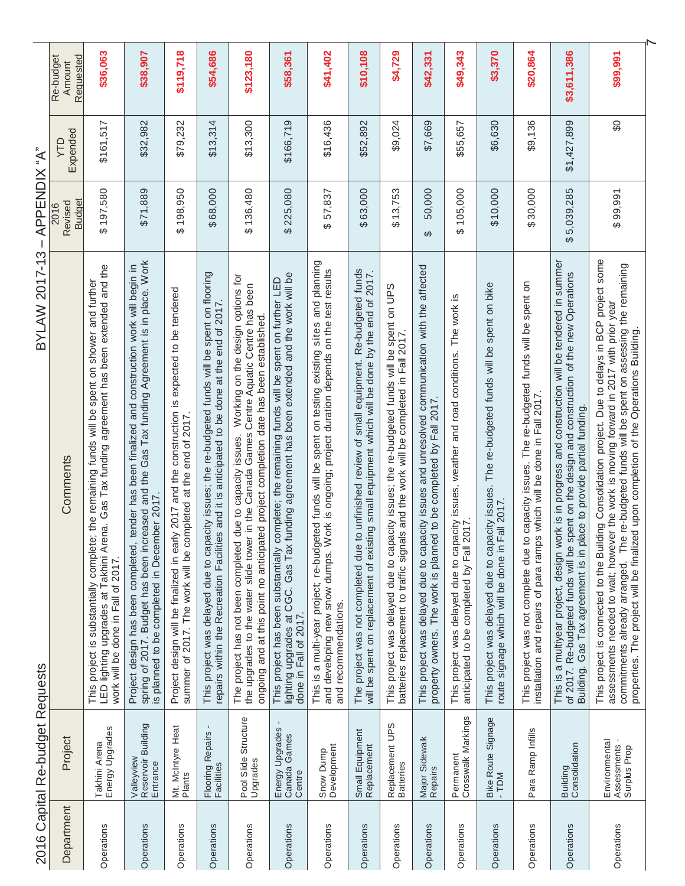# BYLAW 2017-13 – APPENDIX "A"

## 2016 Capital Re-budget Requests

| Department | Project | Comments | 2016 Revised Budget | YTD Expended | Re-budget Amount Requested |
|---|---|---|---|---|---|
| Operations | Takhini Arena Energy Upgrades | This project is substantially complete; the remaining funds will be spent on shower and further LED lighting upgrades at Takhini Arena. Gas Tax funding agreement has been extended and the work will be done in Fall of 2017. | $ 197,580 | $161,517 | $36,063 |
| Operations | Valleyview Reservoir Building Entrance | Project design has been completed, tender has been finalized and construction work will begin in spring of 2017. Budget has been increased and the Gas Tax funding Agreement is in place. Work is planned to be completed in December 2017. | $71,889 | $32,982 | $38,907 |
| Operations | Mt. McIntyre Heat Plants | Project design will be finalized in early 2017 and the construction is expected to be tendered summer of 2017. The work will be completed at the end of 2017. | $ 198,950 | $79,232 | $119,718 |
| Operations | Flooring Repairs - Facilities | This project was delayed due to capacity issues; the re-budgeted funds will be spent on flooring repairs within the Recreation Facilities and it is anticipated to be done at the end of 2017. | $68,000 | $13,314 | $54,686 |
| Operations | Pool Slide Structure Upgrades | The project has not been completed due to capacity issues. Working on the design options for the upgrades to the water slide tower in the Canada Games Centre Aquatic Centre has been ongoing and at this point no anticipated project completion date has been established. | $ 136,480 | $13,300 | $123,180 |
| Operations | Energy Upgrades - Canada Games Centre | This project has been substantially complete; the remaining funds will be spent on further LED lighting upgrades at CGC. Gas Tax funding agreement has been extended and the work will be done in Fall of 2017. | $ 225,080 | $166,719 | $58,361 |
| Operations | Snow Dump Development | This is a multi-year project; re-budgeted funds will be spent on testing existing sites and planning and developing new snow dumps. Work is ongoing; project duration depends on the test results and recommendations. | $ 57,837 | $16,436 | $41,402 |
| Operations | Small Equipment Replacement | The project was not completed due to unfinished review of small equipment. Re-budgeted funds will be spent on replacement of existing small equipment which will be done by the end of 2017. | $63,000 | $52,892 | $10,108 |
| Operations | Replacement UPS Batteries | This project was delayed due to capacity issues; the re-budgeted funds will be spent on UPS batteries replacement to traffic signals and the work will be completed in Fall 2017. | $13,753 | $9,024 | $4,729 |
| Operations | Major Sidewalk Repairs | This project was delayed due to capacity issues and unresolved communication with the affected property owners. The work is planned to be completed by Fall 2017. | $ 50,000 | $7,669 | $42,331 |
| Operations | Permanent Crosswalk Markings | This project was delayed due to capacity issues, weather and road conditions. The work is anticipated to be completed by Fall 2017. | $ 105,000 | $55,657 | $49,343 |
| Operations | Bike Route Signage - TDM | This project was delayed due to capacity issues. The re-budgeted funds will be spent on bike route signage which will be done in Fall 2017. | $10,000 | $6,630 | $3,370 |
| Operations | Para Ramp Infills | This project was not complete due to capacity issues. The re-budgeted funds will be spent on installation and repairs of para ramps which will be done in Fall 2017. | $30,000 | $9,136 | $20,864 |
| Operations | Building Consolidation | This is a multiyear project, design work is in progress and construction will be tendered in summer of 2017. Re-budgeted funds will be spent on the design and construction of the new Operations Building. Gas Tax agreement is in place to provide partial funding. | $ 5,039,285 | $1,427,899 | $3,611,386 |
| Operations | Environmental Assessments - Surplus Prop | This project is connected to the Building Consolidation project. Due to delays in BCP project some assessments needed to wait; however the work is moving forward in 2017 with prior year commitments already arranged. The re-budgeted funds will be spent on assessing the remaining properties. The project will be finalized upon completion of the Operations Building. | $ 99,991 | $0 | $99,991 |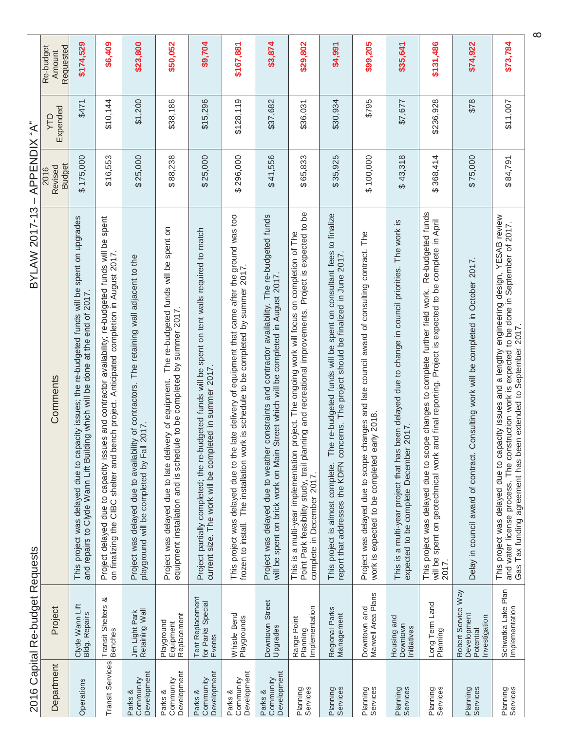# 2016 Capital Re-budget Requests

## BYLAW 2017-13 – APPENDIX "A"

| Department | Project | Comments | 2016 Revised Budget | YTD Expended | Re-budget Amount Requested |
|---|---|---|---|---|---|
| Operations | Clyde Wann Lift Bldg. Repairs | This project was delayed due to capacity issues; the re-budgeted funds will be spent on upgrades and repairs to Clyde Wann Lift Building which will be done at the end of 2017. | $ 175,000 | $471 | $174,529 |
| Transit Services | Transit Shelters & Benches | Project delayed due to capacity issues and contractor availability; re-budgeted funds will be spent on finalizing the CIBC shelter and bench project. Anticipated completion in August 2017. | $16,553 | $10,144 | $6,409 |
| Parks & Community Development | Jim Light Park Retaining Wall | Project was delayed due to availability of contractors. The retaining wall adjacent to the playground will be completed by Fall 2017. | $ 25,000 | $1,200 | $23,800 |
| Parks & Community Development | Playground Equipment Replacement | Project was delayed due to late delivery of equipment. The re-budgeted funds will be spent on equipment installation and is schedule to be completed by summer 2017. | $ 88,238 | $38,186 | $50,052 |
| Parks & Community Development | Tent Replacement for Parks Special Events | Project partially completed; the re-budgeted funds will be spent on tent walls required to match current size. The work will be completed in summer 2017. | $ 25,000 | $15,296 | $9,704 |
| Parks & Community Development | Whistle Bend Playgrounds | This project was delayed due to the late delivery of equipment that came after the ground was too frozen to install. The installation work is schedule to be completed by summer 2017. | $ 296,000 | $128,119 | $167,881 |
| Parks & Community Development | Downtown Street Upgrades | Project was delayed due to weather constraints and contractor availability. The re-budgeted funds will be spent on brick work on Main Street which will be completed in August 2017. | $41,556 | $37,682 | $3,874 |
| Planning Services | Range Point Planning Implementation | This is a multi-year implementation project. The ongoing work will focus on completion of The Point Park feasibility study, trail planning and recreational improvements. Project is expected to be complete in December 2017. | $ 65,833 | $36,031 | $29,802 |
| Planning Services | Regional Parks Management | This project is almost complete. The re-budgeted funds will be spent on consultant fees to finalize report that addresses the KDFN concerns. The project should be finalized in June 2017. | $ 35,925 | $30,934 | $4,991 |
| Planning Services | Downtown and Marwell Area Plans | Project was delayed due to scope changes and late council award of consulting contract. The work is expected to be completed early 2018. | $ 100,000 | $795 | $99,205 |
| Planning Services | Housing and Downtown Initiatives | This is a multi-year project that has been delayed due to change in council priorities. The work is expected to be complete December 2017. | $ 43,318 | $7,677 | $35,641 |
| Planning Services | Long Term Land Planning | This project was delayed due to scope changes to complete further field work. Re-budgeted funds will be spent on geotechnical work and final reporting. Project is expected to be complete in April 2017. | $ 368,414 | $236,928 | $131,486 |
| Planning Services | Robert Service Way Development Potential Investigation | Delay in council award of contract. Consulting work will be completed in October 2017. | $ 75,000 | $78 | $74,922 |
| Planning Services | Schwatka Lake Plan Implementation | This project was delayed due to capacity issues and a lengthy engineering design, YESAB review and water license process. The construction work is expected to be done in September of 2017. Gas Tax funding agreement has been extended to September 2017. | $ 84,791 | $11,007 | $73,784 |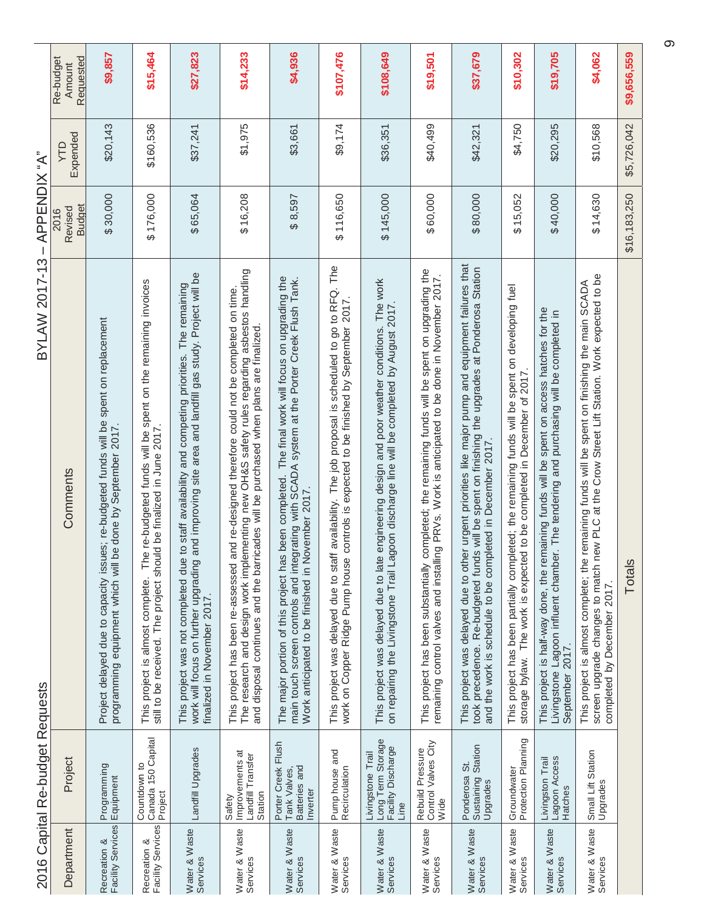# 2016 Capital Re-budget Requests

## BYLAW 2017-13 – APPENDIX "A"

| Department | Project | Comments | 2016 Revised Budget | YTD Expended | Re-budget Amount Requested |
|---|---|---|---|---|---|
| Recreation & Facility Services | Programming Equipment | Project delayed due to capacity issues; re-budgeted funds will be spent on replacement programming equipment which will be done by September 2017. | $ 30,000 | $20,143 | $9,857 |
| Recreation & Facility Services | Countdown to Canada 150 Capital Project | This project is almost complete. The re-budgeted funds will be spent on the remaining invoices still to be received. The project should be finalized in June 2017. | $ 176,000 | $160,536 | $15,464 |
| Water & Waste Services | Landfill Upgrades | This project was not completed due to staff availability and competing priorities. The remaining work will focus on further upgrading and improving site area and landfill gas study. Project will be finalized in November 2017. | $ 65,064 | $37,241 | $27,823 |
| Water & Waste Services | Safety Improvements at Landfill Transfer Station | This project has been re-assessed and re-designed therefore could not be completed on time. The research and design work implementing new OH&S safety rules regarding asbestos handling and disposal continues and the barricades will be purchased when plans are finalized. | $ 16,208 | $1,975 | $14,233 |
| Water & Waste Services | Porter Creek Flush Tank Valves, Batteries and Inverter | The major portion of this project has been completed. The final work will focus on upgrading the main touch screen controls and integrating with SCADA system at the Porter Creek Flush Tank. Work anticipated to be finished in November 2017. | $ 8,597 | $3,661 | $4,936 |
| Water & Waste Services | Pump house and Recirculation | This project was delayed due to staff availability. The job proposal is scheduled to go to RFQ. The work on Copper Ridge Pump house controls is expected to be finished by September 2017. | $ 116,650 | $9,174 | $107,476 |
| Water & Waste Services | Livingstone Trail Long Term Storage Facility Discharge Line | This project was delayed due to late engineering design and poor weather conditions. The work on repairing the Livingstone Trail Lagoon discharge line will be completed by August 2017. | $ 145,000 | $36,351 | $108,649 |
| Water & Waste Services | Rebuild Pressure Control Valves City Wide | This project has been substantially completed; the remaining funds will be spent on upgrading the remaining control valves and installing PRVs. Work is anticipated to be done in November 2017. | $ 60,000 | $40,499 | $19,501 |
| Water & Waste Services | Ponderosa St. Sustaining Station Upgrades | This project was delayed due to other urgent priorities like major pump and equipment failures that took precedence. Re-budgeted funds will be spent on finishing the upgrades at Ponderosa Station and the work is schedule to be completed in December 2017. | $ 80,000 | $42,321 | $37,679 |
| Water & Waste Services | Groundwater Protection Planning | This project has been partially completed; the remaining funds will be spent on developing fuel storage bylaw. The work is expected to be completed in December of 2017. | $ 15,052 | $4,750 | $10,302 |
| Water & Waste Services | Livingston Trail Lagoon Access Hatches | This project is half-way done, the remaining funds will be spent on access hatches for the Livingstone Lagoon influent chamber. The tendering and purchasing will be completed in September 2017. | $ 40,000 | $20,295 | $19,705 |
| Water & Waste Services | Small Lift Station Upgrades | This project is almost complete; the remaining funds will be spent on finishing the main SCADA screen upgrade changes to match new PLC at the Crow Street Lift Station. Work expected to be completed by December 2017. | $ 14,630 | $10,568 | $4,062 |
| | | Totals | $16,183,250 | $5,726,042 | $9,656,559 |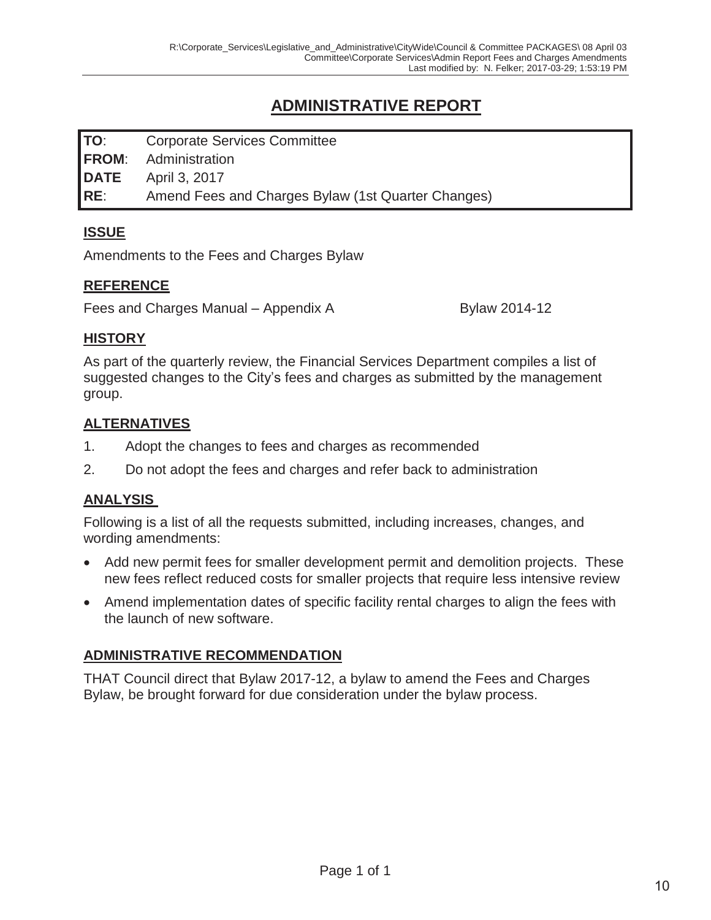# ADMINISTRATIVE REPORT

| | |
|---|---|
| **TO**: | Corporate Services Committee |
| **FROM**: | Administration |
| **DATE** | April 3, 2017 |
| **RE**: | Amend Fees and Charges Bylaw (1st Quarter Changes) |

## ISSUE

Amendments to the Fees and Charges Bylaw

## REFERENCE

Fees and Charges Manual – Appendix A Bylaw 2014-12

## HISTORY

As part of the quarterly review, the Financial Services Department compiles a list of suggested changes to the City's fees and charges as submitted by the management group.

## ALTERNATIVES

1. Adopt the changes to fees and charges as recommended
2. Do not adopt the fees and charges and refer back to administration

## ANALYSIS

Following is a list of all the requests submitted, including increases, changes, and wording amendments:

- Add new permit fees for smaller development permit and demolition projects. These new fees reflect reduced costs for smaller projects that require less intensive review
- Amend implementation dates of specific facility rental charges to align the fees with the launch of new software.

## ADMINISTRATIVE RECOMMENDATION

THAT Council direct that Bylaw 2017-12, a bylaw to amend the Fees and Charges Bylaw, be brought forward for due consideration under the bylaw process.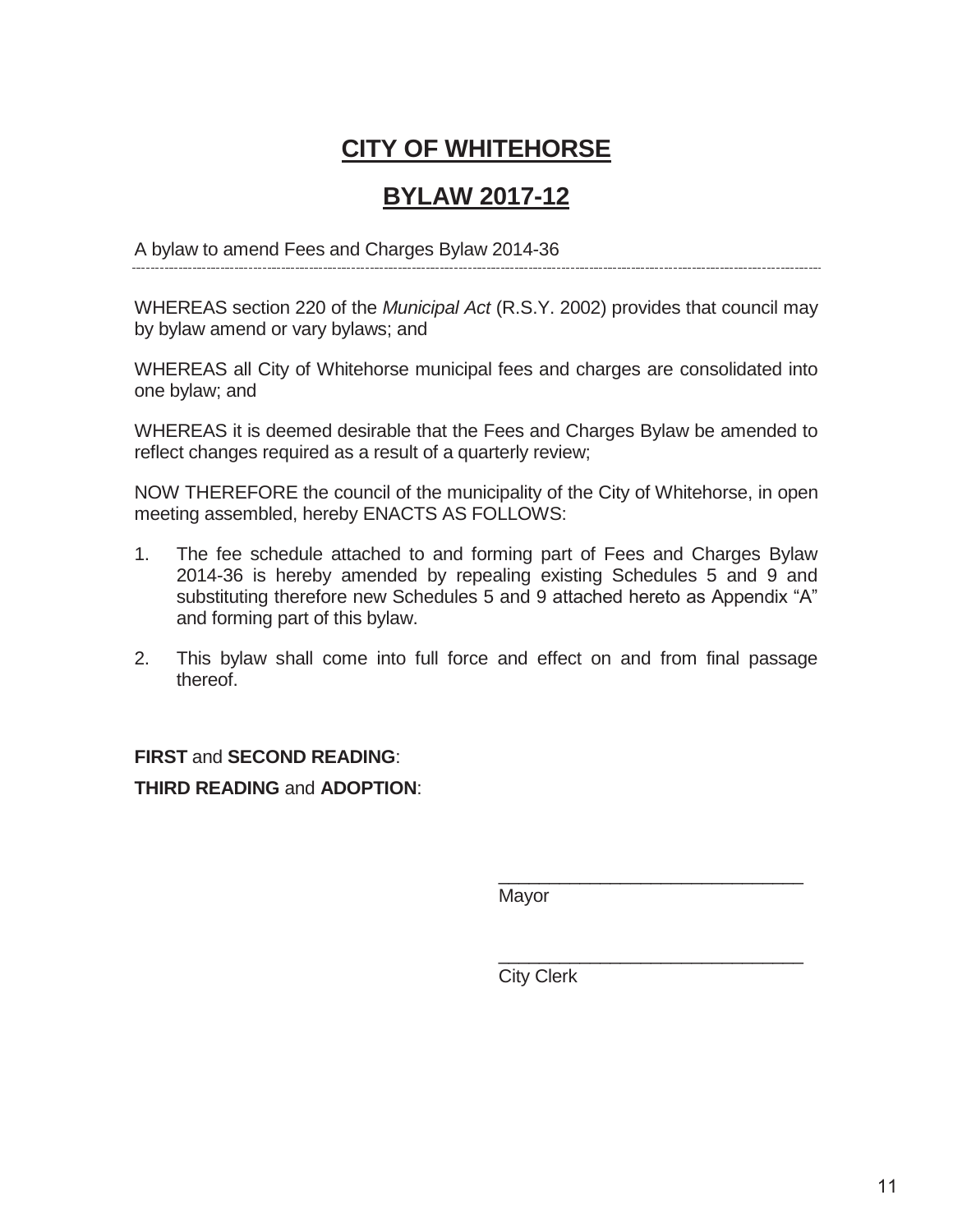# CITY OF WHITEHORSE

# BYLAW 2017-12

A bylaw to amend Fees and Charges Bylaw 2014-36

---

WHEREAS section 220 of the *Municipal Act* (R.S.Y. 2002) provides that council may by bylaw amend or vary bylaws; and

WHEREAS all City of Whitehorse municipal fees and charges are consolidated into one bylaw; and

WHEREAS it is deemed desirable that the Fees and Charges Bylaw be amended to reflect changes required as a result of a quarterly review;

NOW THEREFORE the council of the municipality of the City of Whitehorse, in open meeting assembled, hereby ENACTS AS FOLLOWS:

1. The fee schedule attached to and forming part of Fees and Charges Bylaw 2014-36 is hereby amended by repealing existing Schedules 5 and 9 and substituting therefore new Schedules 5 and 9 attached hereto as Appendix "A" and forming part of this bylaw.

2. This bylaw shall come into full force and effect on and from final passage thereof.

**FIRST** and **SECOND READING**:

**THIRD READING** and **ADOPTION**:

______________________________
Mayor

______________________________
City Clerk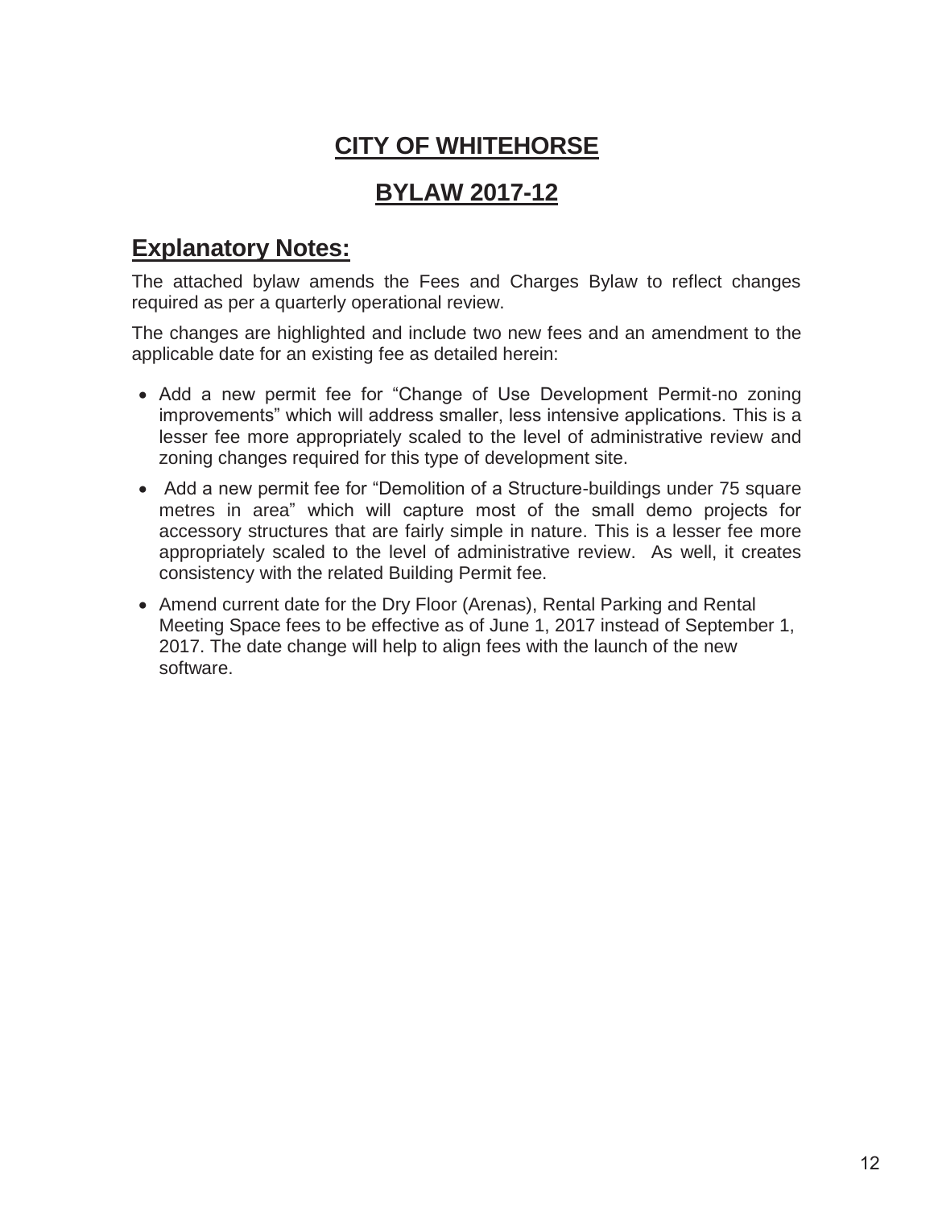# CITY OF WHITEHORSE

# BYLAW 2017-12

## Explanatory Notes:

The attached bylaw amends the Fees and Charges Bylaw to reflect changes required as per a quarterly operational review.

The changes are highlighted and include two new fees and an amendment to the applicable date for an existing fee as detailed herein:

- Add a new permit fee for "Change of Use Development Permit-no zoning improvements" which will address smaller, less intensive applications. This is a lesser fee more appropriately scaled to the level of administrative review and zoning changes required for this type of development site.
- Add a new permit fee for "Demolition of a Structure-buildings under 75 square metres in area" which will capture most of the small demo projects for accessory structures that are fairly simple in nature. This is a lesser fee more appropriately scaled to the level of administrative review. As well, it creates consistency with the related Building Permit fee.
- Amend current date for the Dry Floor (Arenas), Rental Parking and Rental Meeting Space fees to be effective as of June 1, 2017 instead of September 1, 2017. The date change will help to align fees with the launch of the new software.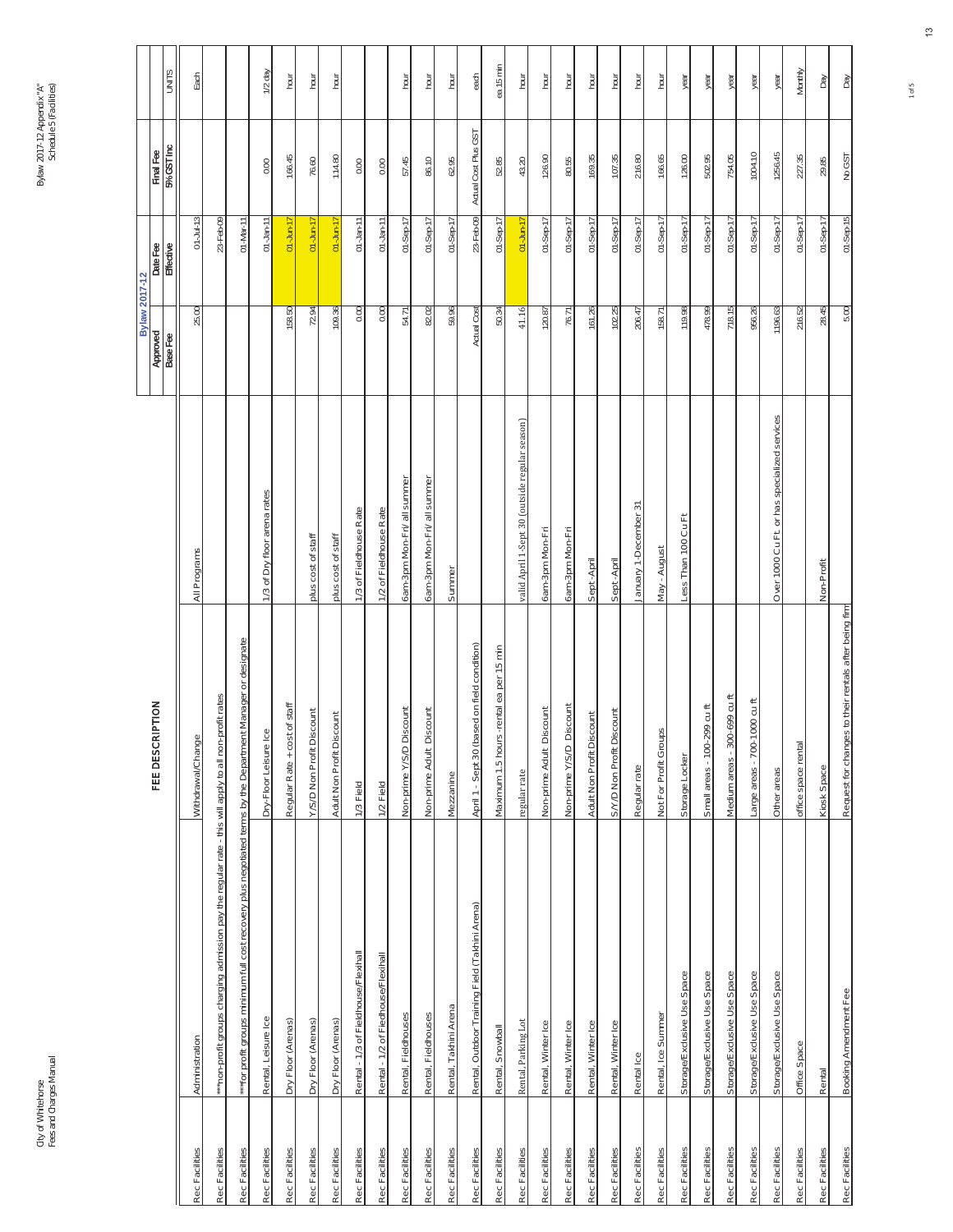| | FEE DESCRIPTION | | Bylaw 2017-12 | | | |
|---|---|---|---|---|---|---|
| | | | Approved | Date Fee | Final Fee | |
| | | | Base Fee | Effective | 5% GST Inc | UNITS |
| Rec Facilities | Administration | Withdrawal/Change | All Programs | 25.00 | 01-Jul-13 | | Each |
| Rec Facilities | **non-profit groups charging admission pay the regular rate - this will apply to all non-profit rates | | | 23-Feb-09 | | |
| Rec Facilities | ***for profit groups minimum full cost recovery plus negotiated terms by the Department Manager or designate | | | 01-Mar-11 | | |
| Rec Facilities | Rental, Leisure Ice | Dry-Floor Leisure Ice | 1/3 of Dry floor arena rates | | 01-Jan-11 | 0.00 | 1/2 day |
| Rec Facilities | Dry Floor (Arenas) | Regular Rate + cost of staff | | 158.50 | 01-Jun-17 | 166.45 | hour |
| Rec Facilities | Dry Floor (Arenas) | Y/S/D Non Profit Discount | plus cost of staff | 72.94 | 01-Jun-17 | 76.60 | hour |
| Rec Facilities | Dry Floor (Arenas) | Adult Non Profit Discount | plus cost of staff | 109.36 | 01-Jun-17 | 114.80 | hour |
| Rec Facilities | Rental - 1/3 of Fieldhouse/Flexihall | 1/3 Field | 1/3 of Fieldhouse Rate | 0.00 | 01-Jan-11 | 0.00 | |
| Rec Facilities | Rental - 1/2 of Fiedhouse/Flexihall | 1/2 Field | 1/2 of Fieldhouse Rate | 0.00 | 01-Jan-11 | 0.00 | |
| Rec Facilities | Rental, Fieldhouses | Non-prime Y/S/D Discount | 6am-3pm Mon-Fri/ all summer | 54.71 | 01-Sep-17 | 57.45 | hour |
| Rec Facilities | Rental, Fieldhouses | Non-prime Adult Discount | 6am-3pm Mon-Fri/ all summer | 82.02 | 01-Sep-17 | 86.10 | hour |
| Rec Facilities | Rental, Takhini Arena | Mezzanine | Summer | 59.96 | 01-Sep-17 | 62.95 | hour |
| Rec Facilities | Rental, Outdoor Training Field (Takhini Arena) | April 1 - Sept 30 (based on field condition) | | Actual Cost | 23-Feb-09 | Actual Cost Plus GST | each |
| Rec Facilities | Rental, Snowball | Maximum 1.5 hours -rental ea per 15 min | | 50.34 | 01-Sep-17 | 52.85 | ea.15 min |
| Rec Facilities | Rental, Parking Lot | regular rate | valid April 1-Sept 30 (outside regular season) | 41.16 | 01-Jun-17 | 43.20 | hour |
| Rec Facilities | Rental, Winter Ice | Non-prime Adult Discount | 6am-3pm Mon-Fri | 120.87 | 01-Sep-17 | 126.90 | hour |
| Rec Facilities | Rental, Winter Ice | Non-prime Y/S/D Discount | 6am-3pm Mon-Fri | 76.71 | 01-Sep-17 | 80.55 | hour |
| Rec Facilities | Rental, Winter Ice | Adult Non Profit Discount | Sept-April | 161.26 | 01-Sep-17 | 169.35 | hour |
| Rec Facilities | Rental, Winter Ice | S/Y/D Non Profit Discount | Sept-April | 102.25 | 01-Sep-17 | 107.35 | hour |
| Rec Facilities | Rental Ice | Regular rate | January 1-December 31 | 206.47 | 01-Sep-17 | 216.80 | hour |
| Rec Facilities | Rental, Ice Summer | Not For Profit Groups | May - August | 158.71 | 01-Sep-17 | 166.65 | hour |
| Rec Facilities | Storage/Exclusive Use Space | Storage Locker | Less Than 100 Cu Ft | 119.98 | 01-Sep-17 | 126.00 | year |
| Rec Facilities | Storage/Exclusive Use Space | Small areas - 100-299 cu ft | | 478.99 | 01-Sep-17 | 502.95 | year |
| Rec Facilities | Storage/Exclusive Use Space | Medium areas - 300-699 cu ft | | 718.15 | 01-Sep-17 | 754.05 | year |
| Rec Facilities | Storage/Exclusive Use Space | Large areas - 700-1000 cu ft | | 956.26 | 01-Sep-17 | 1004.10 | year |
| Rec Facilities | Storage/Exclusive Use Space | Other areas | Over 1000 Cu Ft. or has specialized services | 1196.63 | 01-Sep-17 | 1256.45 | year |
| Rec Facilities | Office Space | office space rental | | 216.52 | 01-Sep-17 | 227.35 | Monthly |
| Rec Facilities | Rental | Kiosk Space | Non-Profit | 28.45 | 01-Sep-17 | 29.85 | Day |
| Rec Facilities | Booking Amendment Fee | Request for changes to their rentals after being firm | | 5.00 | 01-Sep-15 | No GST | Day |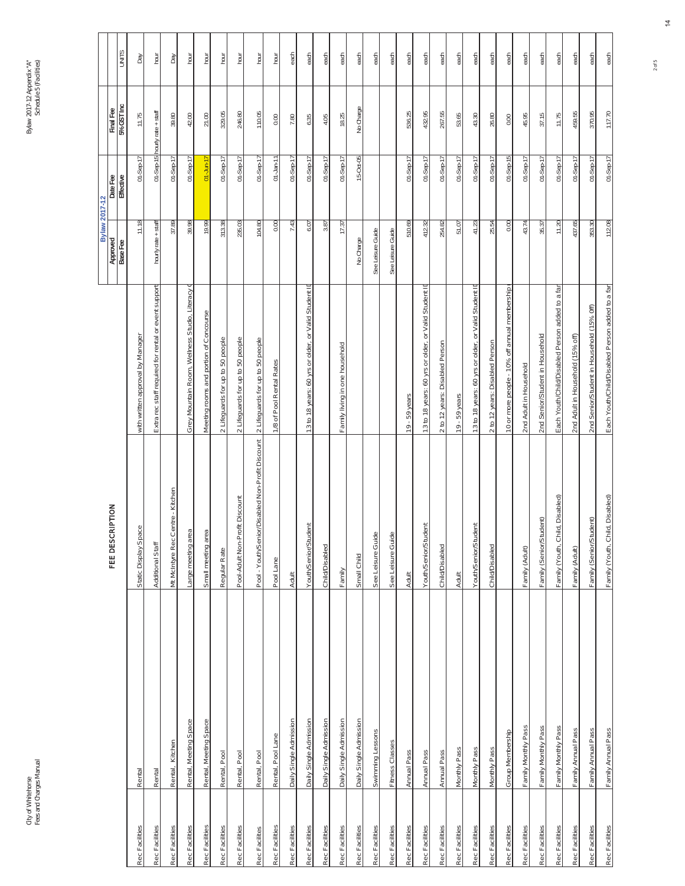| | FEE DESCRIPTION | | Bylaw 2017-12 Approved Base Fee | Date Fee Effective | Final Fee 5% GST Inc | UNITS |
|---|---|---|---|---|---|---|
| Rec Facilities | Rental | Static Display Space | with written approval by Manager | 11.18 | 01-Sep-17 | 11.75 | Day |
| Rec Facilities | Rental | Additional Staff | Extra rec staff required for rental or event support | hourly rate + staff | 01-Sep-15 | hourly rate + staff | hour |
| Rec Facilities | Rental, Kitchen | Mt McIntyre Rec Centre - Kitchen | | 37.89 | 01-Sep-17 | 39.80 | Day |
| Rec Facilities | Rental, Meeting Space | Large meeting area | Grey Mountain Room, Wellness Studio, Literacy C | 39.98 | 01-Sep-17 | 42.00 | hour |
| Rec Facilities | Rental, Meeting Space | Small meeting area | Meeting rooms and portion of Concourse | 19.99 | 01-Jun-17 | 21.00 | hour |
| Rec Facilities | Rental, Pool | Regular Rate | 2 Lifeguards for up to 50 people | 313.38 | 01-Sep-17 | 329.05 | hour |
| Rec Facilities | Rental, Pool | Pool-Adult Non-Profit Discount | 2 Lifeguards for up to 50 people | 235.03 | 01-Sep-17 | 246.80 | hour |
| Rec Facilites | Rental, Pool | Pool - Youth/Senior/Disabled Non-Profit Discount | 2 Lifeguards for up to 50 people | 104.80 | 01-Sep-17 | 110.05 | hour |
| Rec Facilities | Rental, Pool Lane | Pool Lane | 1/8 of Pool Rental Rates | 0.00 | 01-Jan-11 | 0.00 | hour |
| Rec Facilities | Daily Single Admission | Adult | | 7.43 | 01-Sep-17 | 7.80 | each |
| Rec Facilities | Daily Single Admission | Youth/Senior/Student | 13 to 18 years; 60 yrs or older, or Valid Student I[ | 6.07 | 01-Sep-17 | 6.35 | each |
| Rec Facilities | Daily Single Admission | Child/Disabled | | 3.87 | 01-Sep-17 | 4.05 | each |
| Rec Facilities | Daily Single Admission | Family | Family living in one household | 17.37 | 01-Sep-17 | 18.25 | each |
| Rec Facilities | Daily Single Admission | Small Child | | No Charge | 15-Oct-05 | No Charge | each |
| Rec Facilities | Swimming Lessons | See Leisure Guide | | See Leisure Guide | | | each |
| Rec Facilities | Fitness Classes | See Leisure Guide | | See Leisure Guide | | | each |
| Rec Facilities | Annual Pass | Adult | 19 - 59 years | 510.69 | 01-Sep-17 | 536.25 | each |
| Rec Facilities | Annual Pass | Youth/Senior/Student | 13 to 18 years; 60 yrs or older, or Valid Student I[ | 412.32 | 01-Sep-17 | 432.95 | each |
| Rec Facilities | Annual Pass | Child/Disabled | 2 to 12 years; Disabled Person | 254.82 | 01-Sep-17 | 267.55 | each |
| Rec Facilities | Monthly Pass | Adult | 19 - 59 years | 51.07 | 01-Sep-17 | 53.65 | each |
| Rec Facilities | Monthly Pass | Youth/Senior/Student | 13 to 18 years; 60 yrs or older, or Valid Student I[ | 41.23 | 01-Sep-17 | 43.30 | each |
| Rec Facilities | Monthly Pass | Child/Disabled | 2 to 12 years; Disabled Person | 25.54 | 01-Sep-17 | 26.80 | each |
| Rec Facilities | Group Membership | | 10 or more people - 10% off annual membership | 0.00 | 01-Sep-15 | 0.00 | each |
| Rec Facilities | Family Monthly Pass | Family (Adult) | 2nd Adult in Household | 43.74 | 01-Sep-17 | 45.95 | each |
| Rec Facilities | Family Monthly Pass | Family (Senior/Student) | 2nd Senior/Student in Household | 35.37 | 01-Sep-17 | 37.15 | each |
| Rec Facilities | Family Monthly Pass | Family (Youth, Child, Disabled) | Each Youth/Child/Disabled Person added to a far | 11.20 | 01-Sep-17 | 11.75 | each |
| Rec Facilities | Family Annual Pass | Family (Adult) | 2nd Adult in Household (15% off) | 437.65 | 01-Sep-17 | 459.55 | each |
| Rec Facilities | Family Annual Pass | Family (Senior/Student) | 2nd Senior/Student in Household (15% Off) | 353.30 | 01-Sep-17 | 370.95 | each |
| Rec Facilities | Family Annual Pass | Family (Youth, Child, Disabled) | Each Youth/Child/Disabled Person added to a far | 112.08 | 01-Sep-17 | 117.70 | each |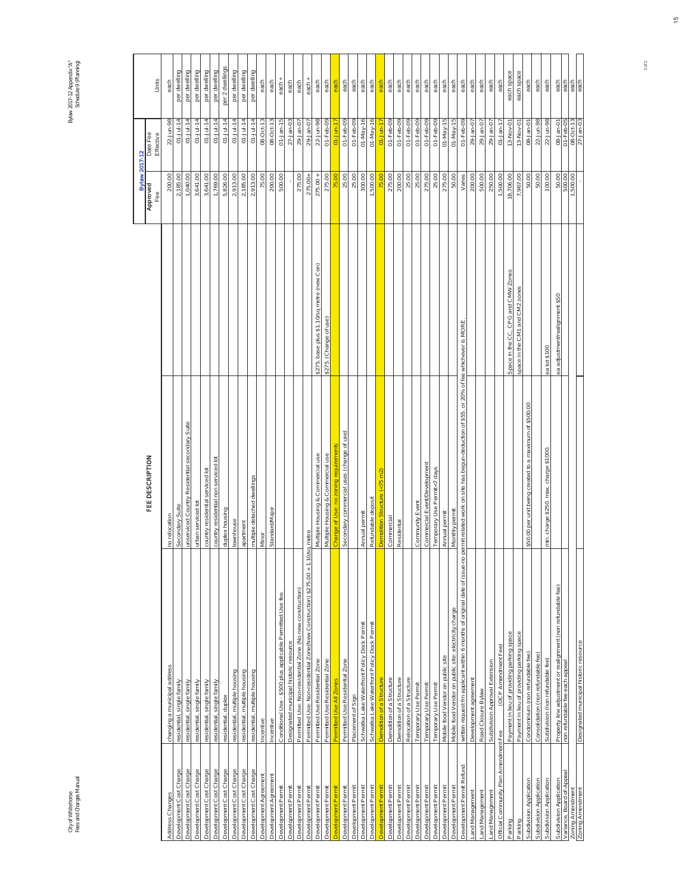City of Whitehorse
Fees and Charges Manual

Bylaw 2017-12 Appendix "A"
Schedule 9 (Planning)

| | FEE DESCRIPTION | | Bylaw 2017-12 Approved Fee | Date Fee Effective | Units |
|---|---|---|---|---|---|
| Address Changes | changing a municipal address | no relocation | 200.00 | 22-Jun-98 | each |
| Development Cost Charge | residential, single family | Secondary Suite | 2,185.00 | 01-Jul-14 | per dwelling |
| Development Cost Charge | residential, single family | unserviced Country Residential secondary Suite | 1,040.00 | 01-Jul-14 | per dwelling |
| Development Cost Charge | residential, single family | urban serviced lot | 3,641.00 | 01-Jul-14 | per dwelling |
| Development Cost Charge | residential, single family | country residential serviced lot | 3,641.00 | 01-Jul-14 | per dwelling |
| Development Cost Charge | residential, single family | country residential non serviced lot | 1,769.00 | 01-Jul-14 | per dwelling |
| Development Cost Charge | residential, duplex | duplex housing | 5,826.00 | 01-Jul-14 | per 2 dwellings |
| Development Cost Charge | residential, multiple housing | townhouse | 2,913.00 | 01-Jul-14 | per dwelling |
| Development Cost Charge | residential, multiple housing | apartment | 2,185.00 | 01-Jul-14 | per dwelling |
| Development Cost Charge | residential, multiple housing | multiple detached dwellings | 2,913.00 | 01-Jul-14 | per dwelling |
| Development Agreement | Incentive | Minor | 75.00 | 08-Oct-13 | each |
| Development Agreement | Incentive | Standard/Major | 200.00 | 08-Oct-13 | each |
| Development Permit | Conditional Use - $500 plus applicable Permitted Use fee. | | 500.00 | 01-Jan-15 | each + |
| Development Permit | Designated municipal historic resource | | - | 27-Jan-03 | each |
| Development Permit | Permitted Use: Non-residential Zone (No new construction) | | 275.00 | 29-Jan-07 | each |
| Development Permit | Permitted Use: Non-residential Zone(New Construction) $275.00 + 1.10/sq.metre | | 275.00+ | 29-Jan-07 | each + |
| Development Permit | Permitted Use:Residential Zone | Multiple Housing & Commercial use | $275. base plus $1.10/sq metre (new Con) | 275.00 + | 22-Jun-98 | each |
| Development Permit | Permitted Use:Residential Zone | Multiple Housing & Commercial use | $275. (Change of use) | 275.00 | 01-Feb-09 | each |
| Development Permit | Permitted Use All Zones | Change of Use: no zoning requirements | | 75.00 | 01-Jun-17 | each |
| Development Permit | Permitted Use:Residential Zone | Secondary commercial uses (change of use) | | 25.00 | 01-Feb-09 | each |
| Development Permit | Placement of Sign | Annual permit | | 25.00 | 01-Feb-09 | each |
| Development Permit | Schwatka Lake Waterfront Policy Dock Permit | | | 300.00 | 01-May-16 | each |
| Development Permit | Schwatka Lake Waterfront Policy Dock Permit | Refundable deposit | | 1,500.00 | 01-May-16 | each |
| Development Permit | Demolition of a Structure | Demolition Structure (<25 m2) | | 75.00 | 01-Jun-17 | each |
| Development Permit | Demolition of a Structure | Commercial | | 275.00 | 01-Feb-09 | each |
| Development Permit | Demolition of a Structure | Residential | | 200.00 | 01-Feb-09 | each |
| Development Permit | Relocation of a Structure | | | 25.00 | 01-Feb-09 | each |
| Development Permit | Temporary Use Permit | Community Event | | 25.00 | 01-Feb-09 | each |
| Development Permit | Temporary Use Permit | Commercial Event/Development | | 275.00 | 01-Feb-09 | each |
| Development Permit | Temporary Use Permit | Temporary Use Permit<7 days | | 25.00 | 01-Feb-09 | each |
| Development Permit | Mobile food Vendor on public site | Annual permit | | 275.00 | 01-May-15 | each |
| Development Permit | Mobile food Vendor on public site: electricity charge | Monthly permit | | 50.00 | 01-May-15 | each |
| Development Permit Refund | written request fm applicant within 6 months of original date of issue-no permit related work on site has begun-deduction of $55. or 20% of fee whichever is MORE. | | | Varies | 01-Feb-09 | each |
| Land Management | Development agreement | | | 200.00 | 29-Jan-07 | each |
| Land Management | Road Closure Bylaw | | | 500.00 | 29-Jan-07 | each |
| Land Management | Subdivision Approval Extension | | | 250.00 | 29-Jan-07 | each |
| Official Community Plan Amendment Fee | (OCP Amendment Fee) | | | 1,500.00 | 01-Jan-17 | each |
| Parking | Payment in lieu of providing parking space | | Space in the CC, CPG and CMW Zones | 18,706.00 | 13-Nov-01 | each space |
| Parking | Payment in lieu of providing parking space | | space in the CM1 and CM2 zones | 7,967.00 | 13-Nov-01 | each space |
| Subdivision Application | Condominium (non refundable fee) | $50.00 per unit being created to a maximum of $500.00 | | 50.00 | 08-Jan-01 | each |
| Subdivision Application | Consolidation (non refundable fee) | | | 50.00 | 22-Jun-98 | each |
| Subdivision Application | Subdivision (non refundable fee) | min. charge $250. max. charge $1000. | ea lot $100 | 100.00 | 22-Jun-98 | each |
| Subdivision Application | Property line adjustment or realignment (non refundable fee) | | ea adjustment/realignment $50 | 50.00 | 08-Jan-01 | each |
| Variance, Board of Appeal | non refundable fee each appeal | | | 500.00 | 01-Feb-05 | each |
| Zoning Amendment | | | | 1,500.00 | 08-Oct-13 | each |
| Zoning Amendment | Designated municipal historic resource | | | - | 27-Jan-03 | each |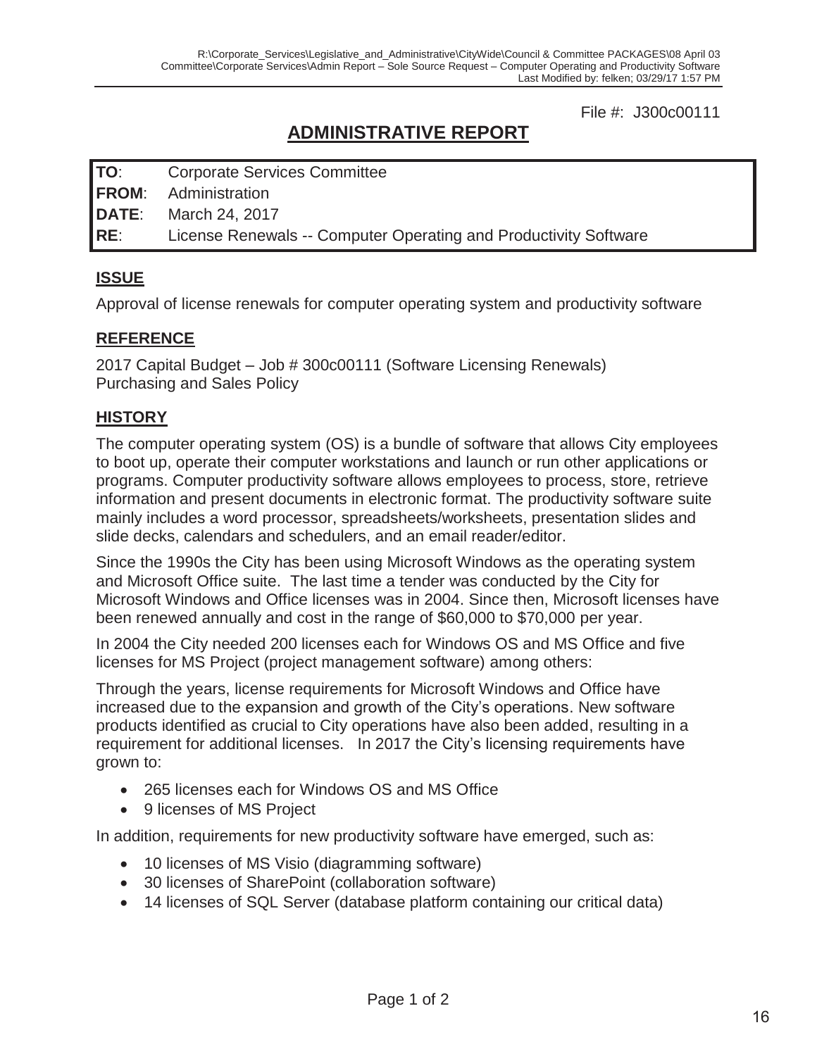File #: J300c00111

# ADMINISTRATIVE REPORT

| | |
|---|---|
| **TO**: | Corporate Services Committee |
| **FROM**: | Administration |
| **DATE**: | March 24, 2017 |
| **RE**: | License Renewals -- Computer Operating and Productivity Software |

## ISSUE

Approval of license renewals for computer operating system and productivity software

## REFERENCE

2017 Capital Budget – Job # 300c00111 (Software Licensing Renewals)
Purchasing and Sales Policy

## HISTORY

The computer operating system (OS) is a bundle of software that allows City employees to boot up, operate their computer workstations and launch or run other applications or programs. Computer productivity software allows employees to process, store, retrieve information and present documents in electronic format. The productivity software suite mainly includes a word processor, spreadsheets/worksheets, presentation slides and slide decks, calendars and schedulers, and an email reader/editor.

Since the 1990s the City has been using Microsoft Windows as the operating system and Microsoft Office suite. The last time a tender was conducted by the City for Microsoft Windows and Office licenses was in 2004. Since then, Microsoft licenses have been renewed annually and cost in the range of $60,000 to $70,000 per year.

In 2004 the City needed 200 licenses each for Windows OS and MS Office and five licenses for MS Project (project management software) among others:

Through the years, license requirements for Microsoft Windows and Office have increased due to the expansion and growth of the City's operations. New software products identified as crucial to City operations have also been added, resulting in a requirement for additional licenses. In 2017 the City's licensing requirements have grown to:

- 265 licenses each for Windows OS and MS Office
- 9 licenses of MS Project

In addition, requirements for new productivity software have emerged, such as:

- 10 licenses of MS Visio (diagramming software)
- 30 licenses of SharePoint (collaboration software)
- 14 licenses of SQL Server (database platform containing our critical data)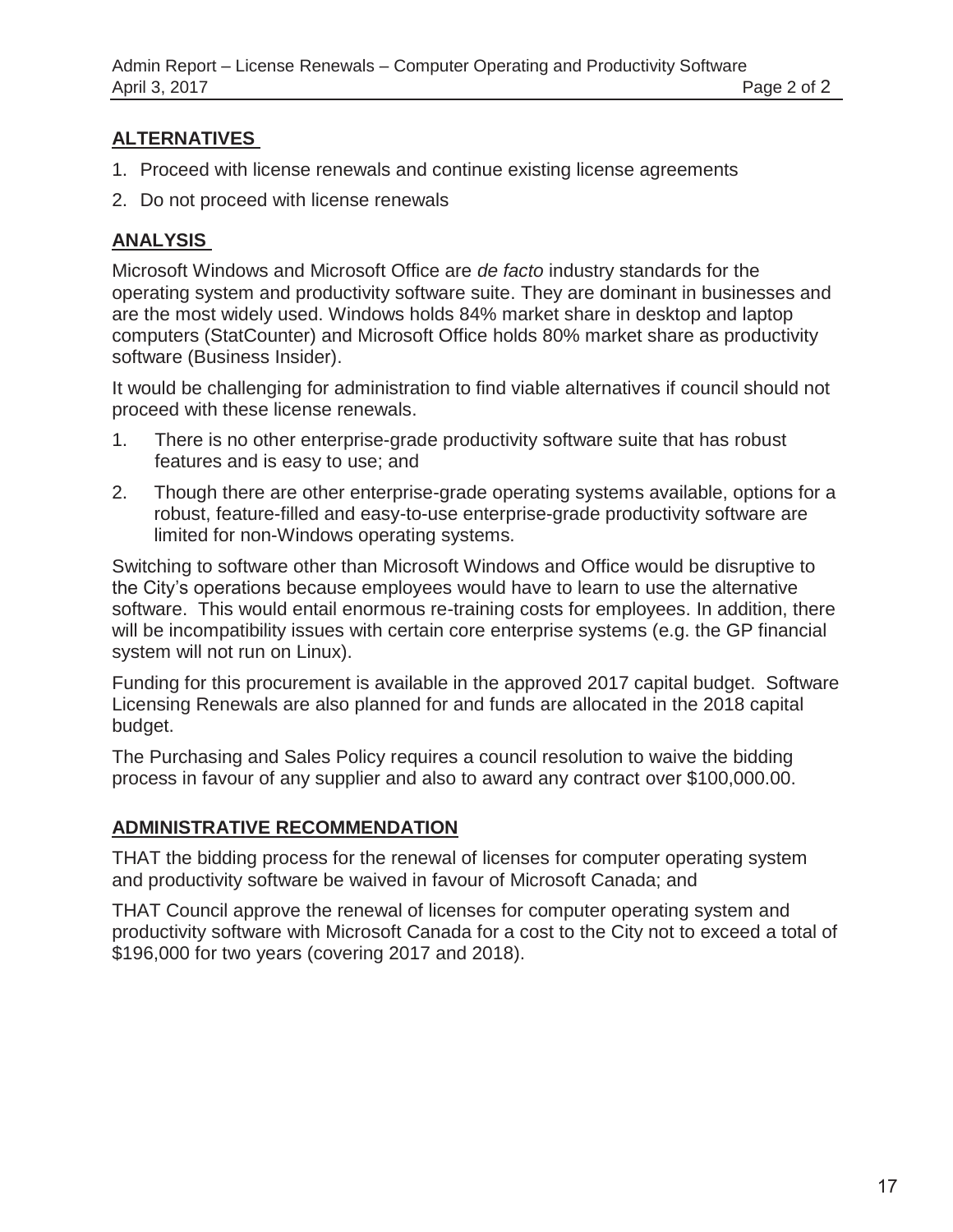## ALTERNATIVES

1. Proceed with license renewals and continue existing license agreements
2. Do not proceed with license renewals

## ANALYSIS

Microsoft Windows and Microsoft Office are *de facto* industry standards for the operating system and productivity software suite. They are dominant in businesses and are the most widely used. Windows holds 84% market share in desktop and laptop computers (StatCounter) and Microsoft Office holds 80% market share as productivity software (Business Insider).

It would be challenging for administration to find viable alternatives if council should not proceed with these license renewals.

1. There is no other enterprise-grade productivity software suite that has robust features and is easy to use; and
2. Though there are other enterprise-grade operating systems available, options for a robust, feature-filled and easy-to-use enterprise-grade productivity software are limited for non-Windows operating systems.

Switching to software other than Microsoft Windows and Office would be disruptive to the City's operations because employees would have to learn to use the alternative software. This would entail enormous re-training costs for employees. In addition, there will be incompatibility issues with certain core enterprise systems (e.g. the GP financial system will not run on Linux).

Funding for this procurement is available in the approved 2017 capital budget. Software Licensing Renewals are also planned for and funds are allocated in the 2018 capital budget.

The Purchasing and Sales Policy requires a council resolution to waive the bidding process in favour of any supplier and also to award any contract over $100,000.00.

## ADMINISTRATIVE RECOMMENDATION

THAT the bidding process for the renewal of licenses for computer operating system and productivity software be waived in favour of Microsoft Canada; and

THAT Council approve the renewal of licenses for computer operating system and productivity software with Microsoft Canada for a cost to the City not to exceed a total of $196,000 for two years (covering 2017 and 2018).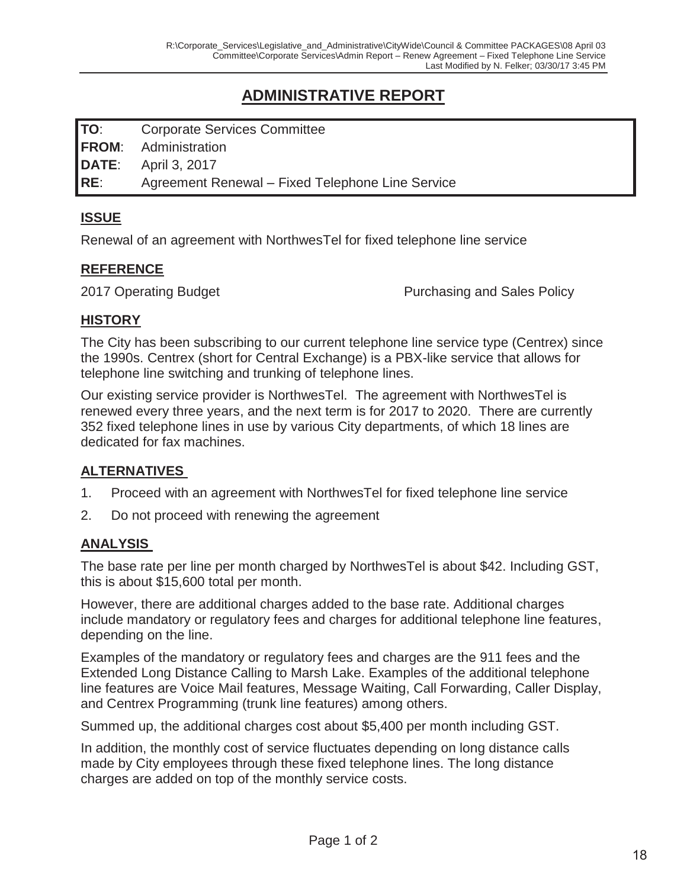# ADMINISTRATIVE REPORT

| | |
|---|---|
| **TO**: | Corporate Services Committee |
| **FROM**: | Administration |
| **DATE**: | April 3, 2017 |
| **RE**: | Agreement Renewal – Fixed Telephone Line Service |

## ISSUE

Renewal of an agreement with NorthwesTel for fixed telephone line service

## REFERENCE

2017 Operating Budget

Purchasing and Sales Policy

## HISTORY

The City has been subscribing to our current telephone line service type (Centrex) since the 1990s. Centrex (short for Central Exchange) is a PBX-like service that allows for telephone line switching and trunking of telephone lines.

Our existing service provider is NorthwesTel. The agreement with NorthwesTel is renewed every three years, and the next term is for 2017 to 2020. There are currently 352 fixed telephone lines in use by various City departments, of which 18 lines are dedicated for fax machines.

## ALTERNATIVES

1. Proceed with an agreement with NorthwesTel for fixed telephone line service
2. Do not proceed with renewing the agreement

## ANALYSIS

The base rate per line per month charged by NorthwesTel is about $42. Including GST, this is about $15,600 total per month.

However, there are additional charges added to the base rate. Additional charges include mandatory or regulatory fees and charges for additional telephone line features, depending on the line.

Examples of the mandatory or regulatory fees and charges are the 911 fees and the Extended Long Distance Calling to Marsh Lake. Examples of the additional telephone line features are Voice Mail features, Message Waiting, Call Forwarding, Caller Display, and Centrex Programming (trunk line features) among others.

Summed up, the additional charges cost about $5,400 per month including GST.

In addition, the monthly cost of service fluctuates depending on long distance calls made by City employees through these fixed telephone lines. The long distance charges are added on top of the monthly service costs.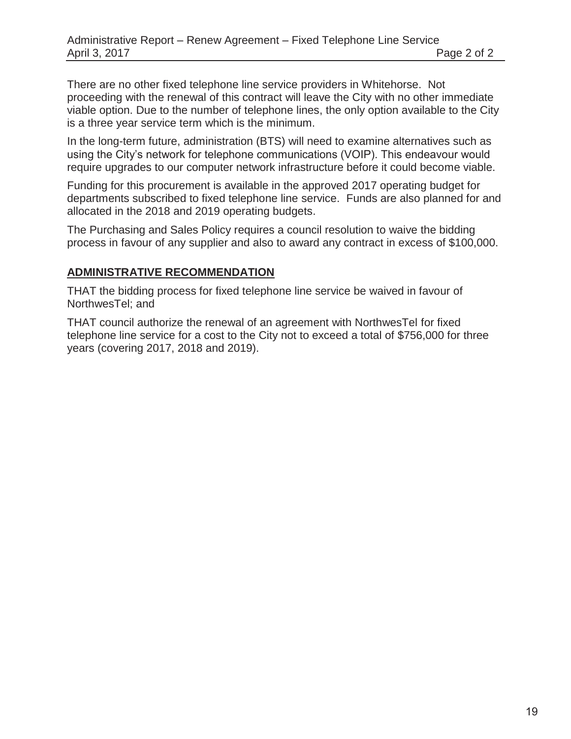There are no other fixed telephone line service providers in Whitehorse. Not proceeding with the renewal of this contract will leave the City with no other immediate viable option. Due to the number of telephone lines, the only option available to the City is a three year service term which is the minimum.

In the long-term future, administration (BTS) will need to examine alternatives such as using the City's network for telephone communications (VOIP). This endeavour would require upgrades to our computer network infrastructure before it could become viable.

Funding for this procurement is available in the approved 2017 operating budget for departments subscribed to fixed telephone line service. Funds are also planned for and allocated in the 2018 and 2019 operating budgets.

The Purchasing and Sales Policy requires a council resolution to waive the bidding process in favour of any supplier and also to award any contract in excess of $100,000.

## ADMINISTRATIVE RECOMMENDATION

THAT the bidding process for fixed telephone line service be waived in favour of NorthwesTel; and

THAT council authorize the renewal of an agreement with NorthwesTel for fixed telephone line service for a cost to the City not to exceed a total of $756,000 for three years (covering 2017, 2018 and 2019).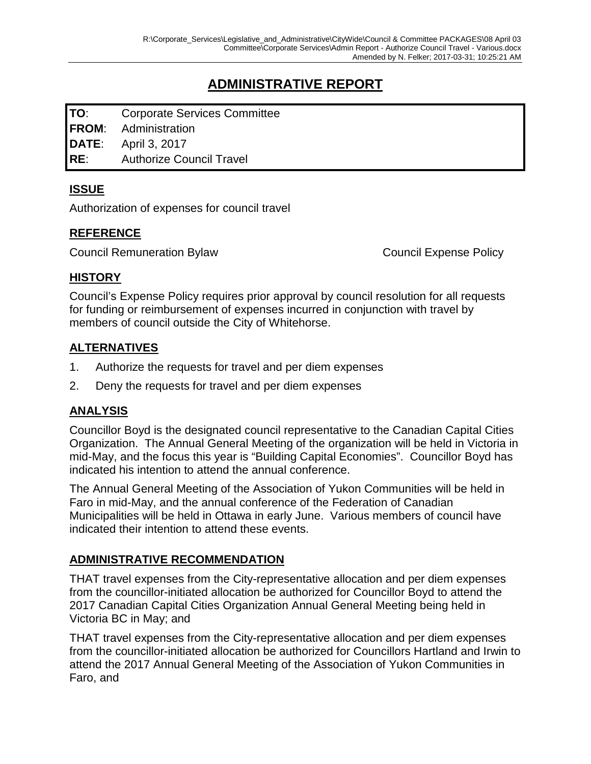# ADMINISTRATIVE REPORT

| | |
|---|---|
| **TO**: | Corporate Services Committee |
| **FROM**: | Administration |
| **DATE**: | April 3, 2017 |
| **RE**: | Authorize Council Travel |

## ISSUE

Authorization of expenses for council travel

## REFERENCE

Council Remuneration Bylaw

Council Expense Policy

## HISTORY

Council's Expense Policy requires prior approval by council resolution for all requests for funding or reimbursement of expenses incurred in conjunction with travel by members of council outside the City of Whitehorse.

## ALTERNATIVES

1. Authorize the requests for travel and per diem expenses
2. Deny the requests for travel and per diem expenses

## ANALYSIS

Councillor Boyd is the designated council representative to the Canadian Capital Cities Organization. The Annual General Meeting of the organization will be held in Victoria in mid-May, and the focus this year is "Building Capital Economies". Councillor Boyd has indicated his intention to attend the annual conference.

The Annual General Meeting of the Association of Yukon Communities will be held in Faro in mid-May, and the annual conference of the Federation of Canadian Municipalities will be held in Ottawa in early June. Various members of council have indicated their intention to attend these events.

## ADMINISTRATIVE RECOMMENDATION

THAT travel expenses from the City-representative allocation and per diem expenses from the councillor-initiated allocation be authorized for Councillor Boyd to attend the 2017 Canadian Capital Cities Organization Annual General Meeting being held in Victoria BC in May; and

THAT travel expenses from the City-representative allocation and per diem expenses from the councillor-initiated allocation be authorized for Councillors Hartland and Irwin to attend the 2017 Annual General Meeting of the Association of Yukon Communities in Faro, and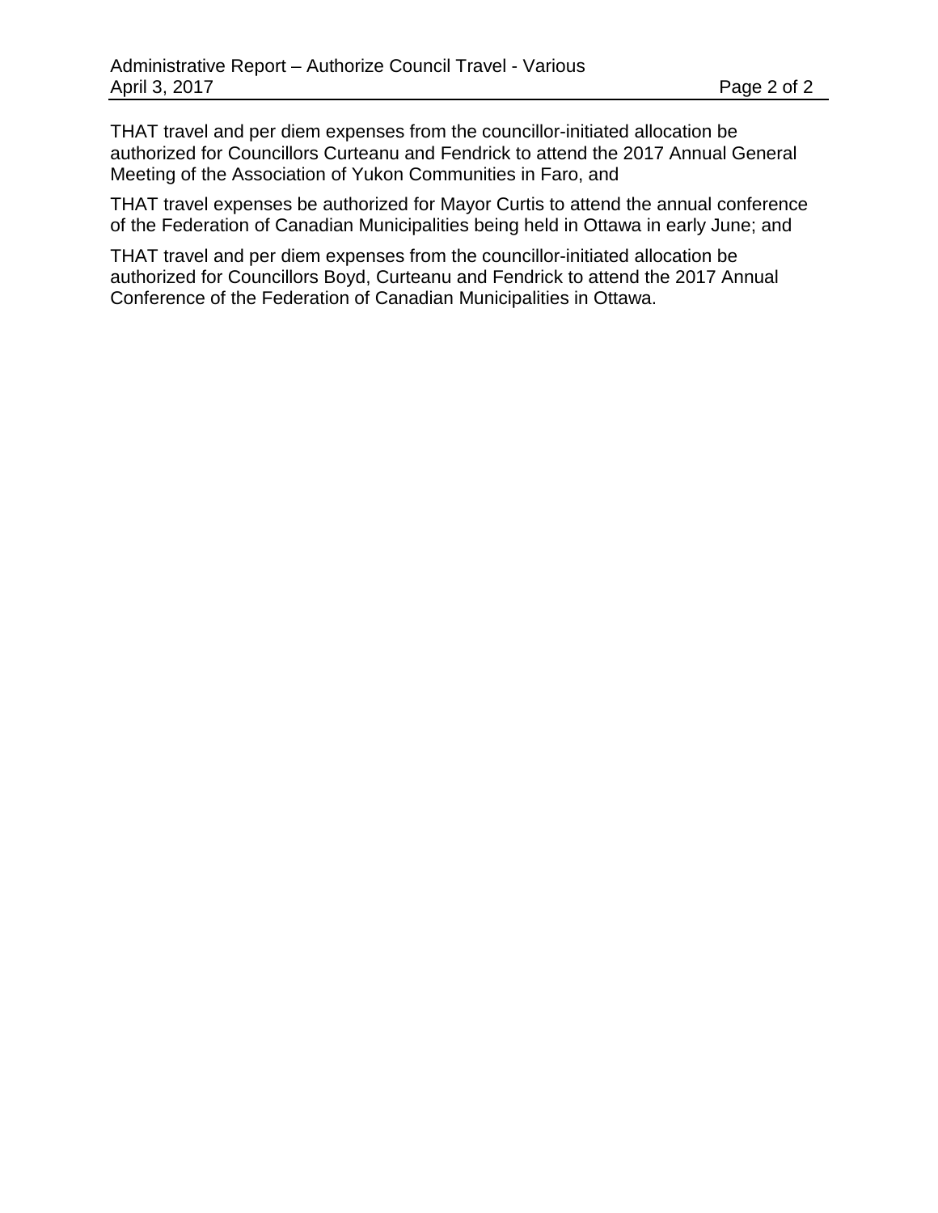THAT travel and per diem expenses from the councillor-initiated allocation be authorized for Councillors Curteanu and Fendrick to attend the 2017 Annual General Meeting of the Association of Yukon Communities in Faro, and

THAT travel expenses be authorized for Mayor Curtis to attend the annual conference of the Federation of Canadian Municipalities being held in Ottawa in early June; and

THAT travel and per diem expenses from the councillor-initiated allocation be authorized for Councillors Boyd, Curteanu and Fendrick to attend the 2017 Annual Conference of the Federation of Canadian Municipalities in Ottawa.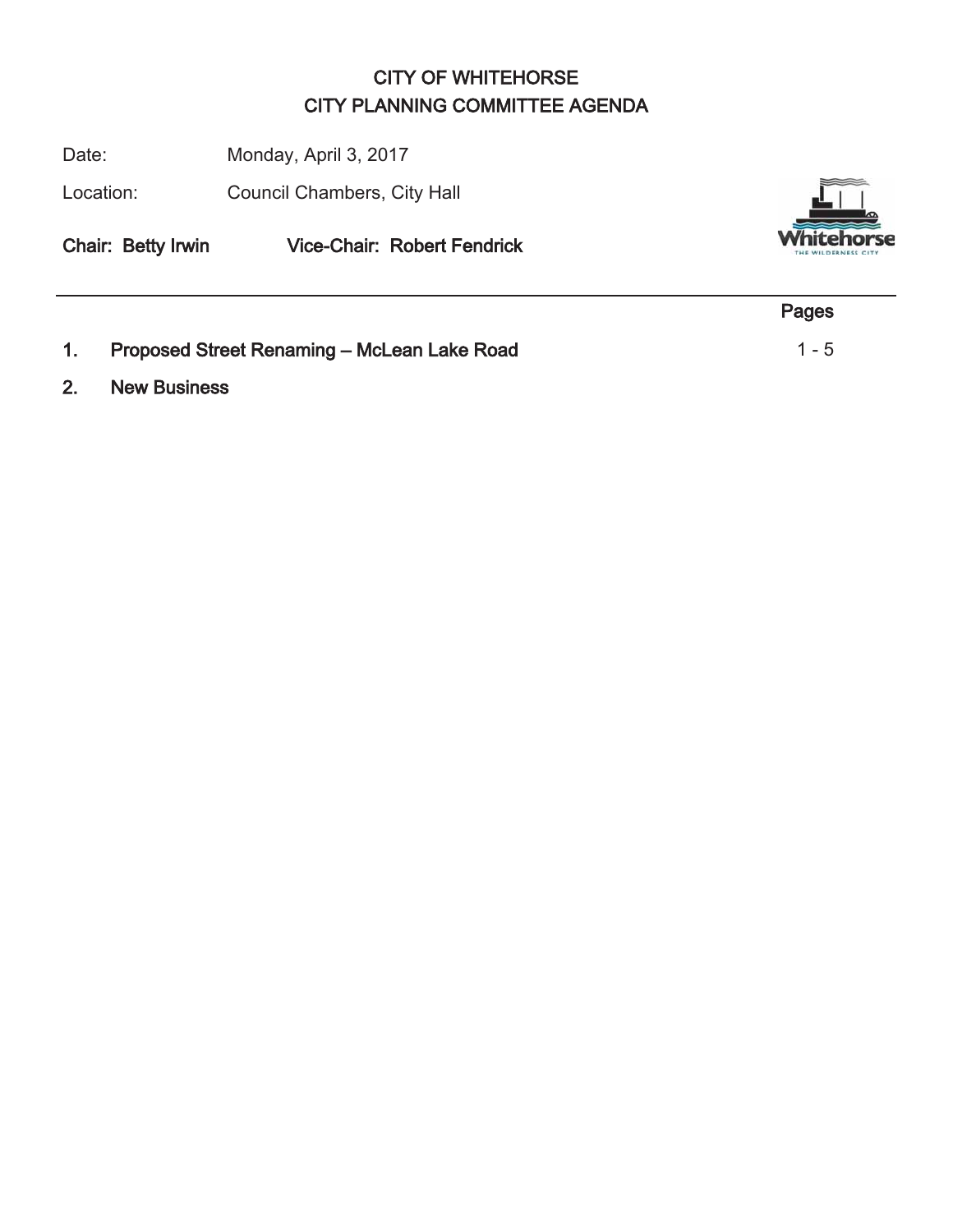# CITY OF WHITEHORSE
# CITY PLANNING COMMITTEE AGENDA

Date: Monday, April 3, 2017

Location: Council Chambers, City Hall

**Chair: Betty Irwin** **Vice-Chair: Robert Fendrick**

---

| | | Pages |
|---|---|---|
| **1.** | **Proposed Street Renaming – McLean Lake Road** | 1 - 5 |
| **2.** | **New Business** | |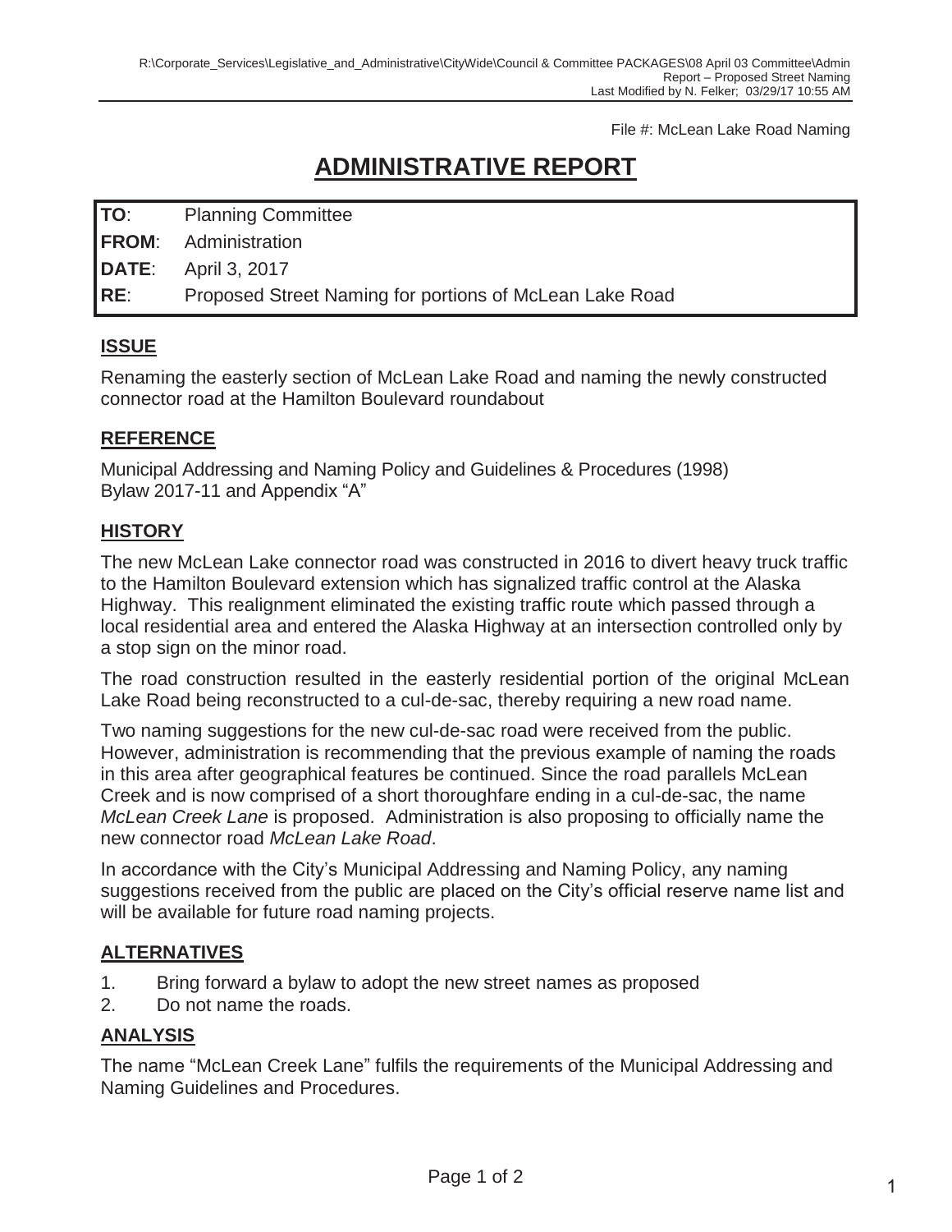File #: McLean Lake Road Naming

# ADMINISTRATIVE REPORT

| | |
|---|---|
| **TO**: | Planning Committee |
| **FROM**: | Administration |
| **DATE**: | April 3, 2017 |
| **RE**: | Proposed Street Naming for portions of McLean Lake Road |

## ISSUE

Renaming the easterly section of McLean Lake Road and naming the newly constructed connector road at the Hamilton Boulevard roundabout

## REFERENCE

Municipal Addressing and Naming Policy and Guidelines & Procedures (1998)
Bylaw 2017-11 and Appendix "A"

## HISTORY

The new McLean Lake connector road was constructed in 2016 to divert heavy truck traffic to the Hamilton Boulevard extension which has signalized traffic control at the Alaska Highway. This realignment eliminated the existing traffic route which passed through a local residential area and entered the Alaska Highway at an intersection controlled only by a stop sign on the minor road.

The road construction resulted in the easterly residential portion of the original McLean Lake Road being reconstructed to a cul-de-sac, thereby requiring a new road name.

Two naming suggestions for the new cul-de-sac road were received from the public. However, administration is recommending that the previous example of naming the roads in this area after geographical features be continued. Since the road parallels McLean Creek and is now comprised of a short thoroughfare ending in a cul-de-sac, the name *McLean Creek Lane* is proposed. Administration is also proposing to officially name the new connector road *McLean Lake Road*.

In accordance with the City's Municipal Addressing and Naming Policy, any naming suggestions received from the public are placed on the City's official reserve name list and will be available for future road naming projects.

## ALTERNATIVES

1. Bring forward a bylaw to adopt the new street names as proposed
2. Do not name the roads.

## ANALYSIS

The name "McLean Creek Lane" fulfils the requirements of the Municipal Addressing and Naming Guidelines and Procedures.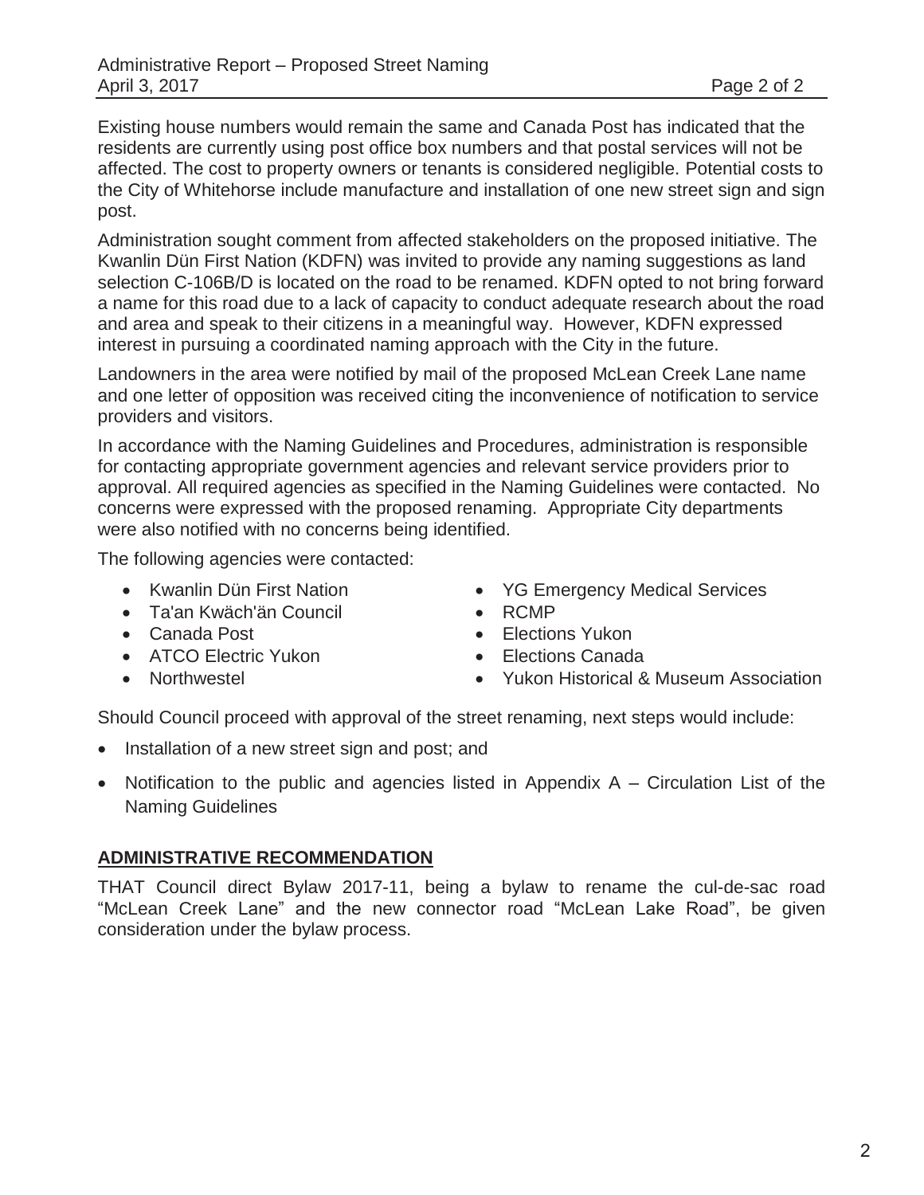Existing house numbers would remain the same and Canada Post has indicated that the residents are currently using post office box numbers and that postal services will not be affected. The cost to property owners or tenants is considered negligible. Potential costs to the City of Whitehorse include manufacture and installation of one new street sign and sign post.

Administration sought comment from affected stakeholders on the proposed initiative. The Kwanlin Dün First Nation (KDFN) was invited to provide any naming suggestions as land selection C-106B/D is located on the road to be renamed. KDFN opted to not bring forward a name for this road due to a lack of capacity to conduct adequate research about the road and area and speak to their citizens in a meaningful way. However, KDFN expressed interest in pursuing a coordinated naming approach with the City in the future.

Landowners in the area were notified by mail of the proposed McLean Creek Lane name and one letter of opposition was received citing the inconvenience of notification to service providers and visitors.

In accordance with the Naming Guidelines and Procedures, administration is responsible for contacting appropriate government agencies and relevant service providers prior to approval. All required agencies as specified in the Naming Guidelines were contacted. No concerns were expressed with the proposed renaming. Appropriate City departments were also notified with no concerns being identified.

The following agencies were contacted:

- Kwanlin Dün First Nation
- Ta'an Kwäch'än Council
- Canada Post
- ATCO Electric Yukon
- Northwestel
- YG Emergency Medical Services
- RCMP
- Elections Yukon
- Elections Canada
- Yukon Historical & Museum Association

Should Council proceed with approval of the street renaming, next steps would include:

- Installation of a new street sign and post; and
- Notification to the public and agencies listed in Appendix A – Circulation List of the Naming Guidelines

## ADMINISTRATIVE RECOMMENDATION

THAT Council direct Bylaw 2017-11, being a bylaw to rename the cul-de-sac road "McLean Creek Lane" and the new connector road "McLean Lake Road", be given consideration under the bylaw process.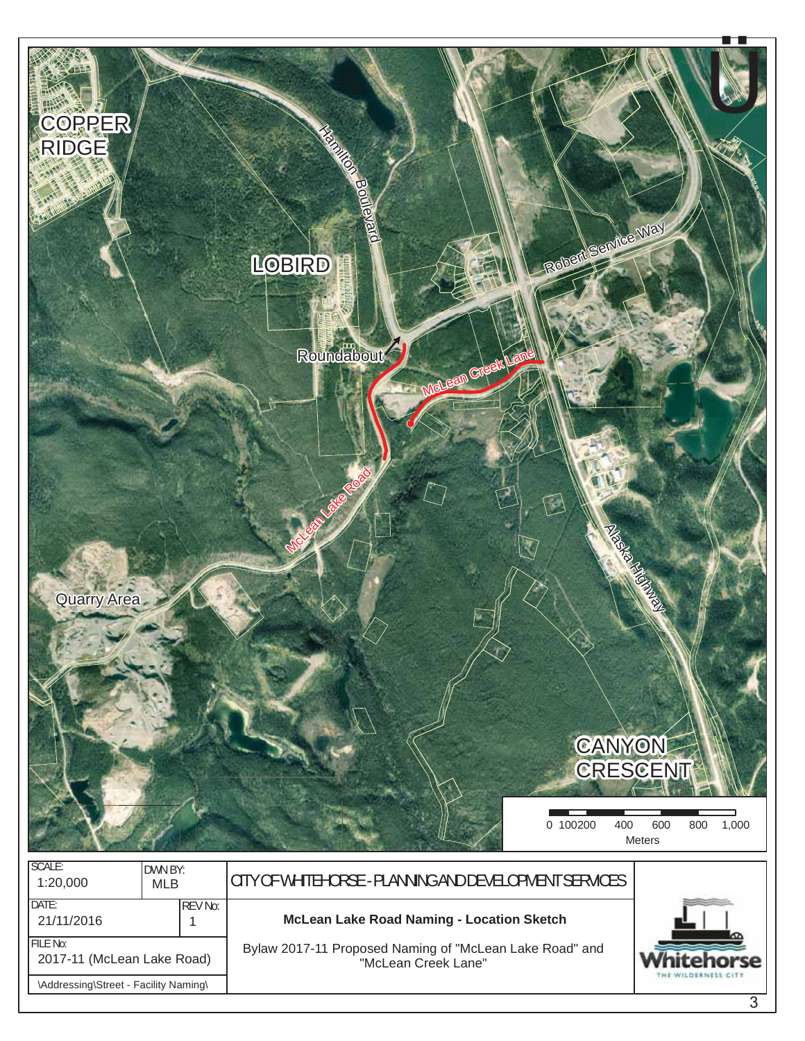COPPER RIDGE

LOBIRD

Hamilton Boulevard

Robert Service Way

Roundabout

McLean Creek Lane

McLean Lake Road

Alaska Highway

Quarry Area

CANYON CRESCENT

0 100 200 400 600 800 1,000

Meters

| SCALE: 1:20,000 | DWN BY: MLB | CITY OF WHITEHORSE - PLANNING AND DEVELOPMENT SERVICES |
|---|---|---|
| DATE: 21/11/2016 | REV No: 1 | **McLean Lake Road Naming - Location Sketch** |
| FILE No: 2017-11 (McLean Lake Road) | | Bylaw 2017-11 Proposed Naming of "McLean Lake Road" and "McLean Creek Lane" |
| \Addressing\Street - Facility Naming\ | | |

Whitehorse

THE WILDERNESS CITY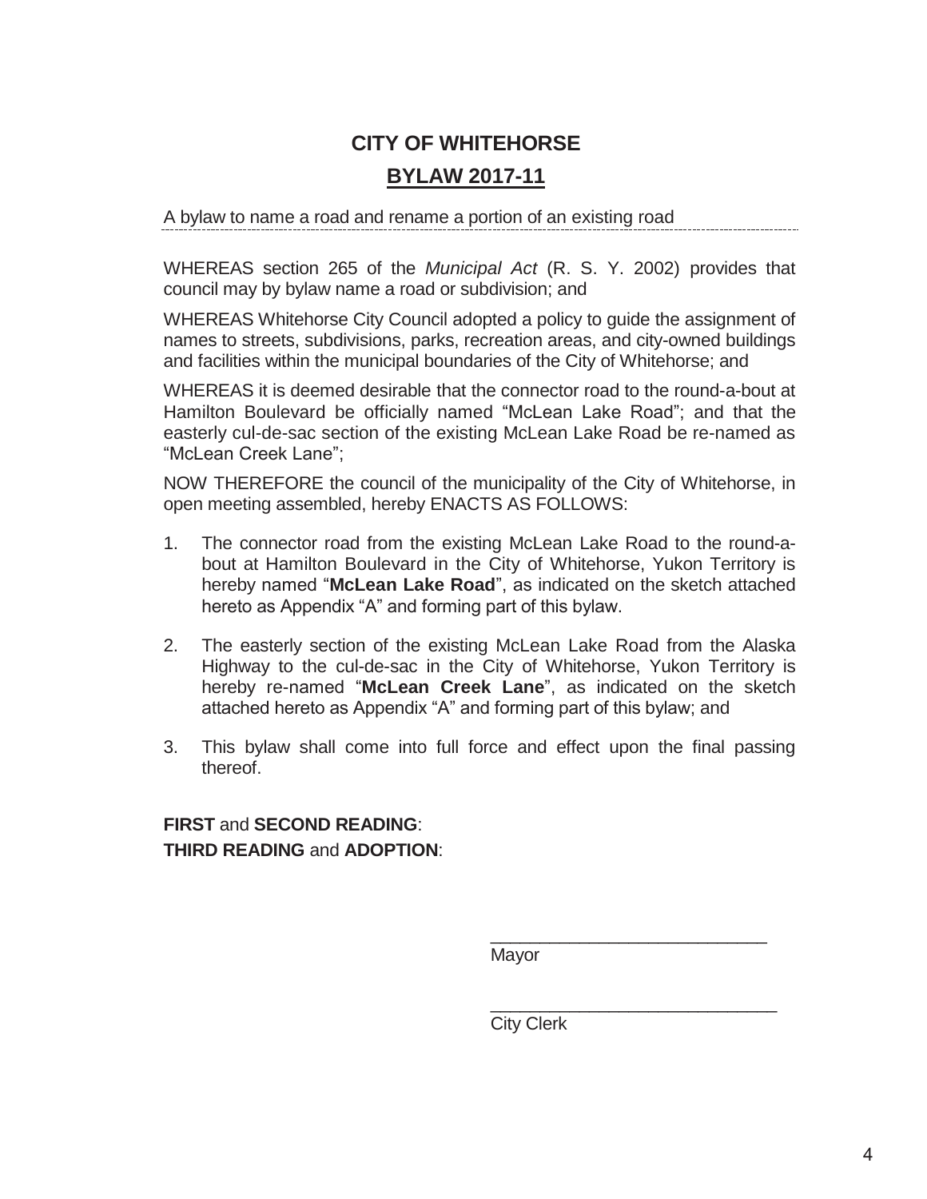# CITY OF WHITEHORSE

## BYLAW 2017-11

A bylaw to name a road and rename a portion of an existing road

WHEREAS section 265 of the *Municipal Act* (R. S. Y. 2002) provides that council may by bylaw name a road or subdivision; and

WHEREAS Whitehorse City Council adopted a policy to guide the assignment of names to streets, subdivisions, parks, recreation areas, and city-owned buildings and facilities within the municipal boundaries of the City of Whitehorse; and

WHEREAS it is deemed desirable that the connector road to the round-a-bout at Hamilton Boulevard be officially named "McLean Lake Road"; and that the easterly cul-de-sac section of the existing McLean Lake Road be re-named as "McLean Creek Lane";

NOW THEREFORE the council of the municipality of the City of Whitehorse, in open meeting assembled, hereby ENACTS AS FOLLOWS:

1. The connector road from the existing McLean Lake Road to the round-a-bout at Hamilton Boulevard in the City of Whitehorse, Yukon Territory is hereby named "**McLean Lake Road**", as indicated on the sketch attached hereto as Appendix "A" and forming part of this bylaw.

2. The easterly section of the existing McLean Lake Road from the Alaska Highway to the cul-de-sac in the City of Whitehorse, Yukon Territory is hereby re-named "**McLean Creek Lane**", as indicated on the sketch attached hereto as Appendix "A" and forming part of this bylaw; and

3. This bylaw shall come into full force and effect upon the final passing thereof.

**FIRST** and **SECOND READING**:
**THIRD READING** and **ADOPTION**:

\_\_\_\_\_\_\_\_\_\_\_\_\_\_\_\_\_\_\_\_\_\_\_\_\_\_\_\_
Mayor

\_\_\_\_\_\_\_\_\_\_\_\_\_\_\_\_\_\_\_\_\_\_\_\_\_\_\_\_
City Clerk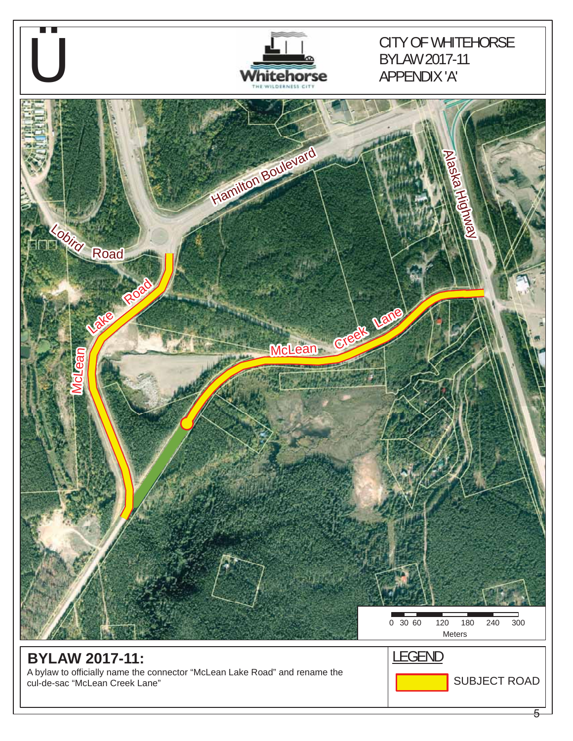CITY OF WHITEHORSE
BYLAW 2017-11
APPENDIX 'A'

Hamilton Boulevard

Alaska Highway

Lobird Road

McLean Lake Road

McLean Creek Lane

0 30 60 120 180 240 300
Meters

## BYLAW 2017-11:

A bylaw to officially name the connector "McLean Lake Road" and rename the cul-de-sac "McLean Creek Lane"

LEGEND

SUBJECT ROAD